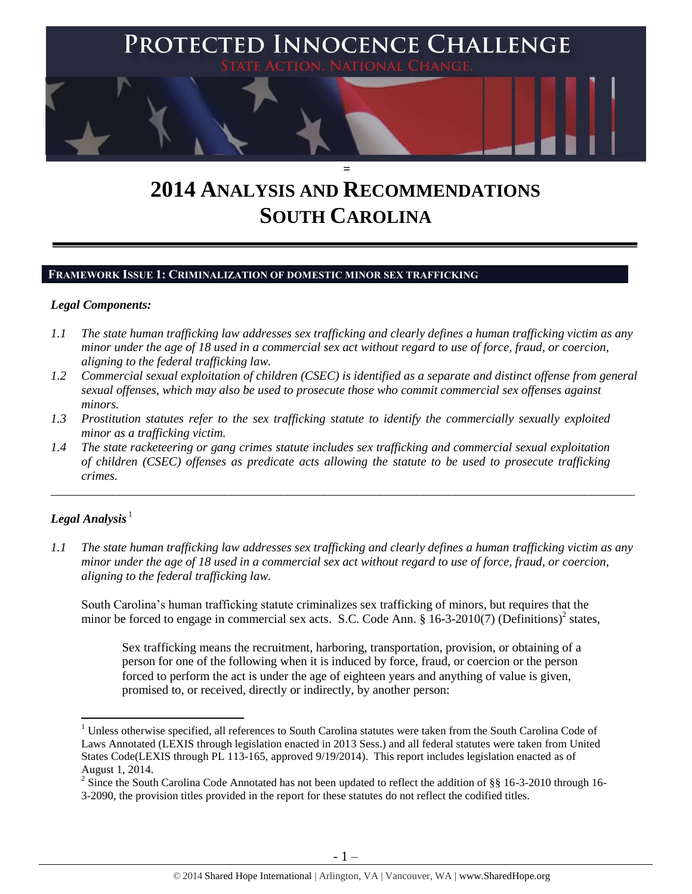# PROTECTED INNOCENCE CHALLENGE

STATE ACTION. NATIONAL CHANGE.

# 2014 ANALYSIS AND RECOMMENDATIONS SOUTH CAROLINA

## FRAMEWORK ISSUE 1: CRIMINALIZATION OF DOMESTIC MINOR SEX TRAFFICKING

### *Legal Components:*

*1.1 The state human trafficking law addresses sex trafficking and clearly defines a human trafficking victim as any minor under the age of 18 used in a commercial sex act without regard to use of force, fraud, or coercion, aligning to the federal trafficking law.*

*1.2 Commercial sexual exploitation of children (CSEC) is identified as a separate and distinct offense from general sexual offenses, which may also be used to prosecute those who commit commercial sex offenses against minors.*

*1.3 Prostitution statutes refer to the sex trafficking statute to identify the commercially sexually exploited minor as a trafficking victim.*

*1.4 The state racketeering or gang crimes statute includes sex trafficking and commercial sexual exploitation of children (CSEC) offenses as predicate acts allowing the statute to be used to prosecute trafficking crimes.*

---

### *Legal Analysis*[1]

*1.1 The state human trafficking law addresses sex trafficking and clearly defines a human trafficking victim as any minor under the age of 18 used in a commercial sex act without regard to use of force, fraud, or coercion, aligning to the federal trafficking law.*

South Carolina's human trafficking statute criminalizes sex trafficking of minors, but requires that the minor be forced to engage in commercial sex acts. S.C. Code Ann. § 16-3-2010(7) (Definitions)[2] states,

> Sex trafficking means the recruitment, harboring, transportation, provision, or obtaining of a person for one of the following when it is induced by force, fraud, or coercion or the person forced to perform the act is under the age of eighteen years and anything of value is given, promised to, or received, directly or indirectly, by another person:

---

[1] Unless otherwise specified, all references to South Carolina statutes were taken from the South Carolina Code of Laws Annotated (LEXIS through legislation enacted in 2013 Sess.) and all federal statutes were taken from United States Code(LEXIS through PL 113-165, approved 9/19/2014). This report includes legislation enacted as of August 1, 2014.

[2] Since the South Carolina Code Annotated has not been updated to reflect the addition of §§ 16-3-2010 through 16-3-2090, the provision titles provided in the report for these statutes do not reflect the codified titles.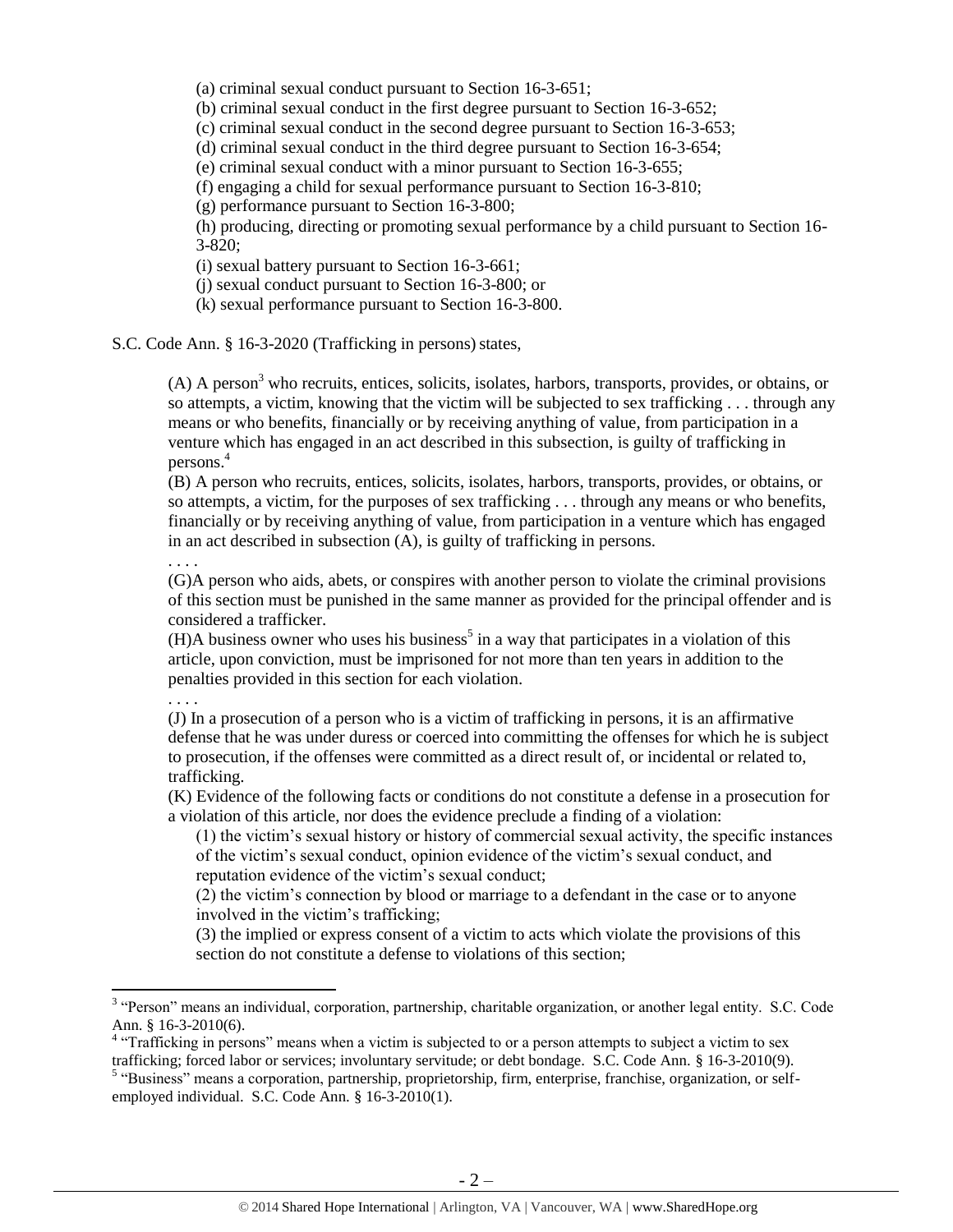(a) criminal sexual conduct pursuant to Section 16-3-651;
(b) criminal sexual conduct in the first degree pursuant to Section 16-3-652;
(c) criminal sexual conduct in the second degree pursuant to Section 16-3-653;
(d) criminal sexual conduct in the third degree pursuant to Section 16-3-654;
(e) criminal sexual conduct with a minor pursuant to Section 16-3-655;
(f) engaging a child for sexual performance pursuant to Section 16-3-810;
(g) performance pursuant to Section 16-3-800;
(h) producing, directing or promoting sexual performance by a child pursuant to Section 16-3-820;
(i) sexual battery pursuant to Section 16-3-661;
(j) sexual conduct pursuant to Section 16-3-800; or
(k) sexual performance pursuant to Section 16-3-800.

S.C. Code Ann. § 16-3-2020 (Trafficking in persons) states,

> (A) A person[3] who recruits, entices, solicits, isolates, harbors, transports, provides, or obtains, or so attempts, a victim, knowing that the victim will be subjected to sex trafficking . . . through any means or who benefits, financially or by receiving anything of value, from participation in a venture which has engaged in an act described in this subsection, is guilty of trafficking in persons.[4]
>
> (B) A person who recruits, entices, solicits, isolates, harbors, transports, provides, or obtains, or so attempts, a victim, for the purposes of sex trafficking . . . through any means or who benefits, financially or by receiving anything of value, from participation in a venture which has engaged in an act described in subsection (A), is guilty of trafficking in persons.
>
> . . . .
>
> (G)A person who aids, abets, or conspires with another person to violate the criminal provisions of this section must be punished in the same manner as provided for the principal offender and is considered a trafficker.
>
> (H)A business owner who uses his business[5] in a way that participates in a violation of this article, upon conviction, must be imprisoned for not more than ten years in addition to the penalties provided in this section for each violation.
>
> . . . .
>
> (J) In a prosecution of a person who is a victim of trafficking in persons, it is an affirmative defense that he was under duress or coerced into committing the offenses for which he is subject to prosecution, if the offenses were committed as a direct result of, or incidental or related to, trafficking.
>
> (K) Evidence of the following facts or conditions do not constitute a defense in a prosecution for a violation of this article, nor does the evidence preclude a finding of a violation:
>
> (1) the victim's sexual history or history of commercial sexual activity, the specific instances of the victim's sexual conduct, opinion evidence of the victim's sexual conduct, and reputation evidence of the victim's sexual conduct;
>
> (2) the victim's connection by blood or marriage to a defendant in the case or to anyone involved in the victim's trafficking;
>
> (3) the implied or express consent of a victim to acts which violate the provisions of this section do not constitute a defense to violations of this section;

---

[3] "Person" means an individual, corporation, partnership, charitable organization, or another legal entity. S.C. Code Ann. § 16-3-2010(6).

[4] "Trafficking in persons" means when a victim is subjected to or a person attempts to subject a victim to sex trafficking; forced labor or services; involuntary servitude; or debt bondage. S.C. Code Ann. § 16-3-2010(9).

[5] "Business" means a corporation, partnership, proprietorship, firm, enterprise, franchise, organization, or self-employed individual. S.C. Code Ann. § 16-3-2010(1).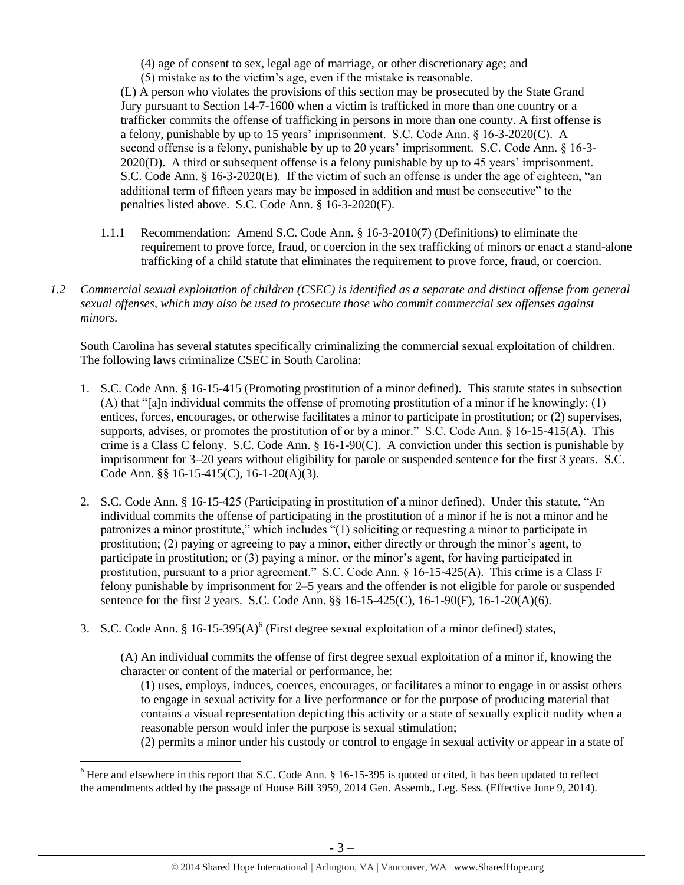(4) age of consent to sex, legal age of marriage, or other discretionary age; and

(5) mistake as to the victim's age, even if the mistake is reasonable.

(L) A person who violates the provisions of this section may be prosecuted by the State Grand Jury pursuant to Section 14-7-1600 when a victim is trafficked in more than one country or a trafficker commits the offense of trafficking in persons in more than one county. A first offense is a felony, punishable by up to 15 years' imprisonment. S.C. Code Ann. § 16-3-2020(C). A second offense is a felony, punishable by up to 20 years' imprisonment. S.C. Code Ann. § 16-3-2020(D). A third or subsequent offense is a felony punishable by up to 45 years' imprisonment. S.C. Code Ann. § 16-3-2020(E). If the victim of such an offense is under the age of eighteen, "an additional term of fifteen years may be imposed in addition and must be consecutive" to the penalties listed above. S.C. Code Ann. § 16-3-2020(F).

1.1.1 Recommendation: Amend S.C. Code Ann. § 16-3-2010(7) (Definitions) to eliminate the requirement to prove force, fraud, or coercion in the sex trafficking of minors or enact a stand-alone trafficking of a child statute that eliminates the requirement to prove force, fraud, or coercion.

*1.2 Commercial sexual exploitation of children (CSEC) is identified as a separate and distinct offense from general sexual offenses, which may also be used to prosecute those who commit commercial sex offenses against minors.*

South Carolina has several statutes specifically criminalizing the commercial sexual exploitation of children. The following laws criminalize CSEC in South Carolina:

1. S.C. Code Ann. § 16-15-415 (Promoting prostitution of a minor defined). This statute states in subsection (A) that "[a]n individual commits the offense of promoting prostitution of a minor if he knowingly: (1) entices, forces, encourages, or otherwise facilitates a minor to participate in prostitution; or (2) supervises, supports, advises, or promotes the prostitution of or by a minor." S.C. Code Ann. § 16-15-415(A). This crime is a Class C felony. S.C. Code Ann. § 16-1-90(C). A conviction under this section is punishable by imprisonment for 3–20 years without eligibility for parole or suspended sentence for the first 3 years. S.C. Code Ann. §§ 16-15-415(C), 16-1-20(A)(3).

2. S.C. Code Ann. § 16-15-425 (Participating in prostitution of a minor defined). Under this statute, "An individual commits the offense of participating in the prostitution of a minor if he is not a minor and he patronizes a minor prostitute," which includes "(1) soliciting or requesting a minor to participate in prostitution; (2) paying or agreeing to pay a minor, either directly or through the minor's agent, to participate in prostitution; or (3) paying a minor, or the minor's agent, for having participated in prostitution, pursuant to a prior agreement." S.C. Code Ann. § 16-15-425(A). This crime is a Class F felony punishable by imprisonment for 2–5 years and the offender is not eligible for parole or suspended sentence for the first 2 years. S.C. Code Ann. §§ 16-15-425(C), 16-1-90(F), 16-1-20(A)(6).

3. S.C. Code Ann. § 16-15-395(A)[6] (First degree sexual exploitation of a minor defined) states,

   (A) An individual commits the offense of first degree sexual exploitation of a minor if, knowing the character or content of the material or performance, he:

   (1) uses, employs, induces, coerces, encourages, or facilitates a minor to engage in or assist others to engage in sexual activity for a live performance or for the purpose of producing material that contains a visual representation depicting this activity or a state of sexually explicit nudity when a reasonable person would infer the purpose is sexual stimulation;

   (2) permits a minor under his custody or control to engage in sexual activity or appear in a state of

[6] Here and elsewhere in this report that S.C. Code Ann. § 16-15-395 is quoted or cited, it has been updated to reflect the amendments added by the passage of House Bill 3959, 2014 Gen. Assemb., Leg. Sess. (Effective June 9, 2014).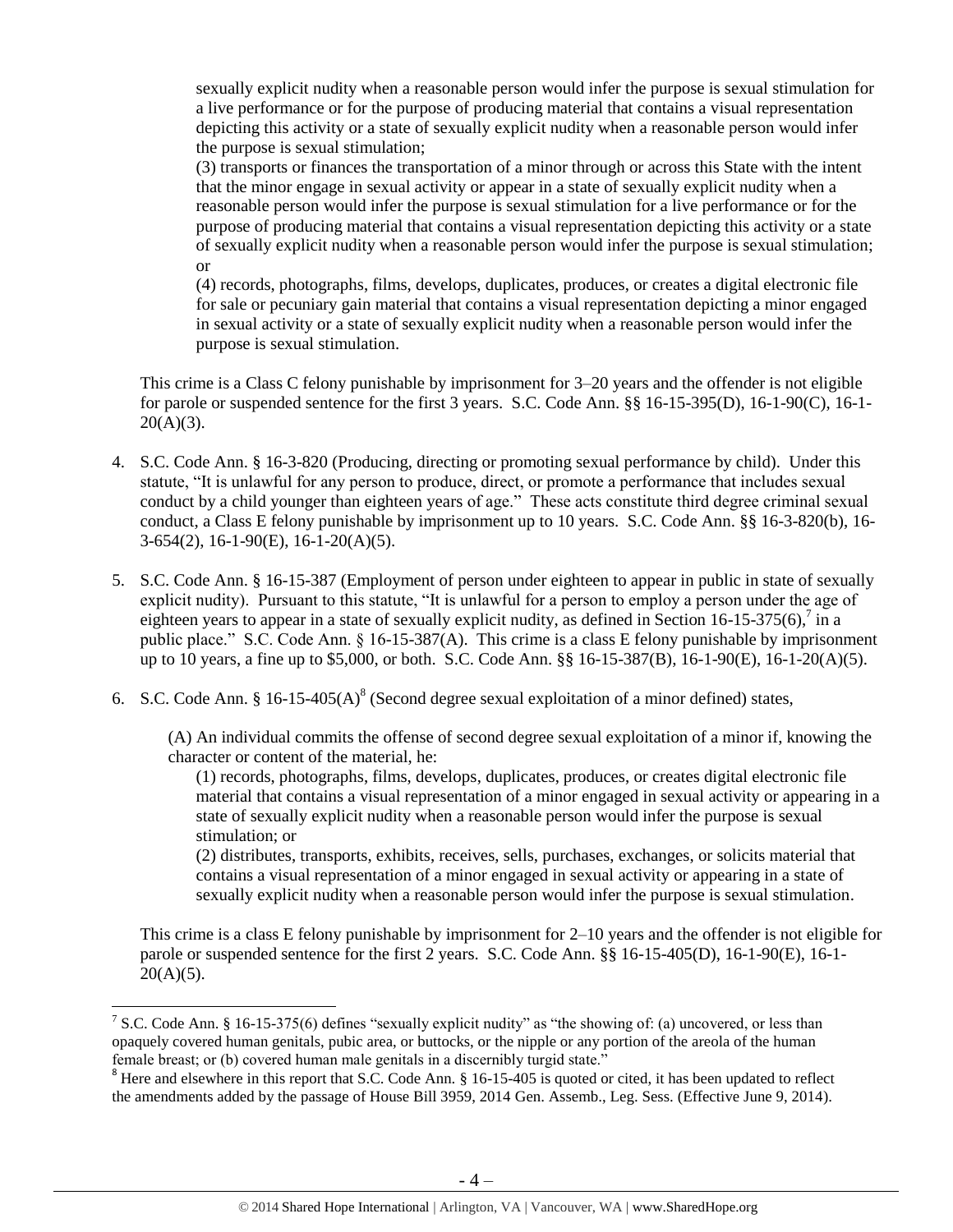sexually explicit nudity when a reasonable person would infer the purpose is sexual stimulation for a live performance or for the purpose of producing material that contains a visual representation depicting this activity or a state of sexually explicit nudity when a reasonable person would infer the purpose is sexual stimulation;

(3) transports or finances the transportation of a minor through or across this State with the intent that the minor engage in sexual activity or appear in a state of sexually explicit nudity when a reasonable person would infer the purpose is sexual stimulation for a live performance or for the purpose of producing material that contains a visual representation depicting this activity or a state of sexually explicit nudity when a reasonable person would infer the purpose is sexual stimulation; or

(4) records, photographs, films, develops, duplicates, produces, or creates a digital electronic file for sale or pecuniary gain material that contains a visual representation depicting a minor engaged in sexual activity or a state of sexually explicit nudity when a reasonable person would infer the purpose is sexual stimulation.

This crime is a Class C felony punishable by imprisonment for 3–20 years and the offender is not eligible for parole or suspended sentence for the first 3 years. S.C. Code Ann. §§ 16-15-395(D), 16-1-90(C), 16-1-20(A)(3).

4. S.C. Code Ann. § 16-3-820 (Producing, directing or promoting sexual performance by child). Under this statute, "It is unlawful for any person to produce, direct, or promote a performance that includes sexual conduct by a child younger than eighteen years of age." These acts constitute third degree criminal sexual conduct, a Class E felony punishable by imprisonment up to 10 years. S.C. Code Ann. §§ 16-3-820(b), 16-3-654(2), 16-1-90(E), 16-1-20(A)(5).

5. S.C. Code Ann. § 16-15-387 (Employment of person under eighteen to appear in public in state of sexually explicit nudity). Pursuant to this statute, "It is unlawful for a person to employ a person under the age of eighteen years to appear in a state of sexually explicit nudity, as defined in Section 16-15-375(6),[7] in a public place." S.C. Code Ann. § 16-15-387(A). This crime is a class E felony punishable by imprisonment up to 10 years, a fine up to $5,000, or both. S.C. Code Ann. §§ 16-15-387(B), 16-1-90(E), 16-1-20(A)(5).

6. S.C. Code Ann. § 16-15-405(A)[8] (Second degree sexual exploitation of a minor defined) states,

(A) An individual commits the offense of second degree sexual exploitation of a minor if, knowing the character or content of the material, he:

(1) records, photographs, films, develops, duplicates, produces, or creates digital electronic file material that contains a visual representation of a minor engaged in sexual activity or appearing in a state of sexually explicit nudity when a reasonable person would infer the purpose is sexual stimulation; or

(2) distributes, transports, exhibits, receives, sells, purchases, exchanges, or solicits material that contains a visual representation of a minor engaged in sexual activity or appearing in a state of sexually explicit nudity when a reasonable person would infer the purpose is sexual stimulation.

This crime is a class E felony punishable by imprisonment for 2–10 years and the offender is not eligible for parole or suspended sentence for the first 2 years. S.C. Code Ann. §§ 16-15-405(D), 16-1-90(E), 16-1-20(A)(5).

---

[7] S.C. Code Ann. § 16-15-375(6) defines "sexually explicit nudity" as "the showing of: (a) uncovered, or less than opaquely covered human genitals, pubic area, or buttocks, or the nipple or any portion of the areola of the human female breast; or (b) covered human male genitals in a discernibly turgid state."

[8] Here and elsewhere in this report that S.C. Code Ann. § 16-15-405 is quoted or cited, it has been updated to reflect the amendments added by the passage of House Bill 3959, 2014 Gen. Assemb., Leg. Sess. (Effective June 9, 2014).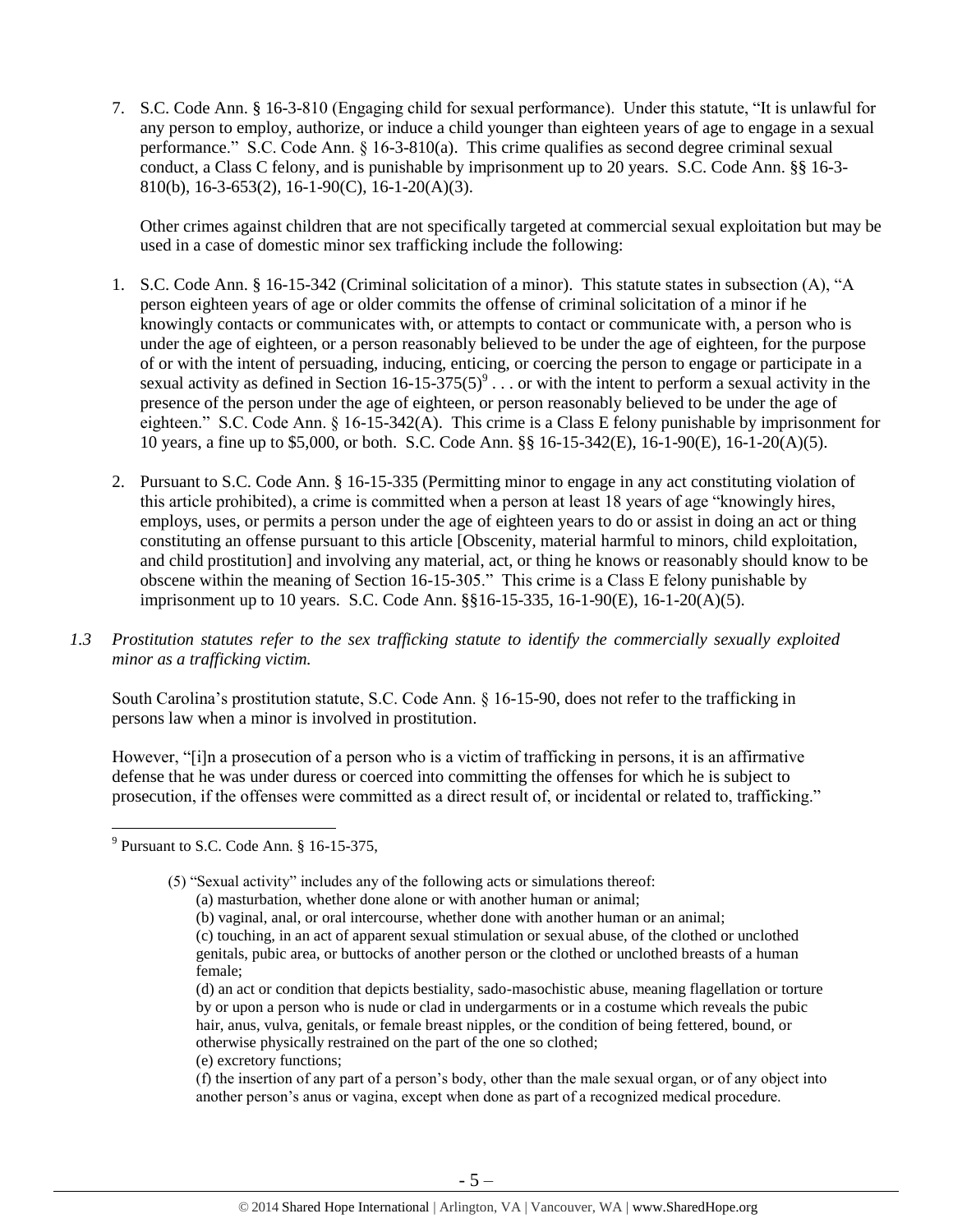7. S.C. Code Ann. § 16-3-810 (Engaging child for sexual performance). Under this statute, "It is unlawful for any person to employ, authorize, or induce a child younger than eighteen years of age to engage in a sexual performance." S.C. Code Ann. § 16-3-810(a). This crime qualifies as second degree criminal sexual conduct, a Class C felony, and is punishable by imprisonment up to 20 years. S.C. Code Ann. §§ 16-3-810(b), 16-3-653(2), 16-1-90(C), 16-1-20(A)(3).

   Other crimes against children that are not specifically targeted at commercial sexual exploitation but may be used in a case of domestic minor sex trafficking include the following:

1. S.C. Code Ann. § 16-15-342 (Criminal solicitation of a minor). This statute states in subsection (A), "A person eighteen years of age or older commits the offense of criminal solicitation of a minor if he knowingly contacts or communicates with, or attempts to contact or communicate with, a person who is under the age of eighteen, or a person reasonably believed to be under the age of eighteen, for the purpose of or with the intent of persuading, inducing, enticing, or coercing the person to engage or participate in a sexual activity as defined in Section 16-15-375(5)[9] . . . or with the intent to perform a sexual activity in the presence of the person under the age of eighteen, or person reasonably believed to be under the age of eighteen." S.C. Code Ann. § 16-15-342(A). This crime is a Class E felony punishable by imprisonment for 10 years, a fine up to $5,000, or both. S.C. Code Ann. §§ 16-15-342(E), 16-1-90(E), 16-1-20(A)(5).

2. Pursuant to S.C. Code Ann. § 16-15-335 (Permitting minor to engage in any act constituting violation of this article prohibited), a crime is committed when a person at least 18 years of age "knowingly hires, employs, uses, or permits a person under the age of eighteen years to do or assist in doing an act or thing constituting an offense pursuant to this article [Obscenity, material harmful to minors, child exploitation, and child prostitution] and involving any material, act, or thing he knows or reasonably should know to be obscene within the meaning of Section 16-15-305." This crime is a Class E felony punishable by imprisonment up to 10 years. S.C. Code Ann. §§16-15-335, 16-1-90(E), 16-1-20(A)(5).

*1.3 Prostitution statutes refer to the sex trafficking statute to identify the commercially sexually exploited minor as a trafficking victim.*

South Carolina's prostitution statute, S.C. Code Ann. § 16-15-90, does not refer to the trafficking in persons law when a minor is involved in prostitution.

However, "[i]n a prosecution of a person who is a victim of trafficking in persons, it is an affirmative defense that he was under duress or coerced into committing the offenses for which he is subject to prosecution, if the offenses were committed as a direct result of, or incidental or related to, trafficking."

---

[9] Pursuant to S.C. Code Ann. § 16-15-375,

> (5) "Sexual activity" includes any of the following acts or simulations thereof:
> (a) masturbation, whether done alone or with another human or animal;
> (b) vaginal, anal, or oral intercourse, whether done with another human or an animal;
> (c) touching, in an act of apparent sexual stimulation or sexual abuse, of the clothed or unclothed genitals, pubic area, or buttocks of another person or the clothed or unclothed breasts of a human female;
> (d) an act or condition that depicts bestiality, sado-masochistic abuse, meaning flagellation or torture by or upon a person who is nude or clad in undergarments or in a costume which reveals the pubic hair, anus, vulva, genitals, or female breast nipples, or the condition of being fettered, bound, or otherwise physically restrained on the part of the one so clothed;
> (e) excretory functions;
> (f) the insertion of any part of a person's body, other than the male sexual organ, or of any object into another person's anus or vagina, except when done as part of a recognized medical procedure.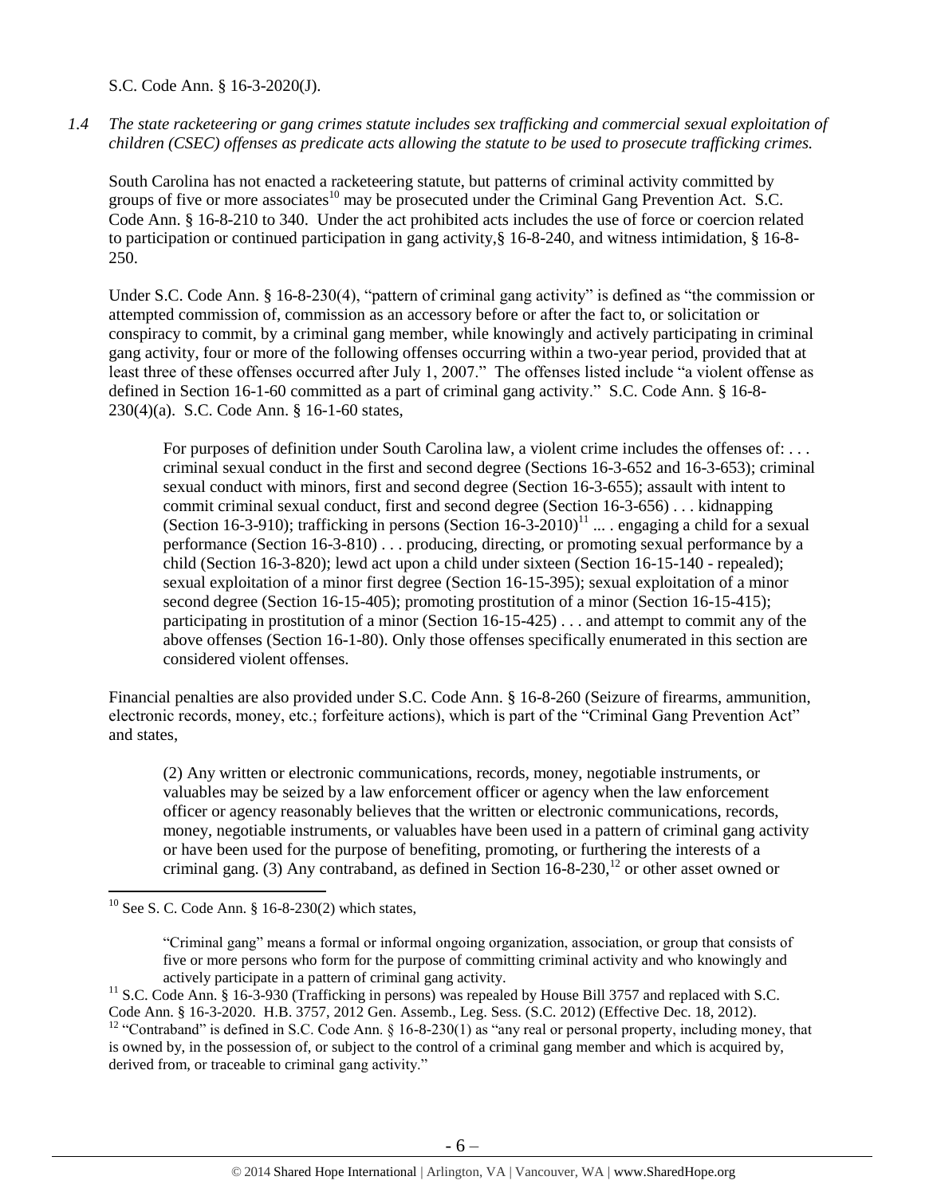S.C. Code Ann. § 16-3-2020(J).

*1.4 The state racketeering or gang crimes statute includes sex trafficking and commercial sexual exploitation of children (CSEC) offenses as predicate acts allowing the statute to be used to prosecute trafficking crimes.*

South Carolina has not enacted a racketeering statute, but patterns of criminal activity committed by groups of five or more associates[10] may be prosecuted under the Criminal Gang Prevention Act. S.C. Code Ann. § 16-8-210 to 340. Under the act prohibited acts includes the use of force or coercion related to participation or continued participation in gang activity,§ 16-8-240, and witness intimidation, § 16-8-250.

Under S.C. Code Ann. § 16-8-230(4), "pattern of criminal gang activity" is defined as "the commission or attempted commission of, commission as an accessory before or after the fact to, or solicitation or conspiracy to commit, by a criminal gang member, while knowingly and actively participating in criminal gang activity, four or more of the following offenses occurring within a two-year period, provided that at least three of these offenses occurred after July 1, 2007." The offenses listed include "a violent offense as defined in Section 16-1-60 committed as a part of criminal gang activity." S.C. Code Ann. § 16-8-230(4)(a). S.C. Code Ann. § 16-1-60 states,

> For purposes of definition under South Carolina law, a violent crime includes the offenses of: . . . criminal sexual conduct in the first and second degree (Sections 16-3-652 and 16-3-653); criminal sexual conduct with minors, first and second degree (Section 16-3-655); assault with intent to commit criminal sexual conduct, first and second degree (Section 16-3-656) . . . kidnapping (Section 16-3-910); trafficking in persons (Section 16-3-2010)[11] ... . engaging a child for a sexual performance (Section 16-3-810) . . . producing, directing, or promoting sexual performance by a child (Section 16-3-820); lewd act upon a child under sixteen (Section 16-15-140 - repealed); sexual exploitation of a minor first degree (Section 16-15-395); sexual exploitation of a minor second degree (Section 16-15-405); promoting prostitution of a minor (Section 16-15-415); participating in prostitution of a minor (Section 16-15-425) . . . and attempt to commit any of the above offenses (Section 16-1-80). Only those offenses specifically enumerated in this section are considered violent offenses.

Financial penalties are also provided under S.C. Code Ann. § 16-8-260 (Seizure of firearms, ammunition, electronic records, money, etc.; forfeiture actions), which is part of the "Criminal Gang Prevention Act" and states,

> (2) Any written or electronic communications, records, money, negotiable instruments, or valuables may be seized by a law enforcement officer or agency when the law enforcement officer or agency reasonably believes that the written or electronic communications, records, money, negotiable instruments, or valuables have been used in a pattern of criminal gang activity or have been used for the purpose of benefiting, promoting, or furthering the interests of a criminal gang. (3) Any contraband, as defined in Section 16-8-230,[12] or other asset owned or

---

[10] See S. C. Code Ann. § 16-8-230(2) which states,

> "Criminal gang" means a formal or informal ongoing organization, association, or group that consists of five or more persons who form for the purpose of committing criminal activity and who knowingly and actively participate in a pattern of criminal gang activity.

[11] S.C. Code Ann. § 16-3-930 (Trafficking in persons) was repealed by House Bill 3757 and replaced with S.C. Code Ann. § 16-3-2020. H.B. 3757, 2012 Gen. Assemb., Leg. Sess. (S.C. 2012) (Effective Dec. 18, 2012).

[12] "Contraband" is defined in S.C. Code Ann. § 16-8-230(1) as "any real or personal property, including money, that is owned by, in the possession of, or subject to the control of a criminal gang member and which is acquired by, derived from, or traceable to criminal gang activity."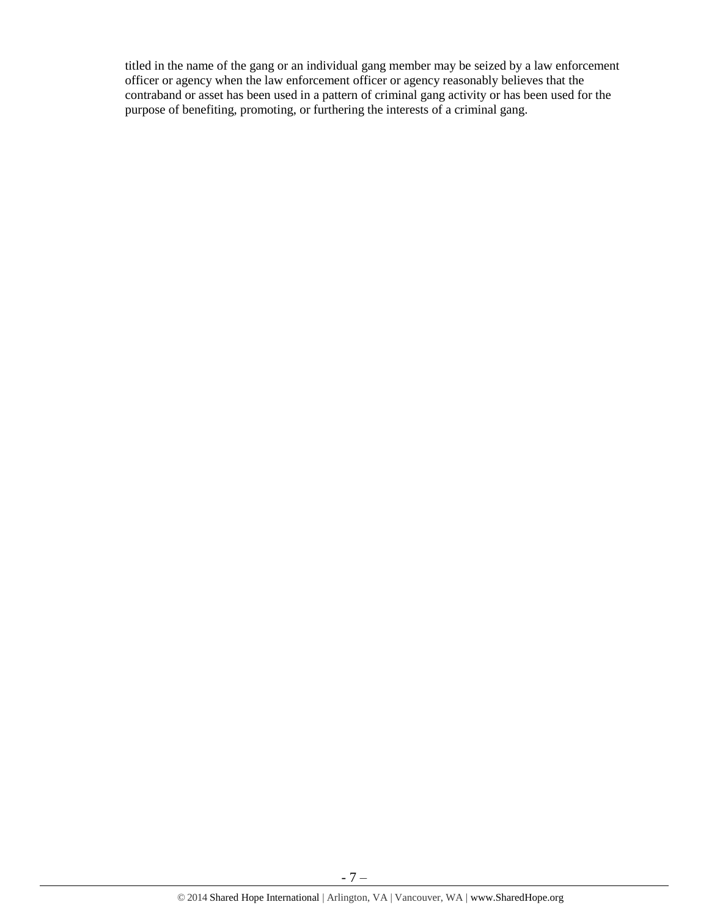titled in the name of the gang or an individual gang member may be seized by a law enforcement officer or agency when the law enforcement officer or agency reasonably believes that the contraband or asset has been used in a pattern of criminal gang activity or has been used for the purpose of benefiting, promoting, or furthering the interests of a criminal gang.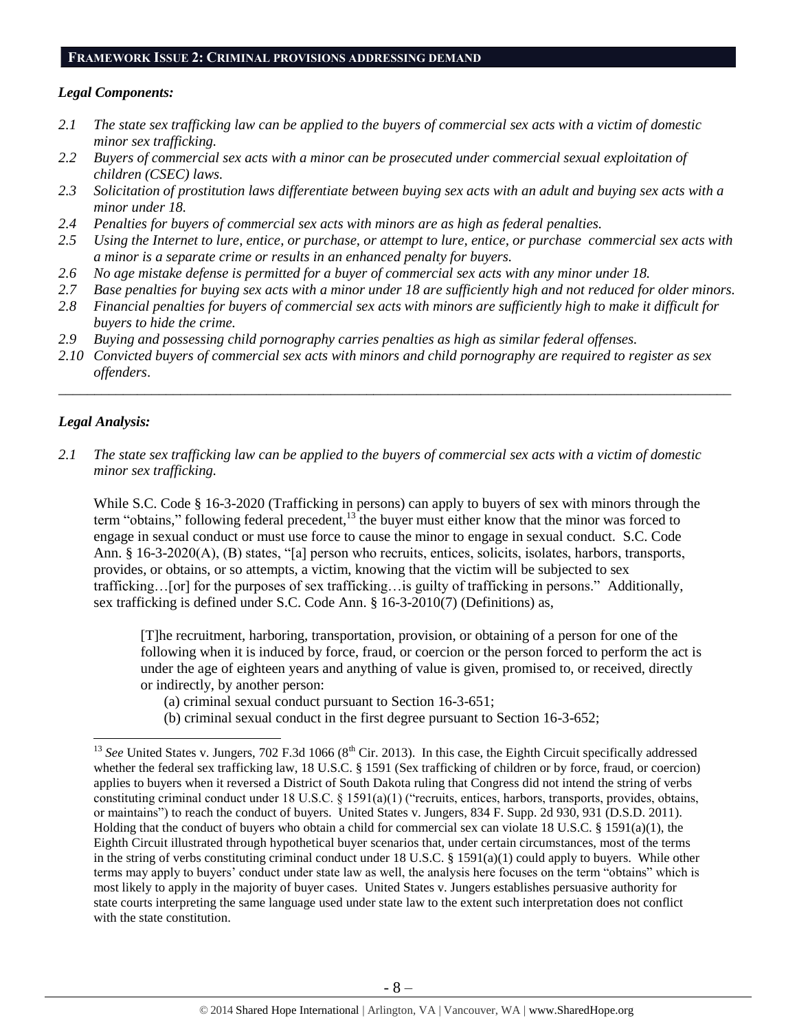## FRAMEWORK ISSUE 2: CRIMINAL PROVISIONS ADDRESSING DEMAND

### *Legal Components:*

*2.1 The state sex trafficking law can be applied to the buyers of commercial sex acts with a victim of domestic minor sex trafficking.*

*2.2 Buyers of commercial sex acts with a minor can be prosecuted under commercial sexual exploitation of children (CSEC) laws.*

*2.3 Solicitation of prostitution laws differentiate between buying sex acts with an adult and buying sex acts with a minor under 18.*

*2.4 Penalties for buyers of commercial sex acts with minors are as high as federal penalties.*

*2.5 Using the Internet to lure, entice, or purchase, or attempt to lure, entice, or purchase commercial sex acts with a minor is a separate crime or results in an enhanced penalty for buyers.*

*2.6 No age mistake defense is permitted for a buyer of commercial sex acts with any minor under 18.*

*2.7 Base penalties for buying sex acts with a minor under 18 are sufficiently high and not reduced for older minors.*

*2.8 Financial penalties for buyers of commercial sex acts with minors are sufficiently high to make it difficult for buyers to hide the crime.*

*2.9 Buying and possessing child pornography carries penalties as high as similar federal offenses.*

*2.10 Convicted buyers of commercial sex acts with minors and child pornography are required to register as sex offenders.*

---

### *Legal Analysis:*

*2.1 The state sex trafficking law can be applied to the buyers of commercial sex acts with a victim of domestic minor sex trafficking.*

While S.C. Code § 16-3-2020 (Trafficking in persons) can apply to buyers of sex with minors through the term "obtains," following federal precedent,[13] the buyer must either know that the minor was forced to engage in sexual conduct or must use force to cause the minor to engage in sexual conduct. S.C. Code Ann. § 16-3-2020(A), (B) states, "[a] person who recruits, entices, solicits, isolates, harbors, transports, provides, or obtains, or so attempts, a victim, knowing that the victim will be subjected to sex trafficking…[or] for the purposes of sex trafficking…is guilty of trafficking in persons." Additionally, sex trafficking is defined under S.C. Code Ann. § 16-3-2010(7) (Definitions) as,

> [T]he recruitment, harboring, transportation, provision, or obtaining of a person for one of the following when it is induced by force, fraud, or coercion or the person forced to perform the act is under the age of eighteen years and anything of value is given, promised to, or received, directly or indirectly, by another person:
>
> (a) criminal sexual conduct pursuant to Section 16-3-651;
>
> (b) criminal sexual conduct in the first degree pursuant to Section 16-3-652;

---

[13] *See* United States v. Jungers, 702 F.3d 1066 (8th Cir. 2013). In this case, the Eighth Circuit specifically addressed whether the federal sex trafficking law, 18 U.S.C. § 1591 (Sex trafficking of children or by force, fraud, or coercion) applies to buyers when it reversed a District of South Dakota ruling that Congress did not intend the string of verbs constituting criminal conduct under 18 U.S.C. § 1591(a)(1) ("recruits, entices, harbors, transports, provides, obtains, or maintains") to reach the conduct of buyers. United States v. Jungers, 834 F. Supp. 2d 930, 931 (D.S.D. 2011). Holding that the conduct of buyers who obtain a child for commercial sex can violate 18 U.S.C. § 1591(a)(1), the Eighth Circuit illustrated through hypothetical buyer scenarios that, under certain circumstances, most of the terms in the string of verbs constituting criminal conduct under 18 U.S.C. § 1591(a)(1) could apply to buyers. While other terms may apply to buyers' conduct under state law as well, the analysis here focuses on the term "obtains" which is most likely to apply in the majority of buyer cases. United States v. Jungers establishes persuasive authority for state courts interpreting the same language used under state law to the extent such interpretation does not conflict with the state constitution.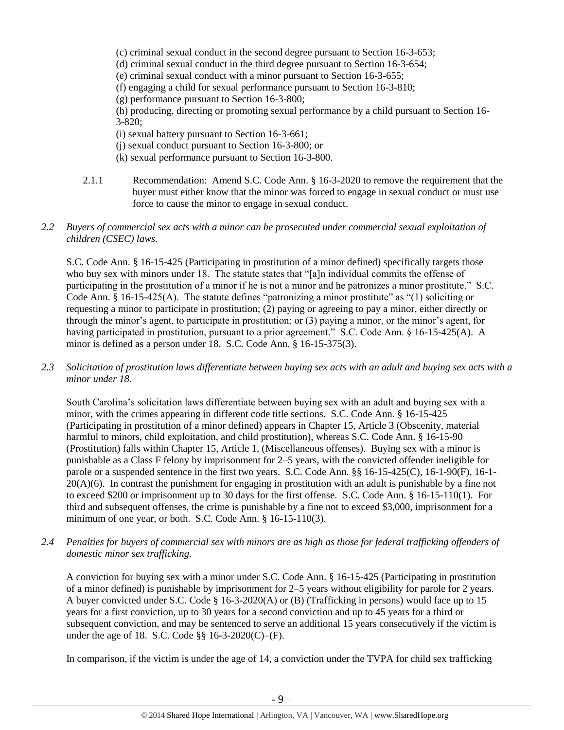(c) criminal sexual conduct in the second degree pursuant to Section 16-3-653;
(d) criminal sexual conduct in the third degree pursuant to Section 16-3-654;
(e) criminal sexual conduct with a minor pursuant to Section 16-3-655;
(f) engaging a child for sexual performance pursuant to Section 16-3-810;
(g) performance pursuant to Section 16-3-800;
(h) producing, directing or promoting sexual performance by a child pursuant to Section 16-3-820;
(i) sexual battery pursuant to Section 16-3-661;
(j) sexual conduct pursuant to Section 16-3-800; or
(k) sexual performance pursuant to Section 16-3-800.

2.1.1 Recommendation: Amend S.C. Code Ann. § 16-3-2020 to remove the requirement that the buyer must either know that the minor was forced to engage in sexual conduct or must use force to cause the minor to engage in sexual conduct.

*2.2 Buyers of commercial sex acts with a minor can be prosecuted under commercial sexual exploitation of children (CSEC) laws.*

S.C. Code Ann. § 16-15-425 (Participating in prostitution of a minor defined) specifically targets those who buy sex with minors under 18. The statute states that "[a]n individual commits the offense of participating in the prostitution of a minor if he is not a minor and he patronizes a minor prostitute." S.C. Code Ann. § 16-15-425(A). The statute defines "patronizing a minor prostitute" as "(1) soliciting or requesting a minor to participate in prostitution; (2) paying or agreeing to pay a minor, either directly or through the minor's agent, to participate in prostitution; or (3) paying a minor, or the minor's agent, for having participated in prostitution, pursuant to a prior agreement." S.C. Code Ann. § 16-15-425(A). A minor is defined as a person under 18. S.C. Code Ann. § 16-15-375(3).

*2.3 Solicitation of prostitution laws differentiate between buying sex acts with an adult and buying sex acts with a minor under 18.*

South Carolina's solicitation laws differentiate between buying sex with an adult and buying sex with a minor, with the crimes appearing in different code title sections. S.C. Code Ann. § 16-15-425 (Participating in prostitution of a minor defined) appears in Chapter 15, Article 3 (Obscenity, material harmful to minors, child exploitation, and child prostitution), whereas S.C. Code Ann. § 16-15-90 (Prostitution) falls within Chapter 15, Article 1, (Miscellaneous offenses). Buying sex with a minor is punishable as a Class F felony by imprisonment for 2–5 years, with the convicted offender ineligible for parole or a suspended sentence in the first two years. S.C. Code Ann. §§ 16-15-425(C), 16-1-90(F), 16-1-20(A)(6). In contrast the punishment for engaging in prostitution with an adult is punishable by a fine not to exceed $200 or imprisonment up to 30 days for the first offense. S.C. Code Ann. § 16-15-110(1). For third and subsequent offenses, the crime is punishable by a fine not to exceed $3,000, imprisonment for a minimum of one year, or both. S.C. Code Ann. § 16-15-110(3).

*2.4 Penalties for buyers of commercial sex with minors are as high as those for federal trafficking offenders of domestic minor sex trafficking.*

A conviction for buying sex with a minor under S.C. Code Ann. § 16-15-425 (Participating in prostitution of a minor defined) is punishable by imprisonment for 2–5 years without eligibility for parole for 2 years. A buyer convicted under S.C. Code § 16-3-2020(A) or (B) (Trafficking in persons) would face up to 15 years for a first conviction, up to 30 years for a second conviction and up to 45 years for a third or subsequent conviction, and may be sentenced to serve an additional 15 years consecutively if the victim is under the age of 18. S.C. Code §§ 16-3-2020(C)–(F).

In comparison, if the victim is under the age of 14, a conviction under the TVPA for child sex trafficking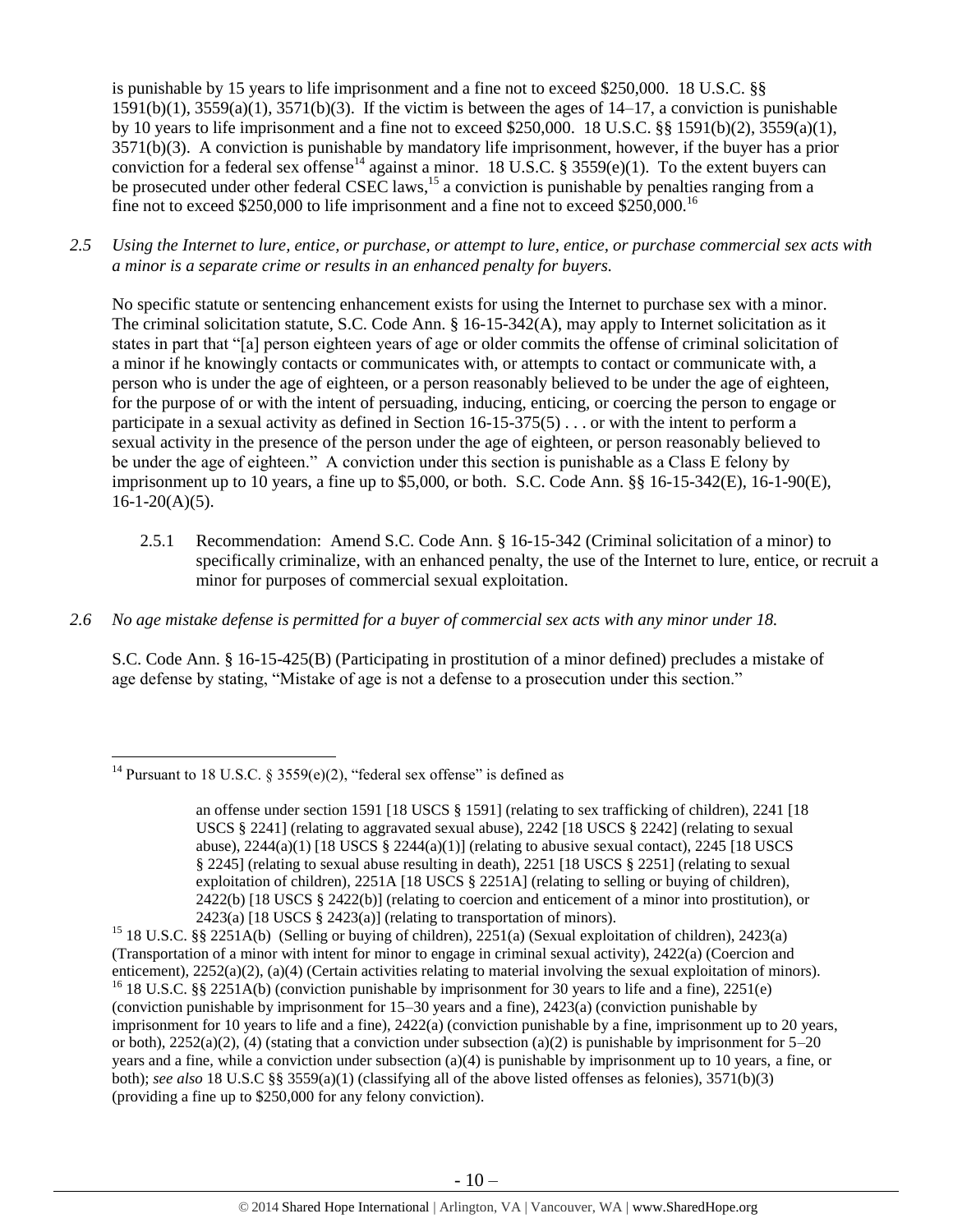is punishable by 15 years to life imprisonment and a fine not to exceed $250,000. 18 U.S.C. §§ 1591(b)(1), 3559(a)(1), 3571(b)(3). If the victim is between the ages of 14–17, a conviction is punishable by 10 years to life imprisonment and a fine not to exceed $250,000. 18 U.S.C. §§ 1591(b)(2), 3559(a)(1), 3571(b)(3). A conviction is punishable by mandatory life imprisonment, however, if the buyer has a prior conviction for a federal sex offense[14] against a minor. 18 U.S.C. § 3559(e)(1). To the extent buyers can be prosecuted under other federal CSEC laws,[15] a conviction is punishable by penalties ranging from a fine not to exceed $250,000 to life imprisonment and a fine not to exceed $250,000.[16]

*2.5 Using the Internet to lure, entice, or purchase, or attempt to lure, entice, or purchase commercial sex acts with a minor is a separate crime or results in an enhanced penalty for buyers.*

No specific statute or sentencing enhancement exists for using the Internet to purchase sex with a minor. The criminal solicitation statute, S.C. Code Ann. § 16-15-342(A), may apply to Internet solicitation as it states in part that "[a] person eighteen years of age or older commits the offense of criminal solicitation of a minor if he knowingly contacts or communicates with, or attempts to contact or communicate with, a person who is under the age of eighteen, or a person reasonably believed to be under the age of eighteen, for the purpose of or with the intent of persuading, inducing, enticing, or coercing the person to engage or participate in a sexual activity as defined in Section 16-15-375(5) . . . or with the intent to perform a sexual activity in the presence of the person under the age of eighteen, or person reasonably believed to be under the age of eighteen." A conviction under this section is punishable as a Class E felony by imprisonment up to 10 years, a fine up to $5,000, or both. S.C. Code Ann. §§ 16-15-342(E), 16-1-90(E), 16-1-20(A)(5).

2.5.1 Recommendation: Amend S.C. Code Ann. § 16-15-342 (Criminal solicitation of a minor) to specifically criminalize, with an enhanced penalty, the use of the Internet to lure, entice, or recruit a minor for purposes of commercial sexual exploitation.

*2.6 No age mistake defense is permitted for a buyer of commercial sex acts with any minor under 18.*

S.C. Code Ann. § 16-15-425(B) (Participating in prostitution of a minor defined) precludes a mistake of age defense by stating, "Mistake of age is not a defense to a prosecution under this section."

---

[14] Pursuant to 18 U.S.C. § 3559(e)(2), "federal sex offense" is defined as

> an offense under section 1591 [18 USCS § 1591] (relating to sex trafficking of children), 2241 [18 USCS § 2241] (relating to aggravated sexual abuse), 2242 [18 USCS § 2242] (relating to sexual abuse), 2244(a)(1) [18 USCS § 2244(a)(1)] (relating to abusive sexual contact), 2245 [18 USCS § 2245] (relating to sexual abuse resulting in death), 2251 [18 USCS § 2251] (relating to sexual exploitation of children), 2251A [18 USCS § 2251A] (relating to selling or buying of children), 2422(b) [18 USCS § 2422(b)] (relating to coercion and enticement of a minor into prostitution), or 2423(a) [18 USCS § 2423(a)] (relating to transportation of minors).

[15] 18 U.S.C. §§ 2251A(b) (Selling or buying of children), 2251(a) (Sexual exploitation of children), 2423(a) (Transportation of a minor with intent for minor to engage in criminal sexual activity), 2422(a) (Coercion and enticement), 2252(a)(2), (a)(4) (Certain activities relating to material involving the sexual exploitation of minors).

[16] 18 U.S.C. §§ 2251A(b) (conviction punishable by imprisonment for 30 years to life and a fine), 2251(e) (conviction punishable by imprisonment for 15–30 years and a fine), 2423(a) (conviction punishable by imprisonment for 10 years to life and a fine), 2422(a) (conviction punishable by a fine, imprisonment up to 20 years, or both), 2252(a)(2), (4) (stating that a conviction under subsection (a)(2) is punishable by imprisonment for 5–20 years and a fine, while a conviction under subsection (a)(4) is punishable by imprisonment up to 10 years, a fine, or both); *see also* 18 U.S.C §§ 3559(a)(1) (classifying all of the above listed offenses as felonies), 3571(b)(3) (providing a fine up to $250,000 for any felony conviction).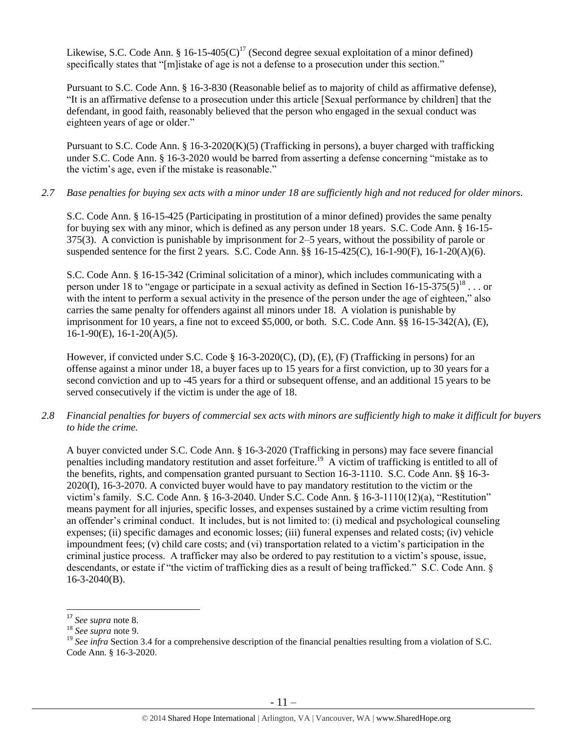Likewise, S.C. Code Ann. § 16-15-405(C)[17] (Second degree sexual exploitation of a minor defined) specifically states that "[m]istake of age is not a defense to a prosecution under this section."

Pursuant to S.C. Code Ann. § 16-3-830 (Reasonable belief as to majority of child as affirmative defense), "It is an affirmative defense to a prosecution under this article [Sexual performance by children] that the defendant, in good faith, reasonably believed that the person who engaged in the sexual conduct was eighteen years of age or older."

Pursuant to S.C. Code Ann. § 16-3-2020(K)(5) (Trafficking in persons), a buyer charged with trafficking under S.C. Code Ann. § 16-3-2020 would be barred from asserting a defense concerning "mistake as to the victim's age, even if the mistake is reasonable."

*2.7 Base penalties for buying sex acts with a minor under 18 are sufficiently high and not reduced for older minors.*

S.C. Code Ann. § 16-15-425 (Participating in prostitution of a minor defined) provides the same penalty for buying sex with any minor, which is defined as any person under 18 years. S.C. Code Ann. § 16-15-375(3). A conviction is punishable by imprisonment for 2–5 years, without the possibility of parole or suspended sentence for the first 2 years. S.C. Code Ann. §§ 16-15-425(C), 16-1-90(F), 16-1-20(A)(6).

S.C. Code Ann. § 16-15-342 (Criminal solicitation of a minor), which includes communicating with a person under 18 to "engage or participate in a sexual activity as defined in Section 16-15-375(5)[18] . . . or with the intent to perform a sexual activity in the presence of the person under the age of eighteen," also carries the same penalty for offenders against all minors under 18. A violation is punishable by imprisonment for 10 years, a fine not to exceed $5,000, or both. S.C. Code Ann. §§ 16-15-342(A), (E), 16-1-90(E), 16-1-20(A)(5).

However, if convicted under S.C. Code § 16-3-2020(C), (D), (E), (F) (Trafficking in persons) for an offense against a minor under 18, a buyer faces up to 15 years for a first conviction, up to 30 years for a second conviction and up to -45 years for a third or subsequent offense, and an additional 15 years to be served consecutively if the victim is under the age of 18.

*2.8 Financial penalties for buyers of commercial sex acts with minors are sufficiently high to make it difficult for buyers to hide the crime.*

A buyer convicted under S.C. Code Ann. § 16-3-2020 (Trafficking in persons) may face severe financial penalties including mandatory restitution and asset forfeiture.[19] A victim of trafficking is entitled to all of the benefits, rights, and compensation granted pursuant to Section 16-3-1110. S.C. Code Ann. §§ 16-3-2020(I), 16-3-2070. A convicted buyer would have to pay mandatory restitution to the victim or the victim's family. S.C. Code Ann. § 16-3-2040. Under S.C. Code Ann. § 16-3-1110(12)(a), "Restitution" means payment for all injuries, specific losses, and expenses sustained by a crime victim resulting from an offender's criminal conduct. It includes, but is not limited to: (i) medical and psychological counseling expenses; (ii) specific damages and economic losses; (iii) funeral expenses and related costs; (iv) vehicle impoundment fees; (v) child care costs; and (vi) transportation related to a victim's participation in the criminal justice process. A trafficker may also be ordered to pay restitution to a victim's spouse, issue, descendants, or estate if "the victim of trafficking dies as a result of being trafficked." S.C. Code Ann. § 16-3-2040(B).

---

[17] *See supra* note 8.

[18] *See supra* note 9.

[19] *See infra* Section 3.4 for a comprehensive description of the financial penalties resulting from a violation of S.C. Code Ann. § 16-3-2020.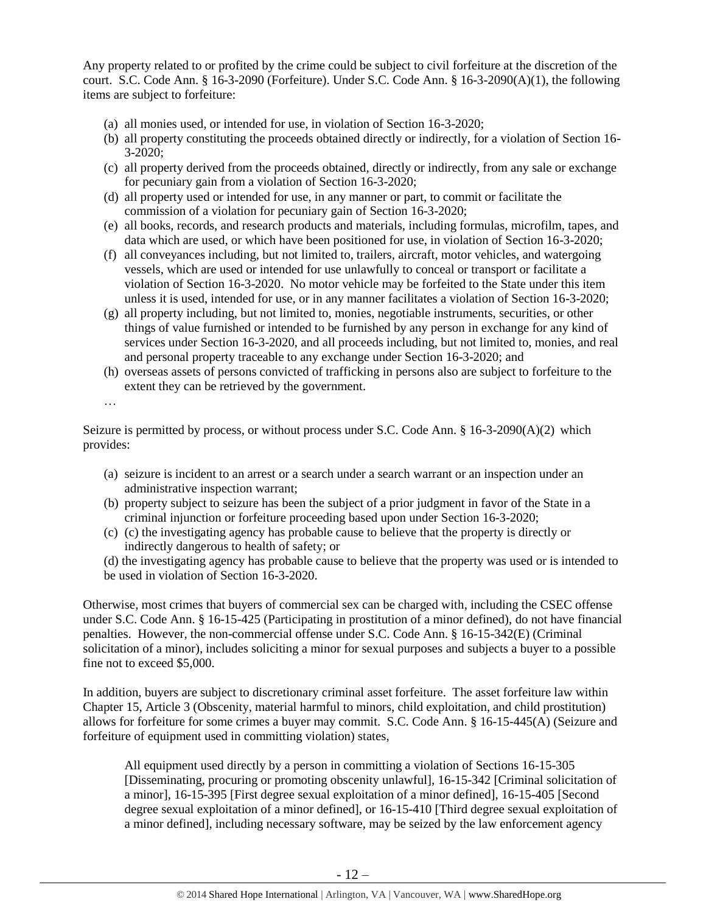Any property related to or profited by the crime could be subject to civil forfeiture at the discretion of the court. S.C. Code Ann. § 16-3-2090 (Forfeiture). Under S.C. Code Ann. § 16-3-2090(A)(1), the following items are subject to forfeiture:

(a) all monies used, or intended for use, in violation of Section 16-3-2020;
(b) all property constituting the proceeds obtained directly or indirectly, for a violation of Section 16-3-2020;
(c) all property derived from the proceeds obtained, directly or indirectly, from any sale or exchange for pecuniary gain from a violation of Section 16-3-2020;
(d) all property used or intended for use, in any manner or part, to commit or facilitate the commission of a violation for pecuniary gain of Section 16-3-2020;
(e) all books, records, and research products and materials, including formulas, microfilm, tapes, and data which are used, or which have been positioned for use, in violation of Section 16-3-2020;
(f) all conveyances including, but not limited to, trailers, aircraft, motor vehicles, and watergoing vessels, which are used or intended for use unlawfully to conceal or transport or facilitate a violation of Section 16-3-2020. No motor vehicle may be forfeited to the State under this item unless it is used, intended for use, or in any manner facilitates a violation of Section 16-3-2020;
(g) all property including, but not limited to, monies, negotiable instruments, securities, or other things of value furnished or intended to be furnished by any person in exchange for any kind of services under Section 16-3-2020, and all proceeds including, but not limited to, monies, and real and personal property traceable to any exchange under Section 16-3-2020; and
(h) overseas assets of persons convicted of trafficking in persons also are subject to forfeiture to the extent they can be retrieved by the government.

…

Seizure is permitted by process, or without process under S.C. Code Ann. § 16-3-2090(A)(2) which provides:

(a) seizure is incident to an arrest or a search under a search warrant or an inspection under an administrative inspection warrant;
(b) property subject to seizure has been the subject of a prior judgment in favor of the State in a criminal injunction or forfeiture proceeding based upon under Section 16-3-2020;
(c) (c) the investigating agency has probable cause to believe that the property is directly or indirectly dangerous to health of safety; or

(d) the investigating agency has probable cause to believe that the property was used or is intended to be used in violation of Section 16-3-2020.

Otherwise, most crimes that buyers of commercial sex can be charged with, including the CSEC offense under S.C. Code Ann. § 16-15-425 (Participating in prostitution of a minor defined), do not have financial penalties. However, the non-commercial offense under S.C. Code Ann. § 16-15-342(E) (Criminal solicitation of a minor), includes soliciting a minor for sexual purposes and subjects a buyer to a possible fine not to exceed $5,000.

In addition, buyers are subject to discretionary criminal asset forfeiture. The asset forfeiture law within Chapter 15, Article 3 (Obscenity, material harmful to minors, child exploitation, and child prostitution) allows for forfeiture for some crimes a buyer may commit. S.C. Code Ann. § 16-15-445(A) (Seizure and forfeiture of equipment used in committing violation) states,

> All equipment used directly by a person in committing a violation of Sections 16-15-305 [Disseminating, procuring or promoting obscenity unlawful], 16-15-342 [Criminal solicitation of a minor], 16-15-395 [First degree sexual exploitation of a minor defined], 16-15-405 [Second degree sexual exploitation of a minor defined], or 16-15-410 [Third degree sexual exploitation of a minor defined], including necessary software, may be seized by the law enforcement agency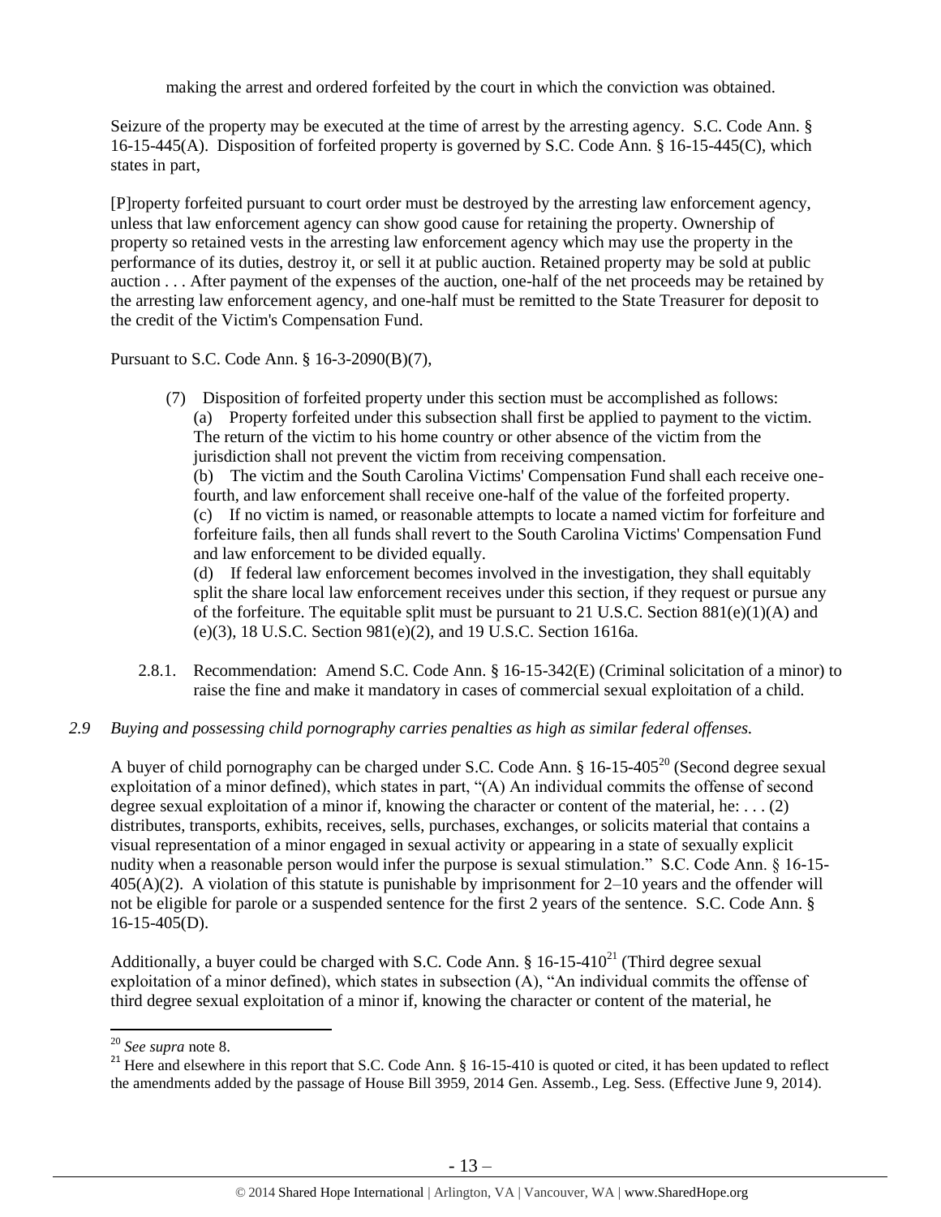making the arrest and ordered forfeited by the court in which the conviction was obtained.

Seizure of the property may be executed at the time of arrest by the arresting agency. S.C. Code Ann. § 16-15-445(A). Disposition of forfeited property is governed by S.C. Code Ann. § 16-15-445(C), which states in part,

[P]roperty forfeited pursuant to court order must be destroyed by the arresting law enforcement agency, unless that law enforcement agency can show good cause for retaining the property. Ownership of property so retained vests in the arresting law enforcement agency which may use the property in the performance of its duties, destroy it, or sell it at public auction. Retained property may be sold at public auction . . . After payment of the expenses of the auction, one-half of the net proceeds may be retained by the arresting law enforcement agency, and one-half must be remitted to the State Treasurer for deposit to the credit of the Victim's Compensation Fund.

Pursuant to S.C. Code Ann. § 16-3-2090(B)(7),

> (7) Disposition of forfeited property under this section must be accomplished as follows:
>
> (a) Property forfeited under this subsection shall first be applied to payment to the victim. The return of the victim to his home country or other absence of the victim from the jurisdiction shall not prevent the victim from receiving compensation.
>
> (b) The victim and the South Carolina Victims' Compensation Fund shall each receive one-fourth, and law enforcement shall receive one-half of the value of the forfeited property.
>
> (c) If no victim is named, or reasonable attempts to locate a named victim for forfeiture and forfeiture fails, then all funds shall revert to the South Carolina Victims' Compensation Fund and law enforcement to be divided equally.
>
> (d) If federal law enforcement becomes involved in the investigation, they shall equitably split the share local law enforcement receives under this section, if they request or pursue any of the forfeiture. The equitable split must be pursuant to 21 U.S.C. Section 881(e)(1)(A) and (e)(3), 18 U.S.C. Section 981(e)(2), and 19 U.S.C. Section 1616a.

2.8.1. Recommendation: Amend S.C. Code Ann. § 16-15-342(E) (Criminal solicitation of a minor) to raise the fine and make it mandatory in cases of commercial sexual exploitation of a child.

*2.9 Buying and possessing child pornography carries penalties as high as similar federal offenses.*

A buyer of child pornography can be charged under S.C. Code Ann. § 16-15-405[20] (Second degree sexual exploitation of a minor defined), which states in part, "(A) An individual commits the offense of second degree sexual exploitation of a minor if, knowing the character or content of the material, he: . . . (2) distributes, transports, exhibits, receives, sells, purchases, exchanges, or solicits material that contains a visual representation of a minor engaged in sexual activity or appearing in a state of sexually explicit nudity when a reasonable person would infer the purpose is sexual stimulation." S.C. Code Ann. § 16-15-405(A)(2). A violation of this statute is punishable by imprisonment for 2–10 years and the offender will not be eligible for parole or a suspended sentence for the first 2 years of the sentence. S.C. Code Ann. § 16-15-405(D).

Additionally, a buyer could be charged with S.C. Code Ann. § 16-15-410[21] (Third degree sexual exploitation of a minor defined), which states in subsection (A), "An individual commits the offense of third degree sexual exploitation of a minor if, knowing the character or content of the material, he

---

[20] *See supra* note 8.

[21] Here and elsewhere in this report that S.C. Code Ann. § 16-15-410 is quoted or cited, it has been updated to reflect the amendments added by the passage of House Bill 3959, 2014 Gen. Assemb., Leg. Sess. (Effective June 9, 2014).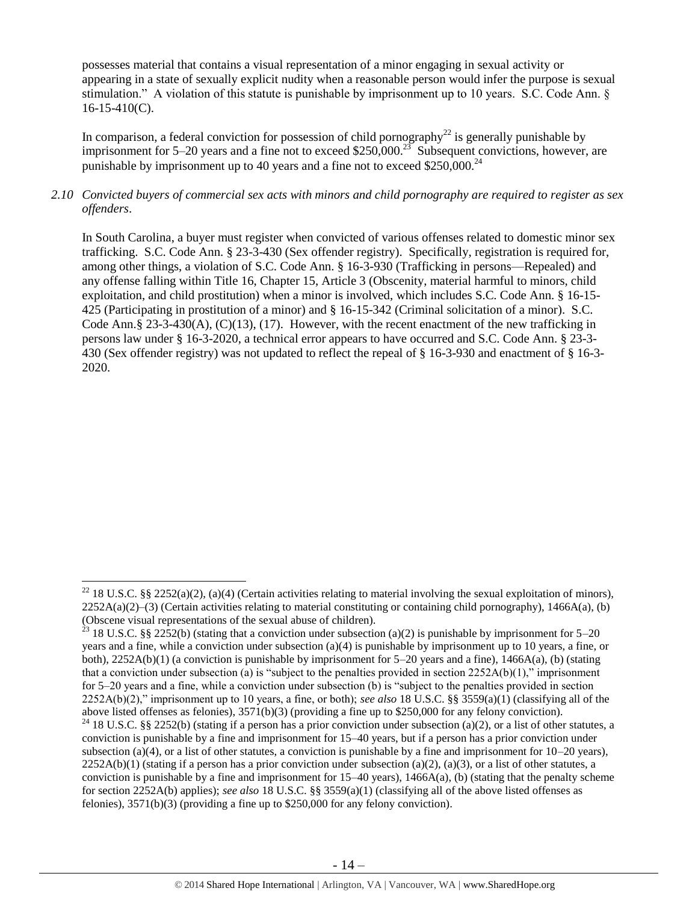possesses material that contains a visual representation of a minor engaging in sexual activity or appearing in a state of sexually explicit nudity when a reasonable person would infer the purpose is sexual stimulation." A violation of this statute is punishable by imprisonment up to 10 years. S.C. Code Ann. § 16-15-410(C).

In comparison, a federal conviction for possession of child pornography[22] is generally punishable by imprisonment for 5–20 years and a fine not to exceed $250,000.[23] Subsequent convictions, however, are punishable by imprisonment up to 40 years and a fine not to exceed $250,000.[24]

*2.10 Convicted buyers of commercial sex acts with minors and child pornography are required to register as sex offenders.*

In South Carolina, a buyer must register when convicted of various offenses related to domestic minor sex trafficking. S.C. Code Ann. § 23-3-430 (Sex offender registry). Specifically, registration is required for, among other things, a violation of S.C. Code Ann. § 16-3-930 (Trafficking in persons—Repealed) and any offense falling within Title 16, Chapter 15, Article 3 (Obscenity, material harmful to minors, child exploitation, and child prostitution) when a minor is involved, which includes S.C. Code Ann. § 16-15-425 (Participating in prostitution of a minor) and § 16-15-342 (Criminal solicitation of a minor). S.C. Code Ann.§ 23-3-430(A), (C)(13), (17). However, with the recent enactment of the new trafficking in persons law under § 16-3-2020, a technical error appears to have occurred and S.C. Code Ann. § 23-3-430 (Sex offender registry) was not updated to reflect the repeal of § 16-3-930 and enactment of § 16-3-2020.

---

[22] 18 U.S.C. §§ 2252(a)(2), (a)(4) (Certain activities relating to material involving the sexual exploitation of minors), 2252A(a)(2)–(3) (Certain activities relating to material constituting or containing child pornography), 1466A(a), (b) (Obscene visual representations of the sexual abuse of children).

[23] 18 U.S.C. §§ 2252(b) (stating that a conviction under subsection (a)(2) is punishable by imprisonment for 5–20 years and a fine, while a conviction under subsection (a)(4) is punishable by imprisonment up to 10 years, a fine, or both), 2252A(b)(1) (a conviction is punishable by imprisonment for 5–20 years and a fine), 1466A(a), (b) (stating that a conviction under subsection (a) is "subject to the penalties provided in section 2252A(b)(1)," imprisonment for 5–20 years and a fine, while a conviction under subsection (b) is "subject to the penalties provided in section 2252A(b)(2)," imprisonment up to 10 years, a fine, or both); *see also* 18 U.S.C. §§ 3559(a)(1) (classifying all of the above listed offenses as felonies), 3571(b)(3) (providing a fine up to $250,000 for any felony conviction).

[24] 18 U.S.C. §§ 2252(b) (stating if a person has a prior conviction under subsection (a)(2), or a list of other statutes, a conviction is punishable by a fine and imprisonment for 15–40 years, but if a person has a prior conviction under subsection (a)(4), or a list of other statutes, a conviction is punishable by a fine and imprisonment for 10–20 years), 2252A(b)(1) (stating if a person has a prior conviction under subsection (a)(2), (a)(3), or a list of other statutes, a conviction is punishable by a fine and imprisonment for 15–40 years), 1466A(a), (b) (stating that the penalty scheme for section 2252A(b) applies); *see also* 18 U.S.C. §§ 3559(a)(1) (classifying all of the above listed offenses as felonies), 3571(b)(3) (providing a fine up to $250,000 for any felony conviction).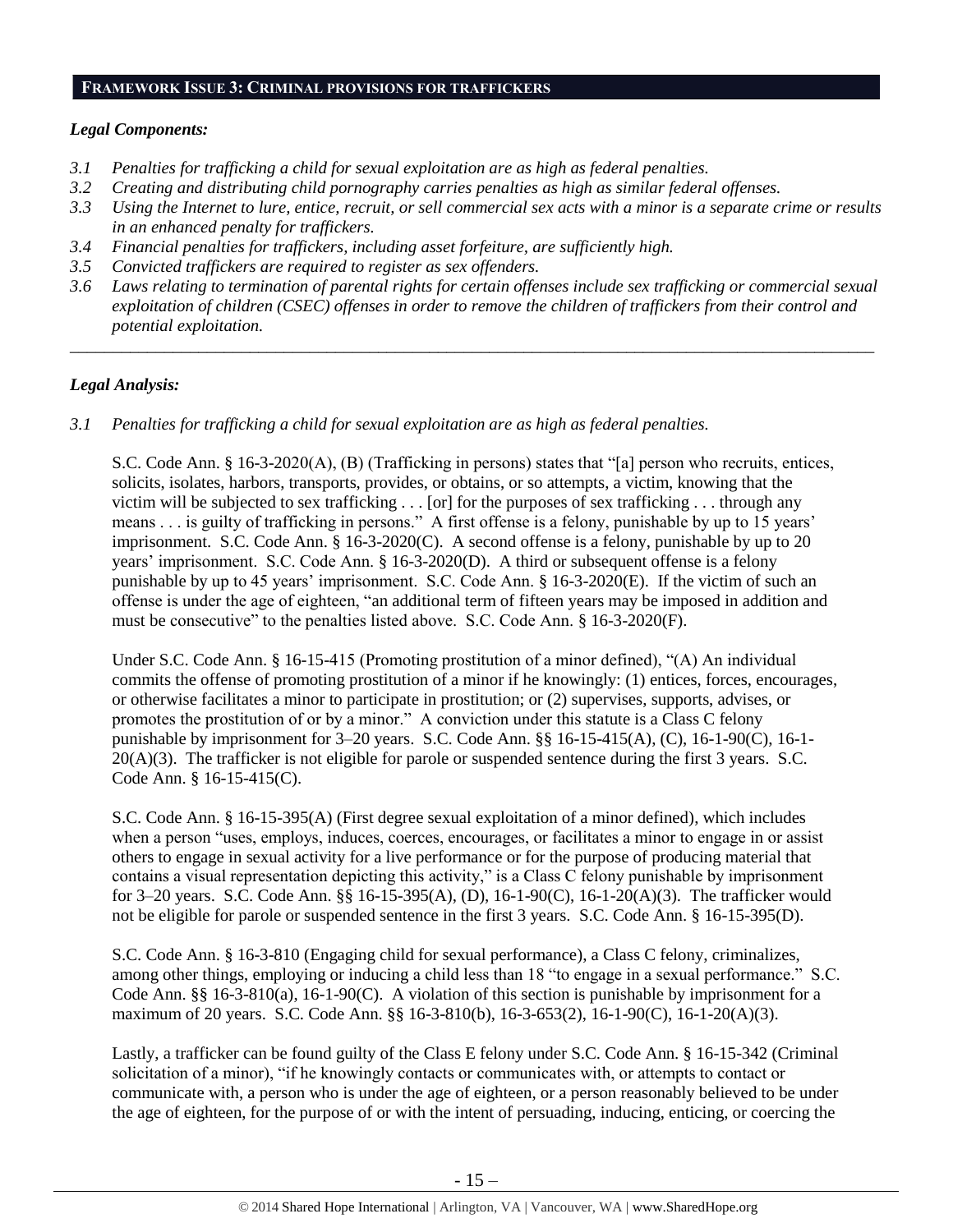## FRAMEWORK ISSUE 3: CRIMINAL PROVISIONS FOR TRAFFICKERS

### *Legal Components:*

- *3.1 Penalties for trafficking a child for sexual exploitation are as high as federal penalties.*
- *3.2 Creating and distributing child pornography carries penalties as high as similar federal offenses.*
- *3.3 Using the Internet to lure, entice, recruit, or sell commercial sex acts with a minor is a separate crime or results in an enhanced penalty for traffickers.*
- *3.4 Financial penalties for traffickers, including asset forfeiture, are sufficiently high.*
- *3.5 Convicted traffickers are required to register as sex offenders.*
- *3.6 Laws relating to termination of parental rights for certain offenses include sex trafficking or commercial sexual exploitation of children (CSEC) offenses in order to remove the children of traffickers from their control and potential exploitation.*

---

### *Legal Analysis:*

*3.1 Penalties for trafficking a child for sexual exploitation are as high as federal penalties.*

S.C. Code Ann. § 16-3-2020(A), (B) (Trafficking in persons) states that "[a] person who recruits, entices, solicits, isolates, harbors, transports, provides, or obtains, or so attempts, a victim, knowing that the victim will be subjected to sex trafficking . . . [or] for the purposes of sex trafficking . . . through any means . . . is guilty of trafficking in persons." A first offense is a felony, punishable by up to 15 years' imprisonment. S.C. Code Ann. § 16-3-2020(C). A second offense is a felony, punishable by up to 20 years' imprisonment. S.C. Code Ann. § 16-3-2020(D). A third or subsequent offense is a felony punishable by up to 45 years' imprisonment. S.C. Code Ann. § 16-3-2020(E). If the victim of such an offense is under the age of eighteen, "an additional term of fifteen years may be imposed in addition and must be consecutive" to the penalties listed above. S.C. Code Ann. § 16-3-2020(F).

Under S.C. Code Ann. § 16-15-415 (Promoting prostitution of a minor defined), "(A) An individual commits the offense of promoting prostitution of a minor if he knowingly: (1) entices, forces, encourages, or otherwise facilitates a minor to participate in prostitution; or (2) supervises, supports, advises, or promotes the prostitution of or by a minor." A conviction under this statute is a Class C felony punishable by imprisonment for 3–20 years. S.C. Code Ann. §§ 16-15-415(A), (C), 16-1-90(C), 16-1-20(A)(3). The trafficker is not eligible for parole or suspended sentence during the first 3 years. S.C. Code Ann. § 16-15-415(C).

S.C. Code Ann. § 16-15-395(A) (First degree sexual exploitation of a minor defined), which includes when a person "uses, employs, induces, coerces, encourages, or facilitates a minor to engage in or assist others to engage in sexual activity for a live performance or for the purpose of producing material that contains a visual representation depicting this activity," is a Class C felony punishable by imprisonment for 3–20 years. S.C. Code Ann. §§ 16-15-395(A), (D), 16-1-90(C), 16-1-20(A)(3). The trafficker would not be eligible for parole or suspended sentence in the first 3 years. S.C. Code Ann. § 16-15-395(D).

S.C. Code Ann. § 16-3-810 (Engaging child for sexual performance), a Class C felony, criminalizes, among other things, employing or inducing a child less than 18 "to engage in a sexual performance." S.C. Code Ann. §§ 16-3-810(a), 16-1-90(C). A violation of this section is punishable by imprisonment for a maximum of 20 years. S.C. Code Ann. §§ 16-3-810(b), 16-3-653(2), 16-1-90(C), 16-1-20(A)(3).

Lastly, a trafficker can be found guilty of the Class E felony under S.C. Code Ann. § 16-15-342 (Criminal solicitation of a minor), "if he knowingly contacts or communicates with, or attempts to contact or communicate with, a person who is under the age of eighteen, or a person reasonably believed to be under the age of eighteen, for the purpose of or with the intent of persuading, inducing, enticing, or coercing the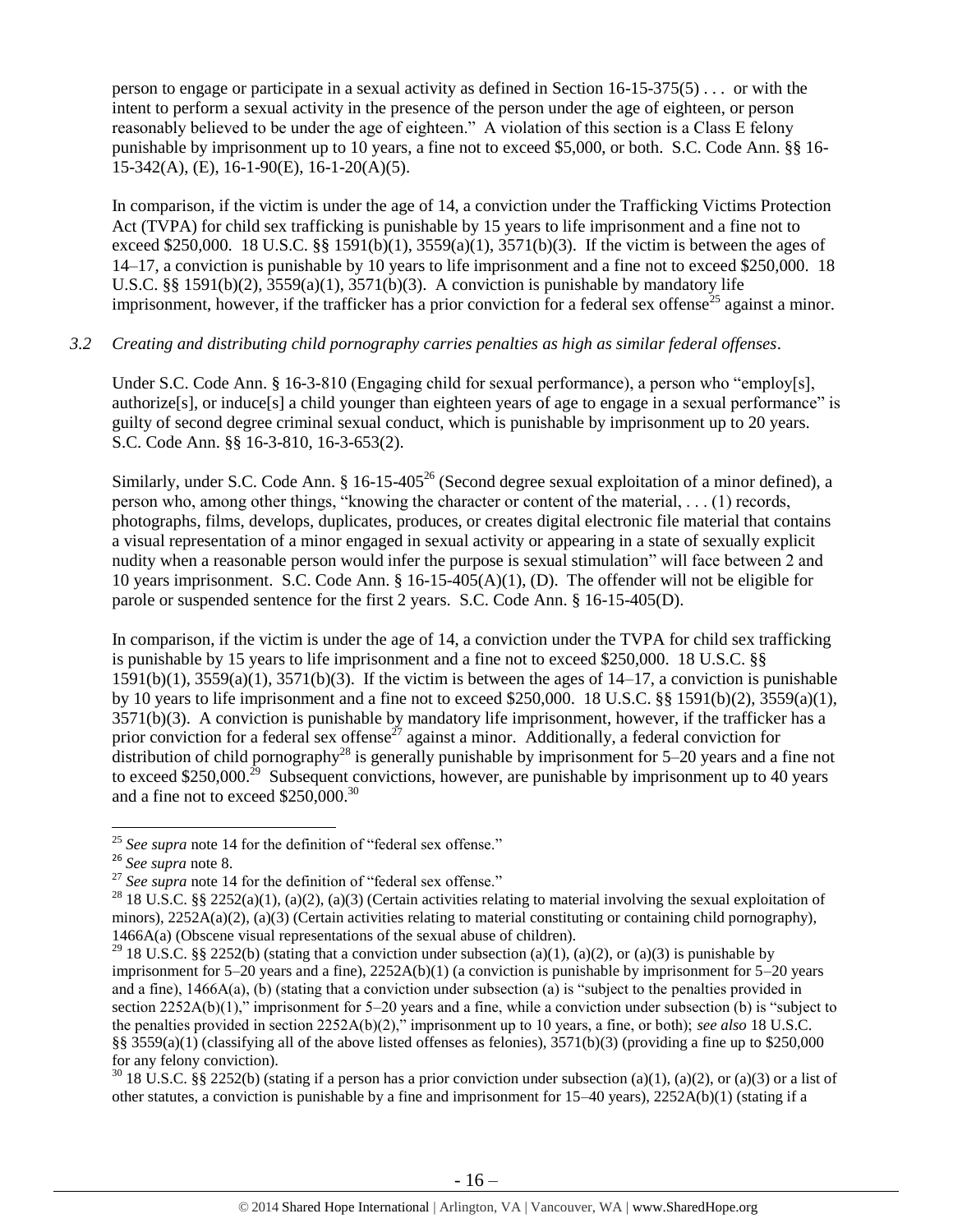person to engage or participate in a sexual activity as defined in Section 16-15-375(5) . . . or with the intent to perform a sexual activity in the presence of the person under the age of eighteen, or person reasonably believed to be under the age of eighteen." A violation of this section is a Class E felony punishable by imprisonment up to 10 years, a fine not to exceed $5,000, or both. S.C. Code Ann. §§ 16-15-342(A), (E), 16-1-90(E), 16-1-20(A)(5).

In comparison, if the victim is under the age of 14, a conviction under the Trafficking Victims Protection Act (TVPA) for child sex trafficking is punishable by 15 years to life imprisonment and a fine not to exceed $250,000. 18 U.S.C. §§ 1591(b)(1), 3559(a)(1), 3571(b)(3). If the victim is between the ages of 14–17, a conviction is punishable by 10 years to life imprisonment and a fine not to exceed $250,000. 18 U.S.C. §§ 1591(b)(2), 3559(a)(1), 3571(b)(3). A conviction is punishable by mandatory life imprisonment, however, if the trafficker has a prior conviction for a federal sex offense[25] against a minor.

*3.2 Creating and distributing child pornography carries penalties as high as similar federal offenses.*

Under S.C. Code Ann. § 16-3-810 (Engaging child for sexual performance), a person who "employ[s], authorize[s], or induce[s] a child younger than eighteen years of age to engage in a sexual performance" is guilty of second degree criminal sexual conduct, which is punishable by imprisonment up to 20 years. S.C. Code Ann. §§ 16-3-810, 16-3-653(2).

Similarly, under S.C. Code Ann. § 16-15-405[26] (Second degree sexual exploitation of a minor defined), a person who, among other things, "knowing the character or content of the material, . . . (1) records, photographs, films, develops, duplicates, produces, or creates digital electronic file material that contains a visual representation of a minor engaged in sexual activity or appearing in a state of sexually explicit nudity when a reasonable person would infer the purpose is sexual stimulation" will face between 2 and 10 years imprisonment. S.C. Code Ann. § 16-15-405(A)(1), (D). The offender will not be eligible for parole or suspended sentence for the first 2 years. S.C. Code Ann. § 16-15-405(D).

In comparison, if the victim is under the age of 14, a conviction under the TVPA for child sex trafficking is punishable by 15 years to life imprisonment and a fine not to exceed $250,000. 18 U.S.C. §§ 1591(b)(1), 3559(a)(1), 3571(b)(3). If the victim is between the ages of 14–17, a conviction is punishable by 10 years to life imprisonment and a fine not to exceed $250,000. 18 U.S.C. §§ 1591(b)(2), 3559(a)(1), 3571(b)(3). A conviction is punishable by mandatory life imprisonment, however, if the trafficker has a prior conviction for a federal sex offense[27] against a minor. Additionally, a federal conviction for distribution of child pornography[28] is generally punishable by imprisonment for 5–20 years and a fine not to exceed $250,000.[29] Subsequent convictions, however, are punishable by imprisonment up to 40 years and a fine not to exceed $250,000.[30]

---

[25] *See supra* note 14 for the definition of "federal sex offense."

[26] *See supra* note 8.

[27] *See supra* note 14 for the definition of "federal sex offense."

[28] 18 U.S.C. §§ 2252(a)(1), (a)(2), (a)(3) (Certain activities relating to material involving the sexual exploitation of minors), 2252A(a)(2), (a)(3) (Certain activities relating to material constituting or containing child pornography), 1466A(a) (Obscene visual representations of the sexual abuse of children).

[29] 18 U.S.C. §§ 2252(b) (stating that a conviction under subsection (a)(1), (a)(2), or (a)(3) is punishable by imprisonment for 5–20 years and a fine), 2252A(b)(1) (a conviction is punishable by imprisonment for 5–20 years and a fine), 1466A(a), (b) (stating that a conviction under subsection (a) is "subject to the penalties provided in section 2252A(b)(1)," imprisonment for 5–20 years and a fine, while a conviction under subsection (b) is "subject to the penalties provided in section 2252A(b)(2)," imprisonment up to 10 years, a fine, or both); *see also* 18 U.S.C. §§ 3559(a)(1) (classifying all of the above listed offenses as felonies), 3571(b)(3) (providing a fine up to $250,000 for any felony conviction).

[30] 18 U.S.C. §§ 2252(b) (stating if a person has a prior conviction under subsection (a)(1), (a)(2), or (a)(3) or a list of other statutes, a conviction is punishable by a fine and imprisonment for 15–40 years), 2252A(b)(1) (stating if a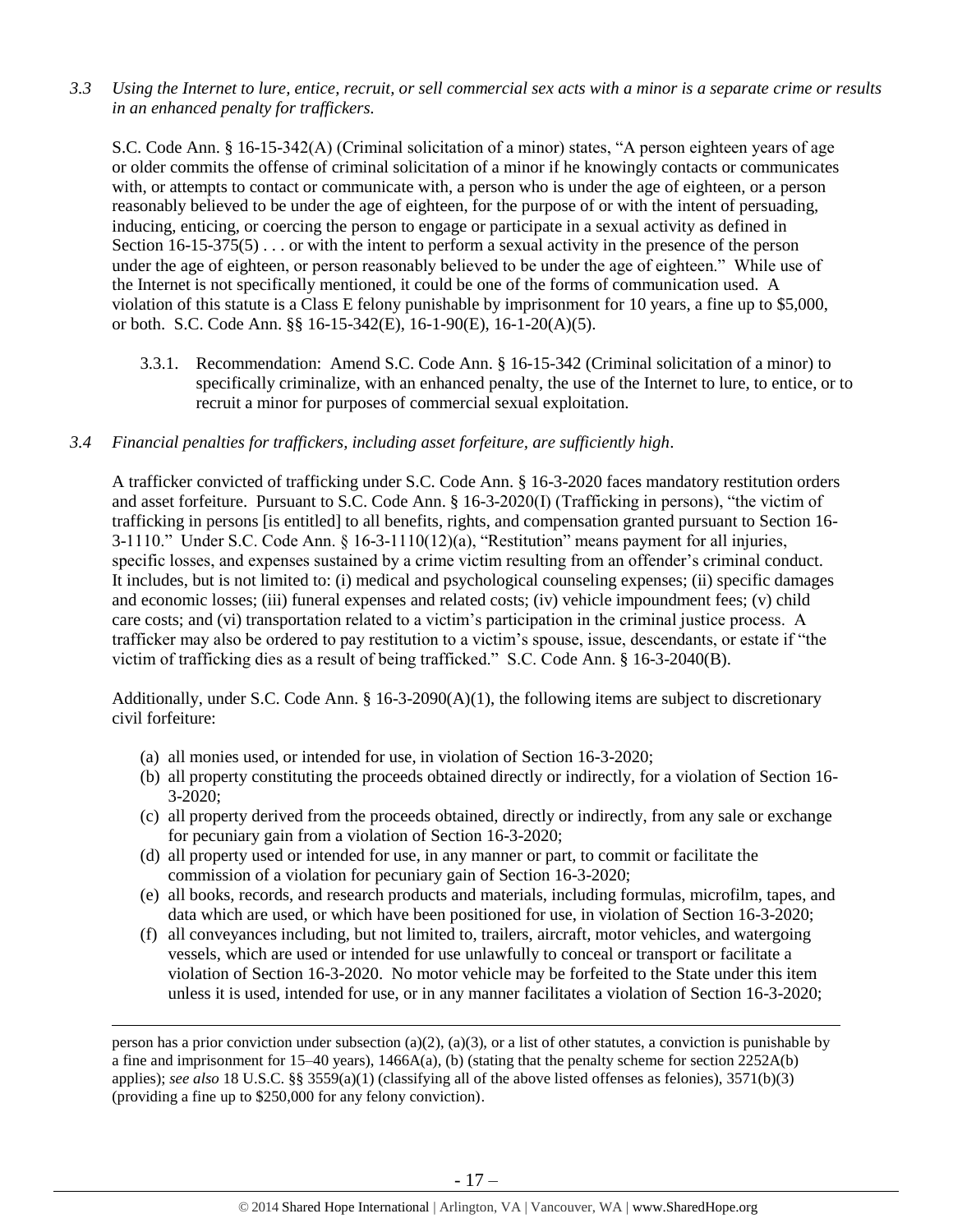*3.3 Using the Internet to lure, entice, recruit, or sell commercial sex acts with a minor is a separate crime or results in an enhanced penalty for traffickers.*

S.C. Code Ann. § 16-15-342(A) (Criminal solicitation of a minor) states, "A person eighteen years of age or older commits the offense of criminal solicitation of a minor if he knowingly contacts or communicates with, or attempts to contact or communicate with, a person who is under the age of eighteen, or a person reasonably believed to be under the age of eighteen, for the purpose of or with the intent of persuading, inducing, enticing, or coercing the person to engage or participate in a sexual activity as defined in Section 16-15-375(5) . . . or with the intent to perform a sexual activity in the presence of the person under the age of eighteen, or person reasonably believed to be under the age of eighteen." While use of the Internet is not specifically mentioned, it could be one of the forms of communication used. A violation of this statute is a Class E felony punishable by imprisonment for 10 years, a fine up to $5,000, or both. S.C. Code Ann. §§ 16-15-342(E), 16-1-90(E), 16-1-20(A)(5).

3.3.1. Recommendation: Amend S.C. Code Ann. § 16-15-342 (Criminal solicitation of a minor) to specifically criminalize, with an enhanced penalty, the use of the Internet to lure, to entice, or to recruit a minor for purposes of commercial sexual exploitation.

*3.4 Financial penalties for traffickers, including asset forfeiture, are sufficiently high.*

A trafficker convicted of trafficking under S.C. Code Ann. § 16-3-2020 faces mandatory restitution orders and asset forfeiture. Pursuant to S.C. Code Ann. § 16-3-2020(I) (Trafficking in persons), "the victim of trafficking in persons [is entitled] to all benefits, rights, and compensation granted pursuant to Section 16-3-1110." Under S.C. Code Ann. § 16-3-1110(12)(a), "Restitution" means payment for all injuries, specific losses, and expenses sustained by a crime victim resulting from an offender's criminal conduct. It includes, but is not limited to: (i) medical and psychological counseling expenses; (ii) specific damages and economic losses; (iii) funeral expenses and related costs; (iv) vehicle impoundment fees; (v) child care costs; and (vi) transportation related to a victim's participation in the criminal justice process. A trafficker may also be ordered to pay restitution to a victim's spouse, issue, descendants, or estate if "the victim of trafficking dies as a result of being trafficked." S.C. Code Ann. § 16-3-2040(B).

Additionally, under S.C. Code Ann. § 16-3-2090(A)(1), the following items are subject to discretionary civil forfeiture:

(a) all monies used, or intended for use, in violation of Section 16-3-2020;
(b) all property constituting the proceeds obtained directly or indirectly, for a violation of Section 16-3-2020;
(c) all property derived from the proceeds obtained, directly or indirectly, from any sale or exchange for pecuniary gain from a violation of Section 16-3-2020;
(d) all property used or intended for use, in any manner or part, to commit or facilitate the commission of a violation for pecuniary gain of Section 16-3-2020;
(e) all books, records, and research products and materials, including formulas, microfilm, tapes, and data which are used, or which have been positioned for use, in violation of Section 16-3-2020;
(f) all conveyances including, but not limited to, trailers, aircraft, motor vehicles, and watergoing vessels, which are used or intended for use unlawfully to conceal or transport or facilitate a violation of Section 16-3-2020. No motor vehicle may be forfeited to the State under this item unless it is used, intended for use, or in any manner facilitates a violation of Section 16-3-2020;

---

person has a prior conviction under subsection (a)(2), (a)(3), or a list of other statutes, a conviction is punishable by a fine and imprisonment for 15–40 years), 1466A(a), (b) (stating that the penalty scheme for section 2252A(b) applies); *see also* 18 U.S.C. §§ 3559(a)(1) (classifying all of the above listed offenses as felonies), 3571(b)(3) (providing a fine up to $250,000 for any felony conviction).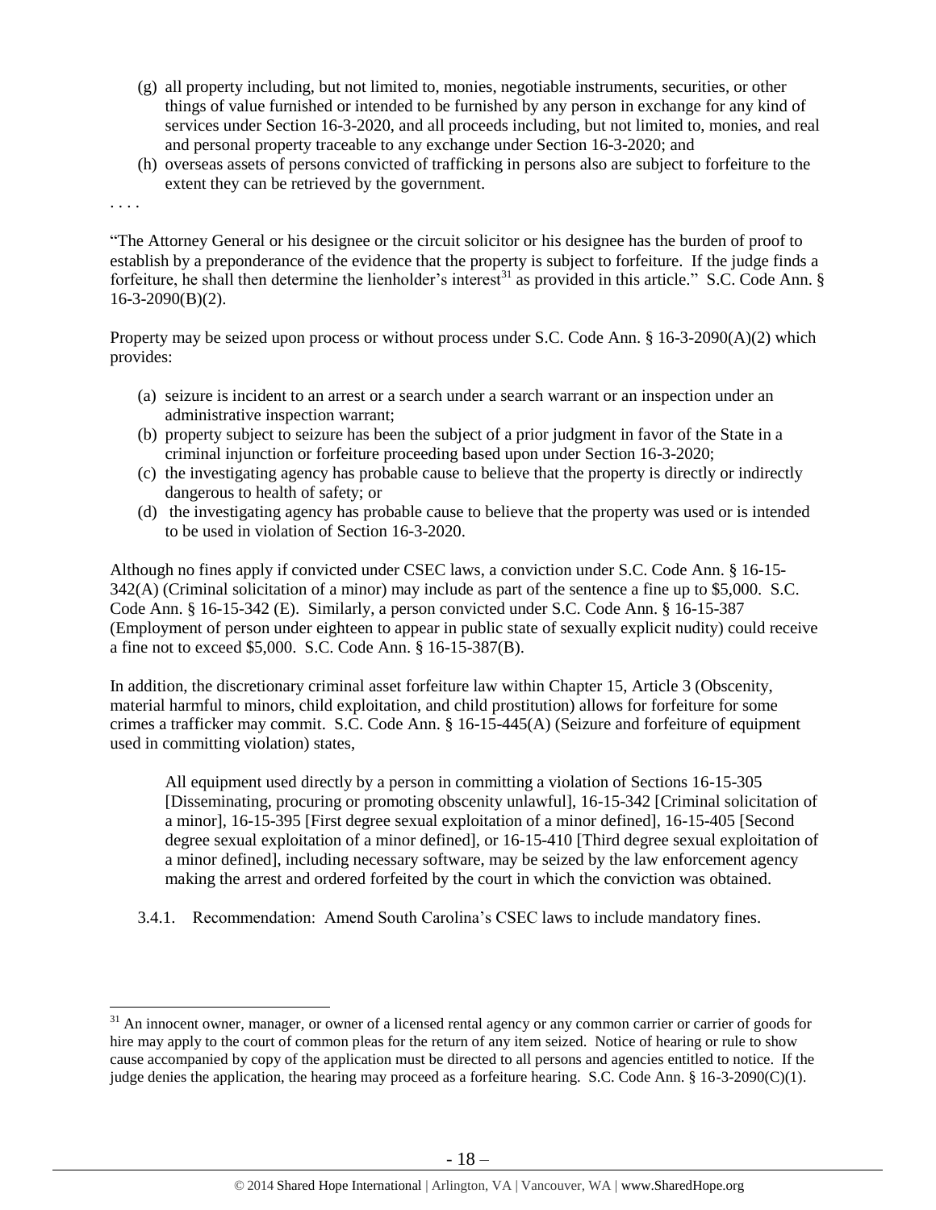(g) all property including, but not limited to, monies, negotiable instruments, securities, or other things of value furnished or intended to be furnished by any person in exchange for any kind of services under Section 16-3-2020, and all proceeds including, but not limited to, monies, and real and personal property traceable to any exchange under Section 16-3-2020; and

(h) overseas assets of persons convicted of trafficking in persons also are subject to forfeiture to the extent they can be retrieved by the government.

. . . .

"The Attorney General or his designee or the circuit solicitor or his designee has the burden of proof to establish by a preponderance of the evidence that the property is subject to forfeiture. If the judge finds a forfeiture, he shall then determine the lienholder's interest[31] as provided in this article." S.C. Code Ann. § 16-3-2090(B)(2).

Property may be seized upon process or without process under S.C. Code Ann. § 16-3-2090(A)(2) which provides:

(a) seizure is incident to an arrest or a search under a search warrant or an inspection under an administrative inspection warrant;

(b) property subject to seizure has been the subject of a prior judgment in favor of the State in a criminal injunction or forfeiture proceeding based upon under Section 16-3-2020;

(c) the investigating agency has probable cause to believe that the property is directly or indirectly dangerous to health of safety; or

(d) the investigating agency has probable cause to believe that the property was used or is intended to be used in violation of Section 16-3-2020.

Although no fines apply if convicted under CSEC laws, a conviction under S.C. Code Ann. § 16-15-342(A) (Criminal solicitation of a minor) may include as part of the sentence a fine up to $5,000. S.C. Code Ann. § 16-15-342 (E). Similarly, a person convicted under S.C. Code Ann. § 16-15-387 (Employment of person under eighteen to appear in public state of sexually explicit nudity) could receive a fine not to exceed $5,000. S.C. Code Ann. § 16-15-387(B).

In addition, the discretionary criminal asset forfeiture law within Chapter 15, Article 3 (Obscenity, material harmful to minors, child exploitation, and child prostitution) allows for forfeiture for some crimes a trafficker may commit. S.C. Code Ann. § 16-15-445(A) (Seizure and forfeiture of equipment used in committing violation) states,

> All equipment used directly by a person in committing a violation of Sections 16-15-305 [Disseminating, procuring or promoting obscenity unlawful], 16-15-342 [Criminal solicitation of a minor], 16-15-395 [First degree sexual exploitation of a minor defined], 16-15-405 [Second degree sexual exploitation of a minor defined], or 16-15-410 [Third degree sexual exploitation of a minor defined], including necessary software, may be seized by the law enforcement agency making the arrest and ordered forfeited by the court in which the conviction was obtained.

3.4.1. Recommendation: Amend South Carolina's CSEC laws to include mandatory fines.

---

[31] An innocent owner, manager, or owner of a licensed rental agency or any common carrier or carrier of goods for hire may apply to the court of common pleas for the return of any item seized. Notice of hearing or rule to show cause accompanied by copy of the application must be directed to all persons and agencies entitled to notice. If the judge denies the application, the hearing may proceed as a forfeiture hearing. S.C. Code Ann. § 16-3-2090(C)(1).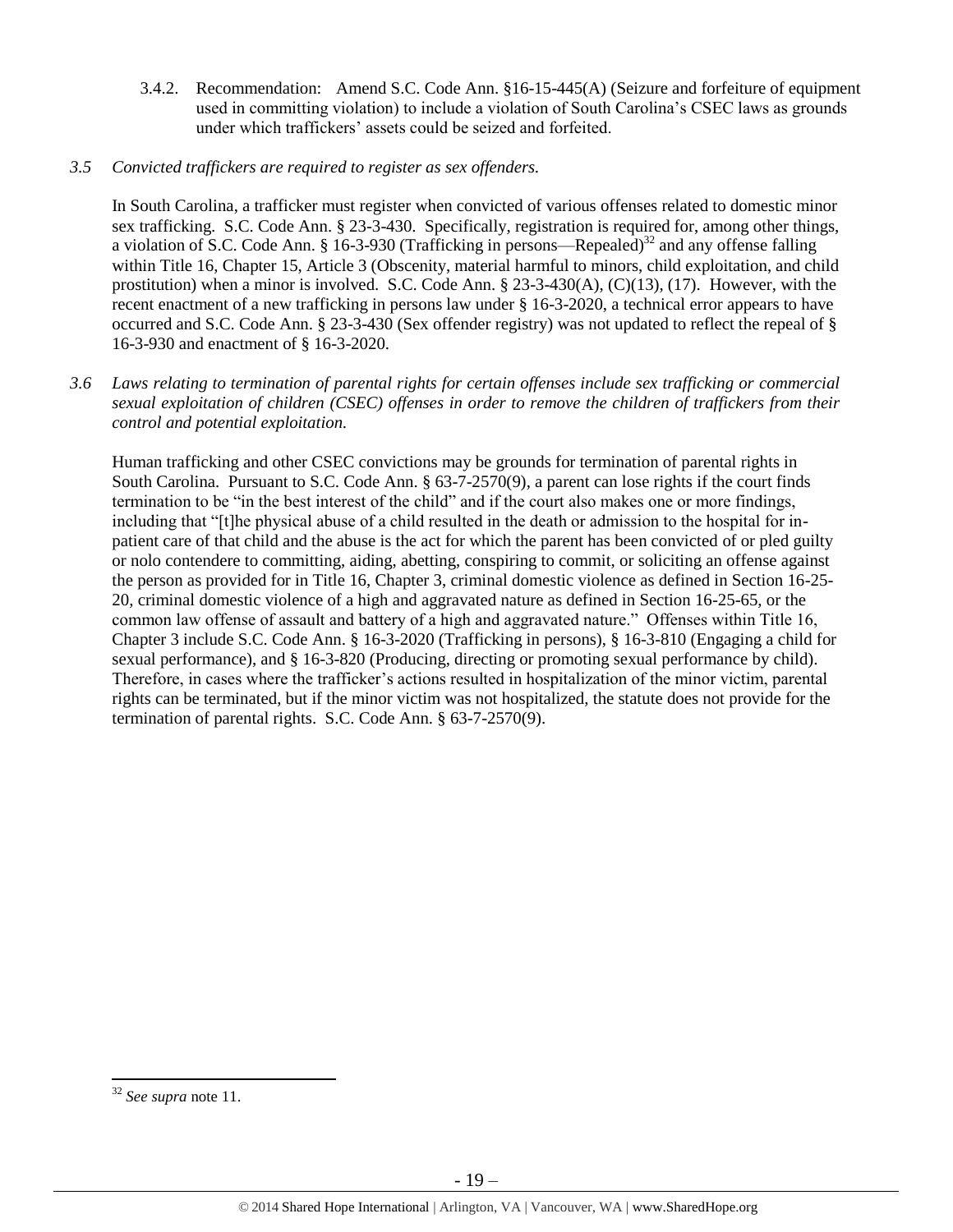3.4.2. Recommendation: Amend S.C. Code Ann. §16-15-445(A) (Seizure and forfeiture of equipment used in committing violation) to include a violation of South Carolina's CSEC laws as grounds under which traffickers' assets could be seized and forfeited.

*3.5 Convicted traffickers are required to register as sex offenders.*

In South Carolina, a trafficker must register when convicted of various offenses related to domestic minor sex trafficking. S.C. Code Ann. § 23-3-430. Specifically, registration is required for, among other things, a violation of S.C. Code Ann. § 16-3-930 (Trafficking in persons—Repealed)[32] and any offense falling within Title 16, Chapter 15, Article 3 (Obscenity, material harmful to minors, child exploitation, and child prostitution) when a minor is involved. S.C. Code Ann. § 23-3-430(A), (C)(13), (17). However, with the recent enactment of a new trafficking in persons law under § 16-3-2020, a technical error appears to have occurred and S.C. Code Ann. § 23-3-430 (Sex offender registry) was not updated to reflect the repeal of § 16-3-930 and enactment of § 16-3-2020.

*3.6 Laws relating to termination of parental rights for certain offenses include sex trafficking or commercial sexual exploitation of children (CSEC) offenses in order to remove the children of traffickers from their control and potential exploitation.*

Human trafficking and other CSEC convictions may be grounds for termination of parental rights in South Carolina. Pursuant to S.C. Code Ann. § 63-7-2570(9), a parent can lose rights if the court finds termination to be "in the best interest of the child" and if the court also makes one or more findings, including that "[t]he physical abuse of a child resulted in the death or admission to the hospital for in-patient care of that child and the abuse is the act for which the parent has been convicted of or pled guilty or nolo contendere to committing, aiding, abetting, conspiring to commit, or soliciting an offense against the person as provided for in Title 16, Chapter 3, criminal domestic violence as defined in Section 16-25-20, criminal domestic violence of a high and aggravated nature as defined in Section 16-25-65, or the common law offense of assault and battery of a high and aggravated nature." Offenses within Title 16, Chapter 3 include S.C. Code Ann. § 16-3-2020 (Trafficking in persons), § 16-3-810 (Engaging a child for sexual performance), and § 16-3-820 (Producing, directing or promoting sexual performance by child). Therefore, in cases where the trafficker's actions resulted in hospitalization of the minor victim, parental rights can be terminated, but if the minor victim was not hospitalized, the statute does not provide for the termination of parental rights. S.C. Code Ann. § 63-7-2570(9).

---

[32] *See supra* note 11.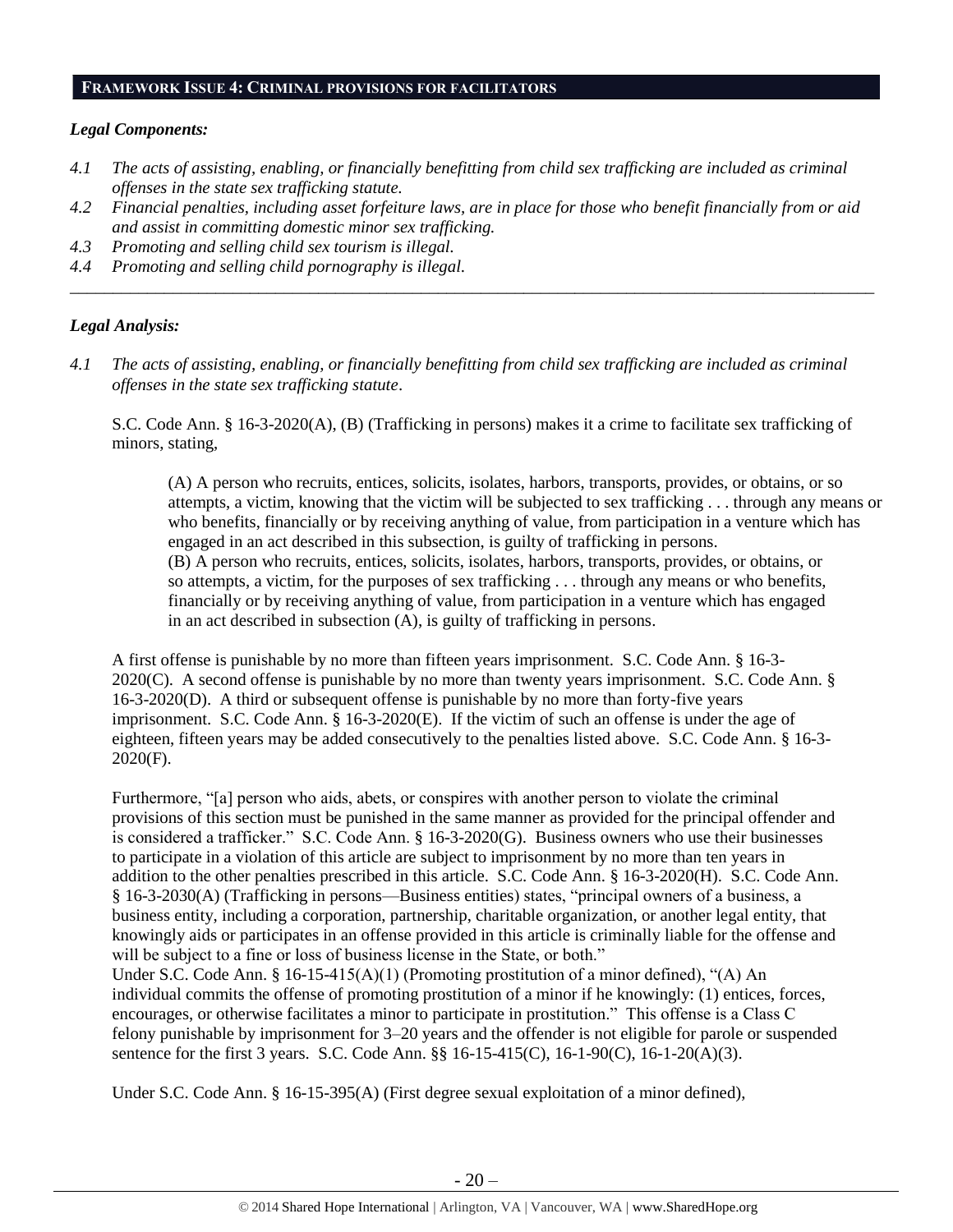## FRAMEWORK ISSUE 4: CRIMINAL PROVISIONS FOR FACILITATORS

### *Legal Components:*

*4.1 The acts of assisting, enabling, or financially benefitting from child sex trafficking are included as criminal offenses in the state sex trafficking statute.*

*4.2 Financial penalties, including asset forfeiture laws, are in place for those who benefit financially from or aid and assist in committing domestic minor sex trafficking.*

*4.3 Promoting and selling child sex tourism is illegal.*

*4.4 Promoting and selling child pornography is illegal.*

---

### *Legal Analysis:*

*4.1 The acts of assisting, enabling, or financially benefitting from child sex trafficking are included as criminal offenses in the state sex trafficking statute*.

S.C. Code Ann. § 16-3-2020(A), (B) (Trafficking in persons) makes it a crime to facilitate sex trafficking of minors, stating,

> (A) A person who recruits, entices, solicits, isolates, harbors, transports, provides, or obtains, or so attempts, a victim, knowing that the victim will be subjected to sex trafficking . . . through any means or who benefits, financially or by receiving anything of value, from participation in a venture which has engaged in an act described in this subsection, is guilty of trafficking in persons.
> (B) A person who recruits, entices, solicits, isolates, harbors, transports, provides, or obtains, or so attempts, a victim, for the purposes of sex trafficking . . . through any means or who benefits, financially or by receiving anything of value, from participation in a venture which has engaged in an act described in subsection (A), is guilty of trafficking in persons.

A first offense is punishable by no more than fifteen years imprisonment. S.C. Code Ann. § 16-3-2020(C). A second offense is punishable by no more than twenty years imprisonment. S.C. Code Ann. § 16-3-2020(D). A third or subsequent offense is punishable by no more than forty-five years imprisonment. S.C. Code Ann. § 16-3-2020(E). If the victim of such an offense is under the age of eighteen, fifteen years may be added consecutively to the penalties listed above. S.C. Code Ann. § 16-3-2020(F).

Furthermore, "[a] person who aids, abets, or conspires with another person to violate the criminal provisions of this section must be punished in the same manner as provided for the principal offender and is considered a trafficker." S.C. Code Ann. § 16-3-2020(G). Business owners who use their businesses to participate in a violation of this article are subject to imprisonment by no more than ten years in addition to the other penalties prescribed in this article. S.C. Code Ann. § 16-3-2020(H). S.C. Code Ann. § 16-3-2030(A) (Trafficking in persons—Business entities) states, "principal owners of a business, a business entity, including a corporation, partnership, charitable organization, or another legal entity, that knowingly aids or participates in an offense provided in this article is criminally liable for the offense and will be subject to a fine or loss of business license in the State, or both."
Under S.C. Code Ann. § 16-15-415(A)(1) (Promoting prostitution of a minor defined), "(A) An individual commits the offense of promoting prostitution of a minor if he knowingly: (1) entices, forces, encourages, or otherwise facilitates a minor to participate in prostitution." This offense is a Class C felony punishable by imprisonment for 3–20 years and the offender is not eligible for parole or suspended sentence for the first 3 years. S.C. Code Ann. §§ 16-15-415(C), 16-1-90(C), 16-1-20(A)(3).

Under S.C. Code Ann. § 16-15-395(A) (First degree sexual exploitation of a minor defined),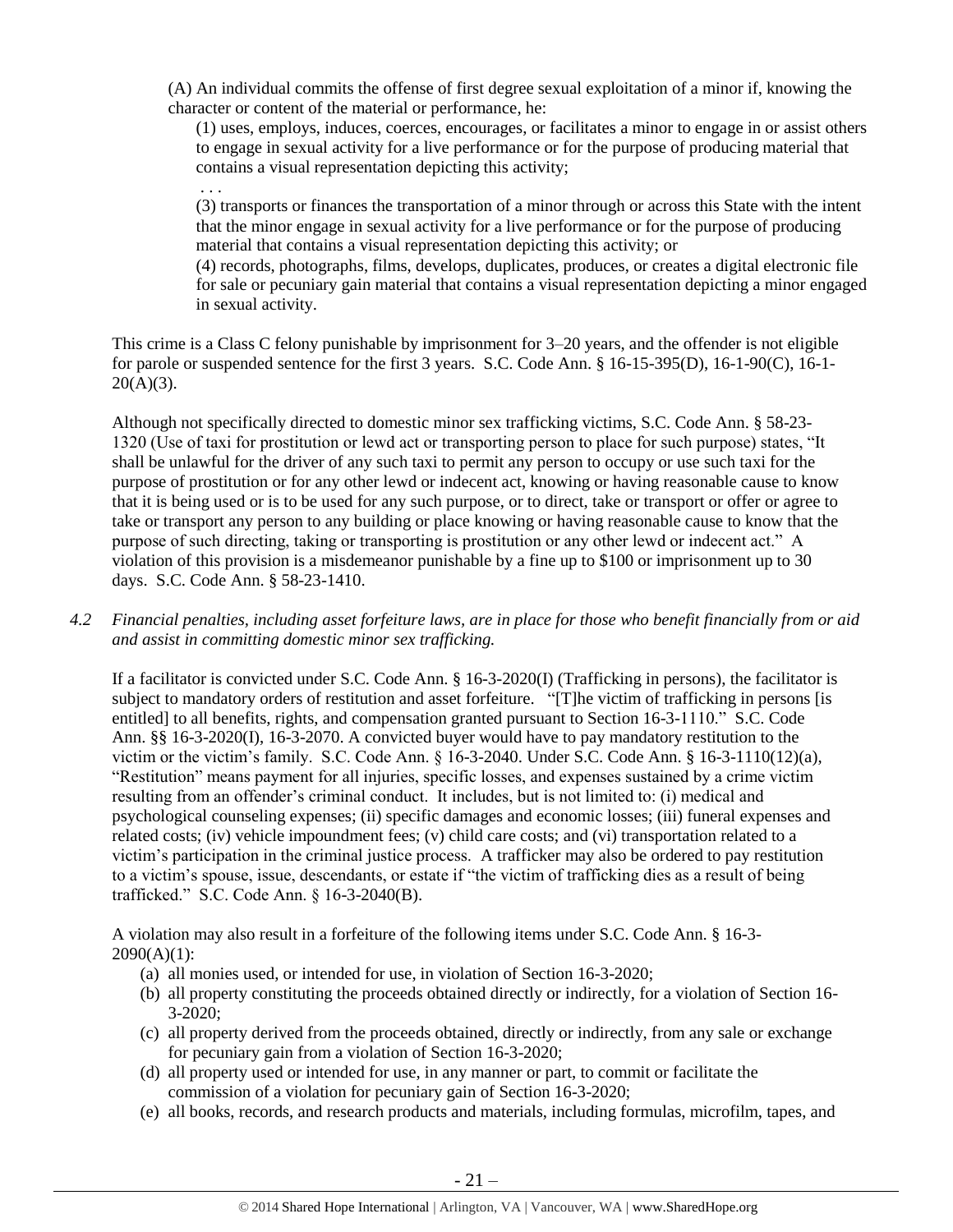(A) An individual commits the offense of first degree sexual exploitation of a minor if, knowing the character or content of the material or performance, he:

(1) uses, employs, induces, coerces, encourages, or facilitates a minor to engage in or assist others to engage in sexual activity for a live performance or for the purpose of producing material that contains a visual representation depicting this activity;

. . .

(3) transports or finances the transportation of a minor through or across this State with the intent that the minor engage in sexual activity for a live performance or for the purpose of producing material that contains a visual representation depicting this activity; or

(4) records, photographs, films, develops, duplicates, produces, or creates a digital electronic file for sale or pecuniary gain material that contains a visual representation depicting a minor engaged in sexual activity.

This crime is a Class C felony punishable by imprisonment for 3–20 years, and the offender is not eligible for parole or suspended sentence for the first 3 years. S.C. Code Ann. § 16-15-395(D), 16-1-90(C), 16-1-20(A)(3).

Although not specifically directed to domestic minor sex trafficking victims, S.C. Code Ann. § 58-23-1320 (Use of taxi for prostitution or lewd act or transporting person to place for such purpose) states, "It shall be unlawful for the driver of any such taxi to permit any person to occupy or use such taxi for the purpose of prostitution or for any other lewd or indecent act, knowing or having reasonable cause to know that it is being used or is to be used for any such purpose, or to direct, take or transport or offer or agree to take or transport any person to any building or place knowing or having reasonable cause to know that the purpose of such directing, taking or transporting is prostitution or any other lewd or indecent act." A violation of this provision is a misdemeanor punishable by a fine up to $100 or imprisonment up to 30 days. S.C. Code Ann. § 58-23-1410.

*4.2 Financial penalties, including asset forfeiture laws, are in place for those who benefit financially from or aid and assist in committing domestic minor sex trafficking.*

If a facilitator is convicted under S.C. Code Ann. § 16-3-2020(I) (Trafficking in persons), the facilitator is subject to mandatory orders of restitution and asset forfeiture. "[T]he victim of trafficking in persons [is entitled] to all benefits, rights, and compensation granted pursuant to Section 16-3-1110." S.C. Code Ann. §§ 16-3-2020(I), 16-3-2070. A convicted buyer would have to pay mandatory restitution to the victim or the victim's family. S.C. Code Ann. § 16-3-2040. Under S.C. Code Ann. § 16-3-1110(12)(a), "Restitution" means payment for all injuries, specific losses, and expenses sustained by a crime victim resulting from an offender's criminal conduct. It includes, but is not limited to: (i) medical and psychological counseling expenses; (ii) specific damages and economic losses; (iii) funeral expenses and related costs; (iv) vehicle impoundment fees; (v) child care costs; and (vi) transportation related to a victim's participation in the criminal justice process. A trafficker may also be ordered to pay restitution to a victim's spouse, issue, descendants, or estate if "the victim of trafficking dies as a result of being trafficked." S.C. Code Ann. § 16-3-2040(B).

A violation may also result in a forfeiture of the following items under S.C. Code Ann. § 16-3-2090(A)(1):

(a) all monies used, or intended for use, in violation of Section 16-3-2020;
(b) all property constituting the proceeds obtained directly or indirectly, for a violation of Section 16-3-2020;
(c) all property derived from the proceeds obtained, directly or indirectly, from any sale or exchange for pecuniary gain from a violation of Section 16-3-2020;
(d) all property used or intended for use, in any manner or part, to commit or facilitate the commission of a violation for pecuniary gain of Section 16-3-2020;
(e) all books, records, and research products and materials, including formulas, microfilm, tapes, and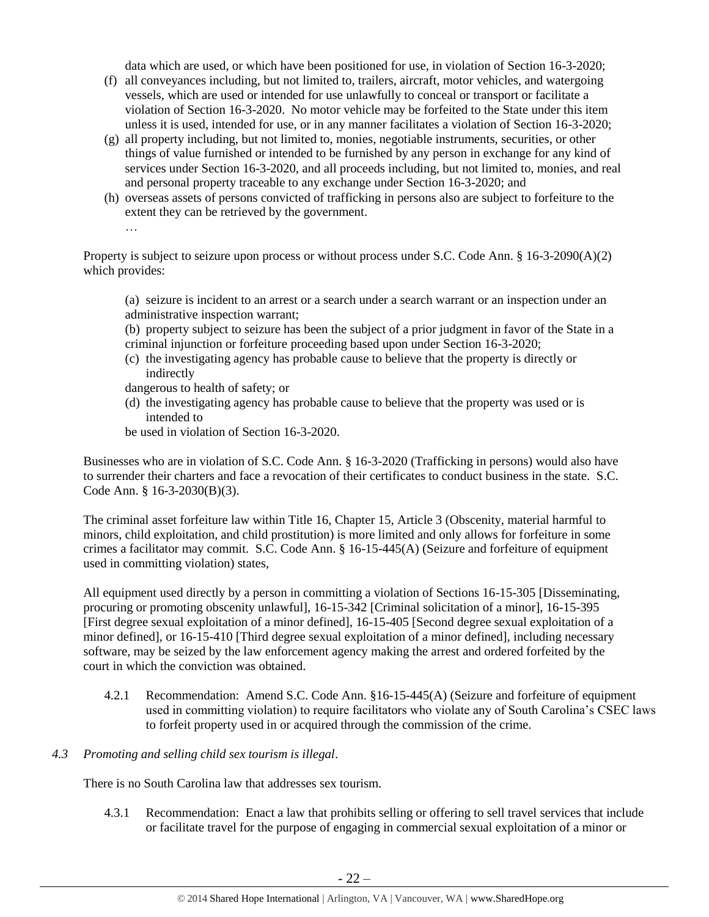data which are used, or which have been positioned for use, in violation of Section 16-3-2020;

(f) all conveyances including, but not limited to, trailers, aircraft, motor vehicles, and watergoing vessels, which are used or intended for use unlawfully to conceal or transport or facilitate a violation of Section 16-3-2020. No motor vehicle may be forfeited to the State under this item unless it is used, intended for use, or in any manner facilitates a violation of Section 16-3-2020;

(g) all property including, but not limited to, monies, negotiable instruments, securities, or other things of value furnished or intended to be furnished by any person in exchange for any kind of services under Section 16-3-2020, and all proceeds including, but not limited to, monies, and real and personal property traceable to any exchange under Section 16-3-2020; and

(h) overseas assets of persons convicted of trafficking in persons also are subject to forfeiture to the extent they can be retrieved by the government.

…

Property is subject to seizure upon process or without process under S.C. Code Ann. § 16-3-2090(A)(2) which provides:

> (a) seizure is incident to an arrest or a search under a search warrant or an inspection under an administrative inspection warrant;
>
> (b) property subject to seizure has been the subject of a prior judgment in favor of the State in a criminal injunction or forfeiture proceeding based upon under Section 16-3-2020;
>
> (c) the investigating agency has probable cause to believe that the property is directly or indirectly
>
> dangerous to health of safety; or
>
> (d) the investigating agency has probable cause to believe that the property was used or is intended to
>
> be used in violation of Section 16-3-2020.

Businesses who are in violation of S.C. Code Ann. § 16-3-2020 (Trafficking in persons) would also have to surrender their charters and face a revocation of their certificates to conduct business in the state. S.C. Code Ann. § 16-3-2030(B)(3).

The criminal asset forfeiture law within Title 16, Chapter 15, Article 3 (Obscenity, material harmful to minors, child exploitation, and child prostitution) is more limited and only allows for forfeiture in some crimes a facilitator may commit. S.C. Code Ann. § 16-15-445(A) (Seizure and forfeiture of equipment used in committing violation) states,

All equipment used directly by a person in committing a violation of Sections 16-15-305 [Disseminating, procuring or promoting obscenity unlawful], 16-15-342 [Criminal solicitation of a minor], 16-15-395 [First degree sexual exploitation of a minor defined], 16-15-405 [Second degree sexual exploitation of a minor defined], or 16-15-410 [Third degree sexual exploitation of a minor defined], including necessary software, may be seized by the law enforcement agency making the arrest and ordered forfeited by the court in which the conviction was obtained.

4.2.1 Recommendation: Amend S.C. Code Ann. §16-15-445(A) (Seizure and forfeiture of equipment used in committing violation) to require facilitators who violate any of South Carolina's CSEC laws to forfeit property used in or acquired through the commission of the crime.

*4.3 Promoting and selling child sex tourism is illegal.*

There is no South Carolina law that addresses sex tourism.

4.3.1 Recommendation: Enact a law that prohibits selling or offering to sell travel services that include or facilitate travel for the purpose of engaging in commercial sexual exploitation of a minor or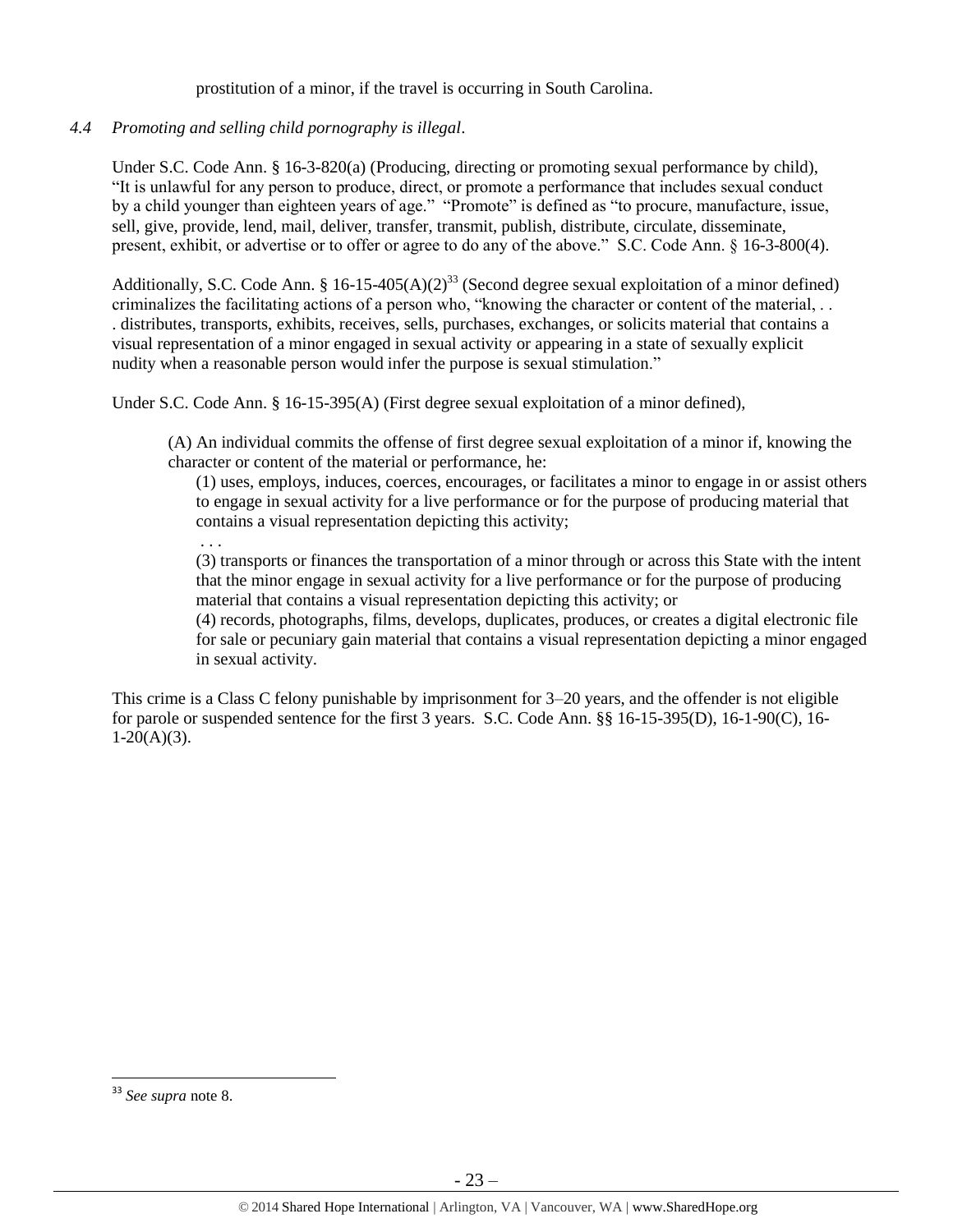prostitution of a minor, if the travel is occurring in South Carolina.

*4.4 Promoting and selling child pornography is illegal*.

Under S.C. Code Ann. § 16-3-820(a) (Producing, directing or promoting sexual performance by child), "It is unlawful for any person to produce, direct, or promote a performance that includes sexual conduct by a child younger than eighteen years of age." "Promote" is defined as "to procure, manufacture, issue, sell, give, provide, lend, mail, deliver, transfer, transmit, publish, distribute, circulate, disseminate, present, exhibit, or advertise or to offer or agree to do any of the above." S.C. Code Ann. § 16-3-800(4).

Additionally, S.C. Code Ann. § 16-15-405(A)(2)[33] (Second degree sexual exploitation of a minor defined) criminalizes the facilitating actions of a person who, "knowing the character or content of the material, . . . distributes, transports, exhibits, receives, sells, purchases, exchanges, or solicits material that contains a visual representation of a minor engaged in sexual activity or appearing in a state of sexually explicit nudity when a reasonable person would infer the purpose is sexual stimulation."

Under S.C. Code Ann. § 16-15-395(A) (First degree sexual exploitation of a minor defined),

> (A) An individual commits the offense of first degree sexual exploitation of a minor if, knowing the character or content of the material or performance, he:
>
> (1) uses, employs, induces, coerces, encourages, or facilitates a minor to engage in or assist others to engage in sexual activity for a live performance or for the purpose of producing material that contains a visual representation depicting this activity;
>
> . . .
>
> (3) transports or finances the transportation of a minor through or across this State with the intent that the minor engage in sexual activity for a live performance or for the purpose of producing material that contains a visual representation depicting this activity; or
>
> (4) records, photographs, films, develops, duplicates, produces, or creates a digital electronic file for sale or pecuniary gain material that contains a visual representation depicting a minor engaged in sexual activity.

This crime is a Class C felony punishable by imprisonment for 3–20 years, and the offender is not eligible for parole or suspended sentence for the first 3 years. S.C. Code Ann. §§ 16-15-395(D), 16-1-90(C), 16-1-20(A)(3).

---

[33] *See supra* note 8.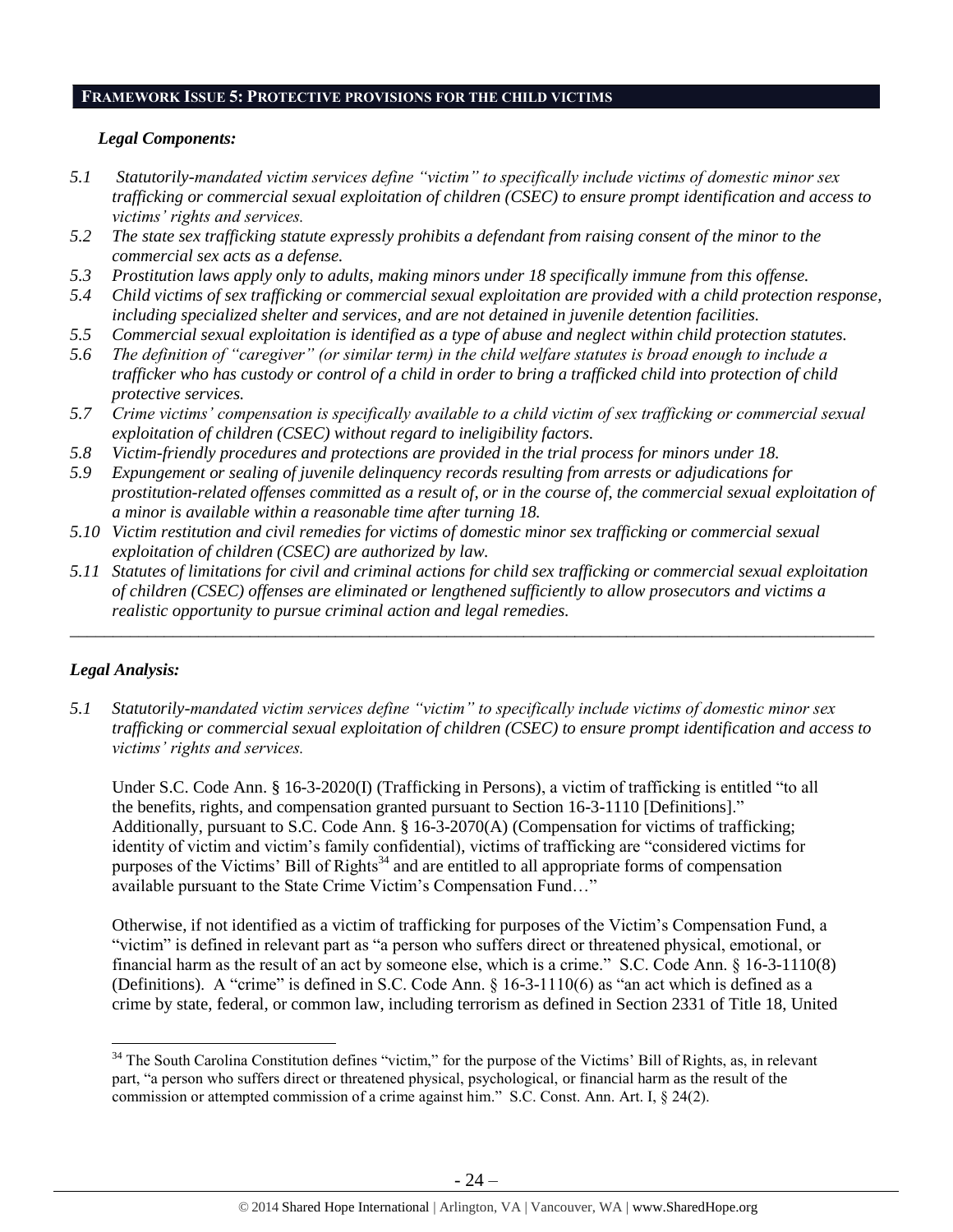## FRAMEWORK ISSUE 5: PROTECTIVE PROVISIONS FOR THE CHILD VICTIMS

### *Legal Components:*

*5.1 Statutorily-mandated victim services define "victim" to specifically include victims of domestic minor sex trafficking or commercial sexual exploitation of children (CSEC) to ensure prompt identification and access to victims' rights and services.*

*5.2 The state sex trafficking statute expressly prohibits a defendant from raising consent of the minor to the commercial sex acts as a defense.*

*5.3 Prostitution laws apply only to adults, making minors under 18 specifically immune from this offense.*

*5.4 Child victims of sex trafficking or commercial sexual exploitation are provided with a child protection response, including specialized shelter and services, and are not detained in juvenile detention facilities.*

*5.5 Commercial sexual exploitation is identified as a type of abuse and neglect within child protection statutes.*

*5.6 The definition of "caregiver" (or similar term) in the child welfare statutes is broad enough to include a trafficker who has custody or control of a child in order to bring a trafficked child into protection of child protective services.*

*5.7 Crime victims' compensation is specifically available to a child victim of sex trafficking or commercial sexual exploitation of children (CSEC) without regard to ineligibility factors.*

*5.8 Victim-friendly procedures and protections are provided in the trial process for minors under 18.*

*5.9 Expungement or sealing of juvenile delinquency records resulting from arrests or adjudications for prostitution-related offenses committed as a result of, or in the course of, the commercial sexual exploitation of a minor is available within a reasonable time after turning 18.*

*5.10 Victim restitution and civil remedies for victims of domestic minor sex trafficking or commercial sexual exploitation of children (CSEC) are authorized by law.*

*5.11 Statutes of limitations for civil and criminal actions for child sex trafficking or commercial sexual exploitation of children (CSEC) offenses are eliminated or lengthened sufficiently to allow prosecutors and victims a realistic opportunity to pursue criminal action and legal remedies.*

---

### *Legal Analysis:*

*5.1 Statutorily-mandated victim services define "victim" to specifically include victims of domestic minor sex trafficking or commercial sexual exploitation of children (CSEC) to ensure prompt identification and access to victims' rights and services.*

Under S.C. Code Ann. § 16-3-2020(I) (Trafficking in Persons), a victim of trafficking is entitled "to all the benefits, rights, and compensation granted pursuant to Section 16-3-1110 [Definitions]." Additionally, pursuant to S.C. Code Ann. § 16-3-2070(A) (Compensation for victims of trafficking; identity of victim and victim's family confidential), victims of trafficking are "considered victims for purposes of the Victims' Bill of Rights[34] and are entitled to all appropriate forms of compensation available pursuant to the State Crime Victim's Compensation Fund…"

Otherwise, if not identified as a victim of trafficking for purposes of the Victim's Compensation Fund, a "victim" is defined in relevant part as "a person who suffers direct or threatened physical, emotional, or financial harm as the result of an act by someone else, which is a crime." S.C. Code Ann. § 16-3-1110(8) (Definitions). A "crime" is defined in S.C. Code Ann. § 16-3-1110(6) as "an act which is defined as a crime by state, federal, or common law, including terrorism as defined in Section 2331 of Title 18, United

---

[34] The South Carolina Constitution defines "victim," for the purpose of the Victims' Bill of Rights, as, in relevant part, "a person who suffers direct or threatened physical, psychological, or financial harm as the result of the commission or attempted commission of a crime against him." S.C. Const. Ann. Art. I, § 24(2).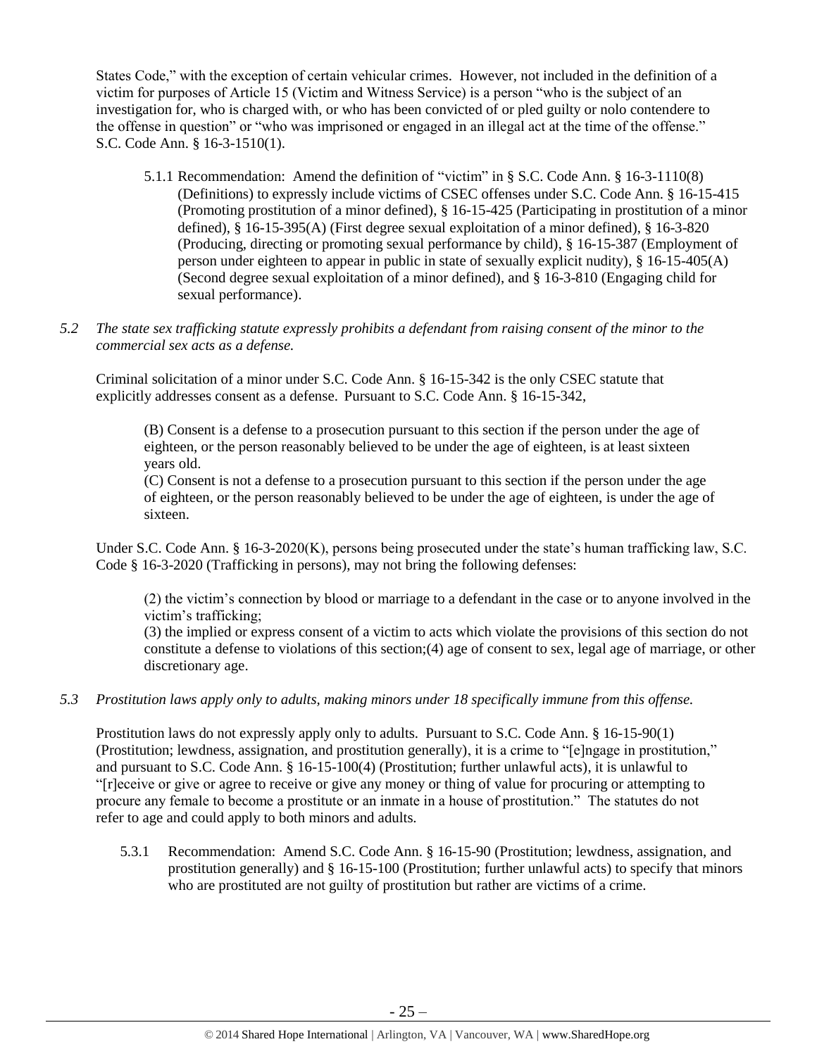States Code," with the exception of certain vehicular crimes. However, not included in the definition of a victim for purposes of Article 15 (Victim and Witness Service) is a person "who is the subject of an investigation for, who is charged with, or who has been convicted of or pled guilty or nolo contendere to the offense in question" or "who was imprisoned or engaged in an illegal act at the time of the offense." S.C. Code Ann. § 16-3-1510(1).

5.1.1 Recommendation: Amend the definition of "victim" in § S.C. Code Ann. § 16-3-1110(8) (Definitions) to expressly include victims of CSEC offenses under S.C. Code Ann. § 16-15-415 (Promoting prostitution of a minor defined), § 16-15-425 (Participating in prostitution of a minor defined), § 16-15-395(A) (First degree sexual exploitation of a minor defined), § 16-3-820 (Producing, directing or promoting sexual performance by child), § 16-15-387 (Employment of person under eighteen to appear in public in state of sexually explicit nudity), § 16-15-405(A) (Second degree sexual exploitation of a minor defined), and § 16-3-810 (Engaging child for sexual performance).

*5.2 The state sex trafficking statute expressly prohibits a defendant from raising consent of the minor to the commercial sex acts as a defense.*

Criminal solicitation of a minor under S.C. Code Ann. § 16-15-342 is the only CSEC statute that explicitly addresses consent as a defense. Pursuant to S.C. Code Ann. § 16-15-342,

> (B) Consent is a defense to a prosecution pursuant to this section if the person under the age of eighteen, or the person reasonably believed to be under the age of eighteen, is at least sixteen years old.
> (C) Consent is not a defense to a prosecution pursuant to this section if the person under the age of eighteen, or the person reasonably believed to be under the age of eighteen, is under the age of sixteen.

Under S.C. Code Ann. § 16-3-2020(K), persons being prosecuted under the state's human trafficking law, S.C. Code § 16-3-2020 (Trafficking in persons), may not bring the following defenses:

> (2) the victim's connection by blood or marriage to a defendant in the case or to anyone involved in the victim's trafficking;
> (3) the implied or express consent of a victim to acts which violate the provisions of this section do not constitute a defense to violations of this section;(4) age of consent to sex, legal age of marriage, or other discretionary age.

*5.3 Prostitution laws apply only to adults, making minors under 18 specifically immune from this offense.*

Prostitution laws do not expressly apply only to adults. Pursuant to S.C. Code Ann. § 16-15-90(1) (Prostitution; lewdness, assignation, and prostitution generally), it is a crime to "[e]ngage in prostitution," and pursuant to S.C. Code Ann. § 16-15-100(4) (Prostitution; further unlawful acts), it is unlawful to "[r]eceive or give or agree to receive or give any money or thing of value for procuring or attempting to procure any female to become a prostitute or an inmate in a house of prostitution." The statutes do not refer to age and could apply to both minors and adults.

5.3.1 Recommendation: Amend S.C. Code Ann. § 16-15-90 (Prostitution; lewdness, assignation, and prostitution generally) and § 16-15-100 (Prostitution; further unlawful acts) to specify that minors who are prostituted are not guilty of prostitution but rather are victims of a crime.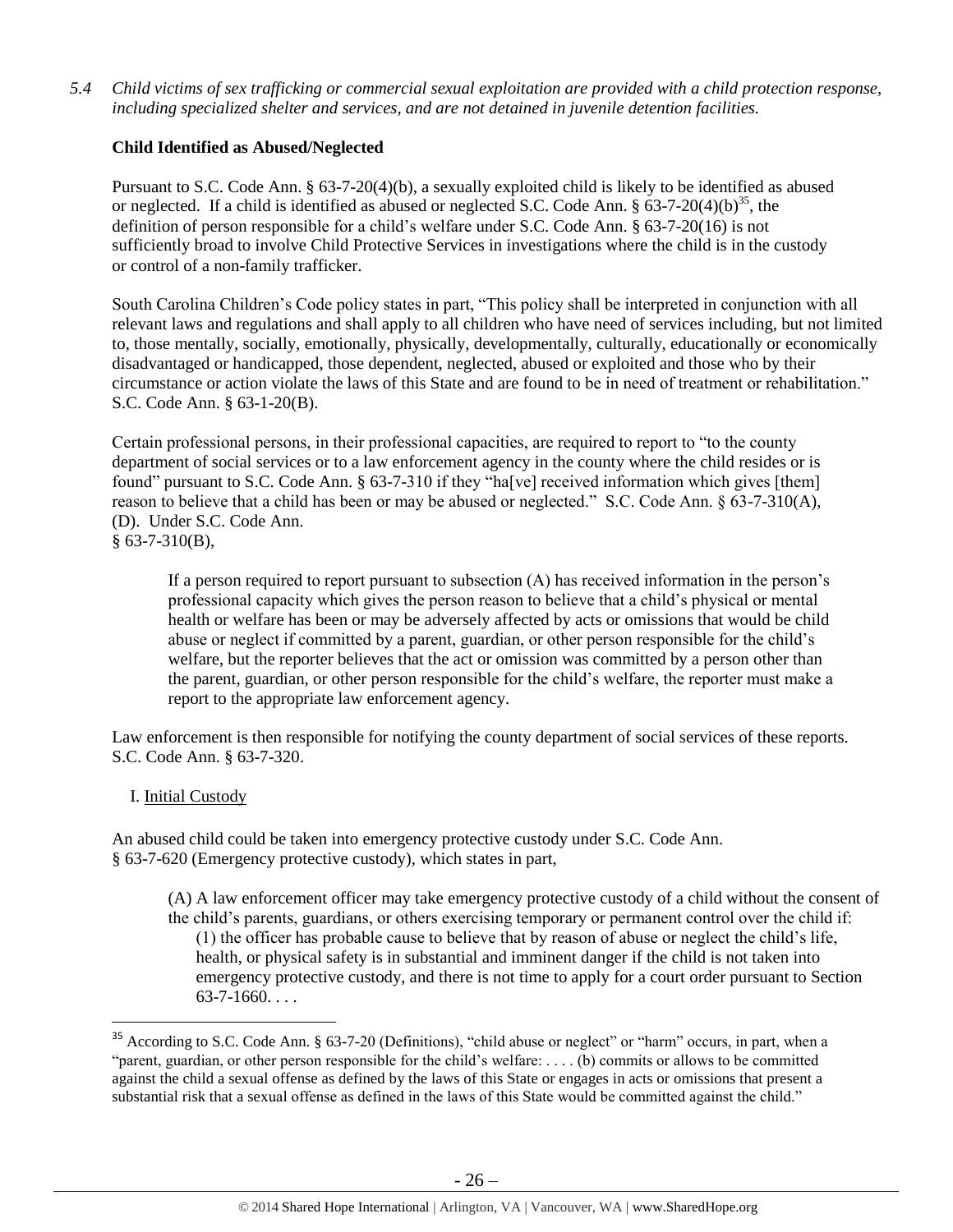*5.4 Child victims of sex trafficking or commercial sexual exploitation are provided with a child protection response, including specialized shelter and services, and are not detained in juvenile detention facilities.*

**Child Identified as Abused/Neglected**

Pursuant to S.C. Code Ann. § 63-7-20(4)(b), a sexually exploited child is likely to be identified as abused or neglected. If a child is identified as abused or neglected S.C. Code Ann. § 63-7-20(4)(b)[35], the definition of person responsible for a child's welfare under S.C. Code Ann. § 63-7-20(16) is not sufficiently broad to involve Child Protective Services in investigations where the child is in the custody or control of a non-family trafficker.

South Carolina Children's Code policy states in part, "This policy shall be interpreted in conjunction with all relevant laws and regulations and shall apply to all children who have need of services including, but not limited to, those mentally, socially, emotionally, physically, developmentally, culturally, educationally or economically disadvantaged or handicapped, those dependent, neglected, abused or exploited and those who by their circumstance or action violate the laws of this State and are found to be in need of treatment or rehabilitation." S.C. Code Ann. § 63-1-20(B).

Certain professional persons, in their professional capacities, are required to report to "to the county department of social services or to a law enforcement agency in the county where the child resides or is found" pursuant to S.C. Code Ann. § 63-7-310 if they "ha[ve] received information which gives [them] reason to believe that a child has been or may be abused or neglected." S.C. Code Ann. § 63-7-310(A), (D). Under S.C. Code Ann. § 63-7-310(B),

> If a person required to report pursuant to subsection (A) has received information in the person's professional capacity which gives the person reason to believe that a child's physical or mental health or welfare has been or may be adversely affected by acts or omissions that would be child abuse or neglect if committed by a parent, guardian, or other person responsible for the child's welfare, but the reporter believes that the act or omission was committed by a person other than the parent, guardian, or other person responsible for the child's welfare, the reporter must make a report to the appropriate law enforcement agency.

Law enforcement is then responsible for notifying the county department of social services of these reports. S.C. Code Ann. § 63-7-320.

I. Initial Custody

An abused child could be taken into emergency protective custody under S.C. Code Ann. § 63-7-620 (Emergency protective custody), which states in part,

> (A) A law enforcement officer may take emergency protective custody of a child without the consent of the child's parents, guardians, or others exercising temporary or permanent control over the child if:
>
> (1) the officer has probable cause to believe that by reason of abuse or neglect the child's life, health, or physical safety is in substantial and imminent danger if the child is not taken into emergency protective custody, and there is not time to apply for a court order pursuant to Section 63-7-1660. . . .

---

[35] According to S.C. Code Ann. § 63-7-20 (Definitions), "child abuse or neglect" or "harm" occurs, in part, when a "parent, guardian, or other person responsible for the child's welfare: . . . . (b) commits or allows to be committed against the child a sexual offense as defined by the laws of this State or engages in acts or omissions that present a substantial risk that a sexual offense as defined in the laws of this State would be committed against the child."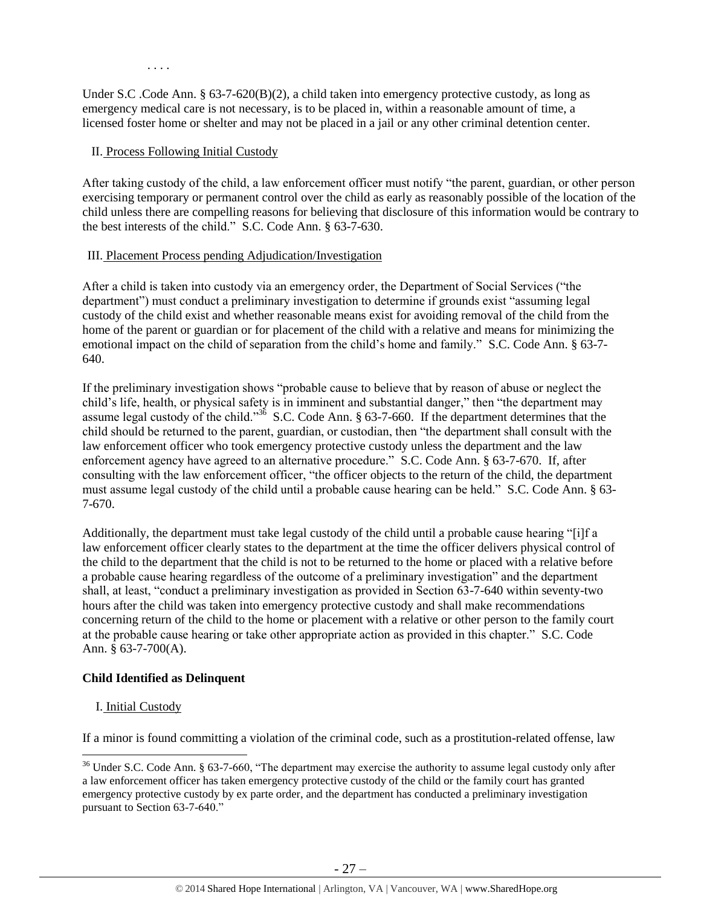. . . .

Under S.C .Code Ann. § 63-7-620(B)(2), a child taken into emergency protective custody, as long as emergency medical care is not necessary, is to be placed in, within a reasonable amount of time, a licensed foster home or shelter and may not be placed in a jail or any other criminal detention center.

II. Process Following Initial Custody

After taking custody of the child, a law enforcement officer must notify "the parent, guardian, or other person exercising temporary or permanent control over the child as early as reasonably possible of the location of the child unless there are compelling reasons for believing that disclosure of this information would be contrary to the best interests of the child." S.C. Code Ann. § 63-7-630.

III. Placement Process pending Adjudication/Investigation

After a child is taken into custody via an emergency order, the Department of Social Services ("the department") must conduct a preliminary investigation to determine if grounds exist "assuming legal custody of the child exist and whether reasonable means exist for avoiding removal of the child from the home of the parent or guardian or for placement of the child with a relative and means for minimizing the emotional impact on the child of separation from the child's home and family." S.C. Code Ann. § 63-7-640.

If the preliminary investigation shows "probable cause to believe that by reason of abuse or neglect the child's life, health, or physical safety is in imminent and substantial danger," then "the department may assume legal custody of the child."[36] S.C. Code Ann. § 63-7-660. If the department determines that the child should be returned to the parent, guardian, or custodian, then "the department shall consult with the law enforcement officer who took emergency protective custody unless the department and the law enforcement agency have agreed to an alternative procedure." S.C. Code Ann. § 63-7-670. If, after consulting with the law enforcement officer, "the officer objects to the return of the child, the department must assume legal custody of the child until a probable cause hearing can be held." S.C. Code Ann. § 63-7-670.

Additionally, the department must take legal custody of the child until a probable cause hearing "[i]f a law enforcement officer clearly states to the department at the time the officer delivers physical control of the child to the department that the child is not to be returned to the home or placed with a relative before a probable cause hearing regardless of the outcome of a preliminary investigation" and the department shall, at least, "conduct a preliminary investigation as provided in Section 63-7-640 within seventy-two hours after the child was taken into emergency protective custody and shall make recommendations concerning return of the child to the home or placement with a relative or other person to the family court at the probable cause hearing or take other appropriate action as provided in this chapter." S.C. Code Ann. § 63-7-700(A).

**Child Identified as Delinquent**

I. Initial Custody

If a minor is found committing a violation of the criminal code, such as a prostitution-related offense, law

[36] Under S.C. Code Ann. § 63-7-660, "The department may exercise the authority to assume legal custody only after a law enforcement officer has taken emergency protective custody of the child or the family court has granted emergency protective custody by ex parte order, and the department has conducted a preliminary investigation pursuant to Section 63-7-640."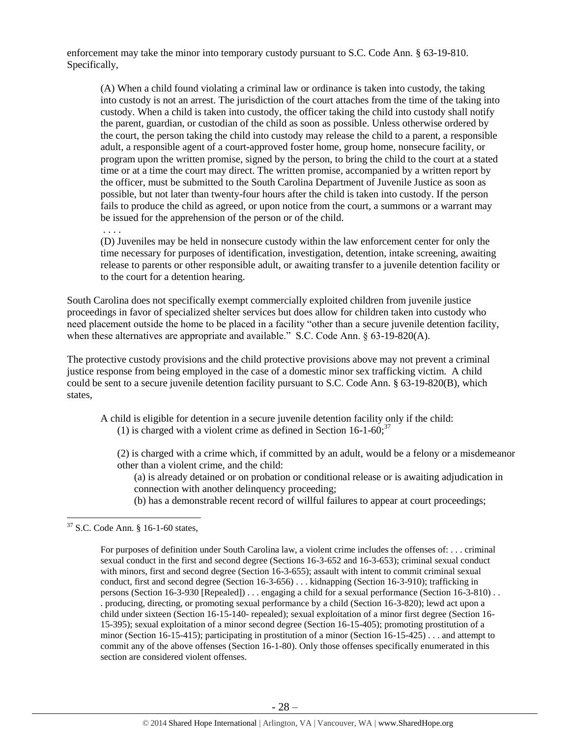enforcement may take the minor into temporary custody pursuant to S.C. Code Ann. § 63-19-810. Specifically,

> (A) When a child found violating a criminal law or ordinance is taken into custody, the taking into custody is not an arrest. The jurisdiction of the court attaches from the time of the taking into custody. When a child is taken into custody, the officer taking the child into custody shall notify the parent, guardian, or custodian of the child as soon as possible. Unless otherwise ordered by the court, the person taking the child into custody may release the child to a parent, a responsible adult, a responsible agent of a court-approved foster home, group home, nonsecure facility, or program upon the written promise, signed by the person, to bring the child to the court at a stated time or at a time the court may direct. The written promise, accompanied by a written report by the officer, must be submitted to the South Carolina Department of Juvenile Justice as soon as possible, but not later than twenty-four hours after the child is taken into custody. If the person fails to produce the child as agreed, or upon notice from the court, a summons or a warrant may be issued for the apprehension of the person or of the child.
>
> . . . .
>
> (D) Juveniles may be held in nonsecure custody within the law enforcement center for only the time necessary for purposes of identification, investigation, detention, intake screening, awaiting release to parents or other responsible adult, or awaiting transfer to a juvenile detention facility or to the court for a detention hearing.

South Carolina does not specifically exempt commercially exploited children from juvenile justice proceedings in favor of specialized shelter services but does allow for children taken into custody who need placement outside the home to be placed in a facility "other than a secure juvenile detention facility, when these alternatives are appropriate and available." S.C. Code Ann. § 63-19-820(A).

The protective custody provisions and the child protective provisions above may not prevent a criminal justice response from being employed in the case of a domestic minor sex trafficking victim. A child could be sent to a secure juvenile detention facility pursuant to S.C. Code Ann. § 63-19-820(B), which states,

> A child is eligible for detention in a secure juvenile detention facility only if the child:
>
> (1) is charged with a violent crime as defined in Section 16-1-60;[37]
>
> (2) is charged with a crime which, if committed by an adult, would be a felony or a misdemeanor other than a violent crime, and the child:
>
> (a) is already detained or on probation or conditional release or is awaiting adjudication in connection with another delinquency proceeding;
>
> (b) has a demonstrable recent record of willful failures to appear at court proceedings;

---

[37] S.C. Code Ann. § 16-1-60 states,

> For purposes of definition under South Carolina law, a violent crime includes the offenses of: . . . criminal sexual conduct in the first and second degree (Sections 16-3-652 and 16-3-653); criminal sexual conduct with minors, first and second degree (Section 16-3-655); assault with intent to commit criminal sexual conduct, first and second degree (Section 16-3-656) . . . kidnapping (Section 16-3-910); trafficking in persons (Section 16-3-930 [Repealed]) . . . engaging a child for a sexual performance (Section 16-3-810) . . . producing, directing, or promoting sexual performance by a child (Section 16-3-820); lewd act upon a child under sixteen (Section 16-15-140- repealed); sexual exploitation of a minor first degree (Section 16-15-395); sexual exploitation of a minor second degree (Section 16-15-405); promoting prostitution of a minor (Section 16-15-415); participating in prostitution of a minor (Section 16-15-425) . . . and attempt to commit any of the above offenses (Section 16-1-80). Only those offenses specifically enumerated in this section are considered violent offenses.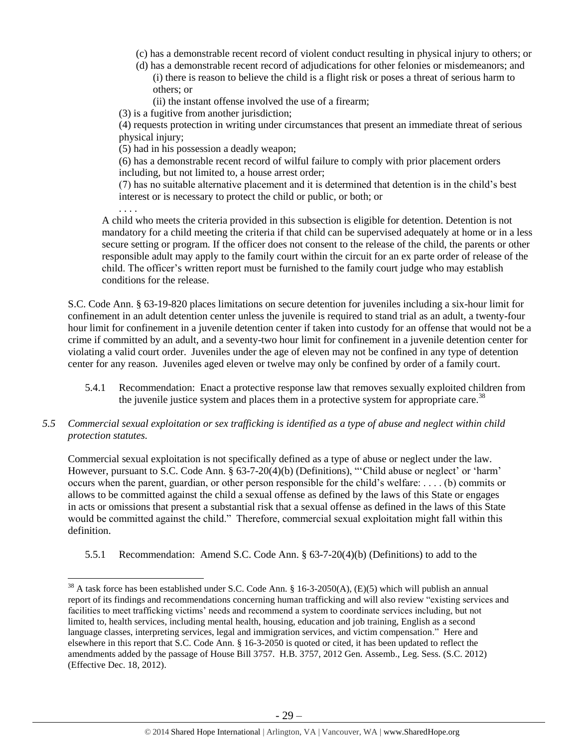(c) has a demonstrable recent record of violent conduct resulting in physical injury to others; or

(d) has a demonstrable recent record of adjudications for other felonies or misdemeanors; and

(i) there is reason to believe the child is a flight risk or poses a threat of serious harm to others; or

(ii) the instant offense involved the use of a firearm;

(3) is a fugitive from another jurisdiction;

(4) requests protection in writing under circumstances that present an immediate threat of serious physical injury;

(5) had in his possession a deadly weapon;

(6) has a demonstrable recent record of wilful failure to comply with prior placement orders including, but not limited to, a house arrest order;

(7) has no suitable alternative placement and it is determined that detention is in the child's best interest or is necessary to protect the child or public, or both; or

. . . .

A child who meets the criteria provided in this subsection is eligible for detention. Detention is not mandatory for a child meeting the criteria if that child can be supervised adequately at home or in a less secure setting or program. If the officer does not consent to the release of the child, the parents or other responsible adult may apply to the family court within the circuit for an ex parte order of release of the child. The officer's written report must be furnished to the family court judge who may establish conditions for the release.

S.C. Code Ann. § 63-19-820 places limitations on secure detention for juveniles including a six-hour limit for confinement in an adult detention center unless the juvenile is required to stand trial as an adult, a twenty-four hour limit for confinement in a juvenile detention center if taken into custody for an offense that would not be a crime if committed by an adult, and a seventy-two hour limit for confinement in a juvenile detention center for violating a valid court order. Juveniles under the age of eleven may not be confined in any type of detention center for any reason. Juveniles aged eleven or twelve may only be confined by order of a family court.

5.4.1 Recommendation: Enact a protective response law that removes sexually exploited children from the juvenile justice system and places them in a protective system for appropriate care.[38]

*5.5 Commercial sexual exploitation or sex trafficking is identified as a type of abuse and neglect within child protection statutes.*

Commercial sexual exploitation is not specifically defined as a type of abuse or neglect under the law. However, pursuant to S.C. Code Ann. § 63-7-20(4)(b) (Definitions), "'Child abuse or neglect' or 'harm' occurs when the parent, guardian, or other person responsible for the child's welfare: . . . . (b) commits or allows to be committed against the child a sexual offense as defined by the laws of this State or engages in acts or omissions that present a substantial risk that a sexual offense as defined in the laws of this State would be committed against the child." Therefore, commercial sexual exploitation might fall within this definition.

5.5.1 Recommendation: Amend S.C. Code Ann. § 63-7-20(4)(b) (Definitions) to add to the

---

[38] A task force has been established under S.C. Code Ann. § 16-3-2050(A), (E)(5) which will publish an annual report of its findings and recommendations concerning human trafficking and will also review "existing services and facilities to meet trafficking victims' needs and recommend a system to coordinate services including, but not limited to, health services, including mental health, housing, education and job training, English as a second language classes, interpreting services, legal and immigration services, and victim compensation." Here and elsewhere in this report that S.C. Code Ann. § 16-3-2050 is quoted or cited, it has been updated to reflect the amendments added by the passage of House Bill 3757. H.B. 3757, 2012 Gen. Assemb., Leg. Sess. (S.C. 2012) (Effective Dec. 18, 2012).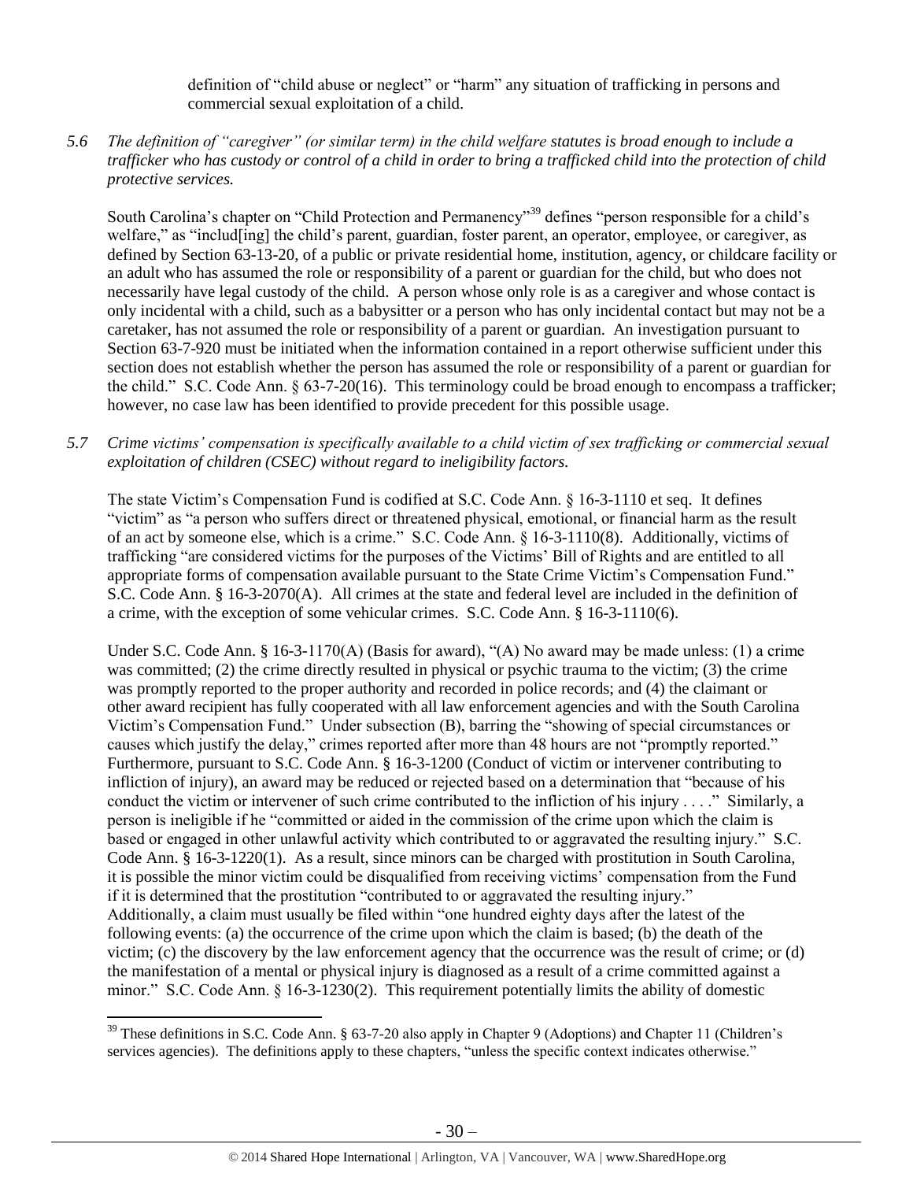definition of "child abuse or neglect" or "harm" any situation of trafficking in persons and commercial sexual exploitation of a child.

*5.6 The definition of "caregiver" (or similar term) in the child welfare statutes is broad enough to include a trafficker who has custody or control of a child in order to bring a trafficked child into the protection of child protective services.*

South Carolina's chapter on "Child Protection and Permanency"[39] defines "person responsible for a child's welfare," as "includ[ing] the child's parent, guardian, foster parent, an operator, employee, or caregiver, as defined by Section 63-13-20, of a public or private residential home, institution, agency, or childcare facility or an adult who has assumed the role or responsibility of a parent or guardian for the child, but who does not necessarily have legal custody of the child. A person whose only role is as a caregiver and whose contact is only incidental with a child, such as a babysitter or a person who has only incidental contact but may not be a caretaker, has not assumed the role or responsibility of a parent or guardian. An investigation pursuant to Section 63-7-920 must be initiated when the information contained in a report otherwise sufficient under this section does not establish whether the person has assumed the role or responsibility of a parent or guardian for the child." S.C. Code Ann. § 63-7-20(16). This terminology could be broad enough to encompass a trafficker; however, no case law has been identified to provide precedent for this possible usage.

*5.7 Crime victims' compensation is specifically available to a child victim of sex trafficking or commercial sexual exploitation of children (CSEC) without regard to ineligibility factors.*

The state Victim's Compensation Fund is codified at S.C. Code Ann. § 16-3-1110 et seq. It defines "victim" as "a person who suffers direct or threatened physical, emotional, or financial harm as the result of an act by someone else, which is a crime." S.C. Code Ann. § 16-3-1110(8). Additionally, victims of trafficking "are considered victims for the purposes of the Victims' Bill of Rights and are entitled to all appropriate forms of compensation available pursuant to the State Crime Victim's Compensation Fund." S.C. Code Ann. § 16-3-2070(A). All crimes at the state and federal level are included in the definition of a crime, with the exception of some vehicular crimes. S.C. Code Ann. § 16-3-1110(6).

Under S.C. Code Ann. § 16-3-1170(A) (Basis for award), "(A) No award may be made unless: (1) a crime was committed; (2) the crime directly resulted in physical or psychic trauma to the victim; (3) the crime was promptly reported to the proper authority and recorded in police records; and (4) the claimant or other award recipient has fully cooperated with all law enforcement agencies and with the South Carolina Victim's Compensation Fund." Under subsection (B), barring the "showing of special circumstances or causes which justify the delay," crimes reported after more than 48 hours are not "promptly reported." Furthermore, pursuant to S.C. Code Ann. § 16-3-1200 (Conduct of victim or intervener contributing to infliction of injury), an award may be reduced or rejected based on a determination that "because of his conduct the victim or intervener of such crime contributed to the infliction of his injury . . . ." Similarly, a person is ineligible if he "committed or aided in the commission of the crime upon which the claim is based or engaged in other unlawful activity which contributed to or aggravated the resulting injury." S.C. Code Ann. § 16-3-1220(1). As a result, since minors can be charged with prostitution in South Carolina, it is possible the minor victim could be disqualified from receiving victims' compensation from the Fund if it is determined that the prostitution "contributed to or aggravated the resulting injury." Additionally, a claim must usually be filed within "one hundred eighty days after the latest of the following events: (a) the occurrence of the crime upon which the claim is based; (b) the death of the victim; (c) the discovery by the law enforcement agency that the occurrence was the result of crime; or (d) the manifestation of a mental or physical injury is diagnosed as a result of a crime committed against a minor." S.C. Code Ann. § 16-3-1230(2). This requirement potentially limits the ability of domestic

[39] These definitions in S.C. Code Ann. § 63-7-20 also apply in Chapter 9 (Adoptions) and Chapter 11 (Children's services agencies). The definitions apply to these chapters, "unless the specific context indicates otherwise."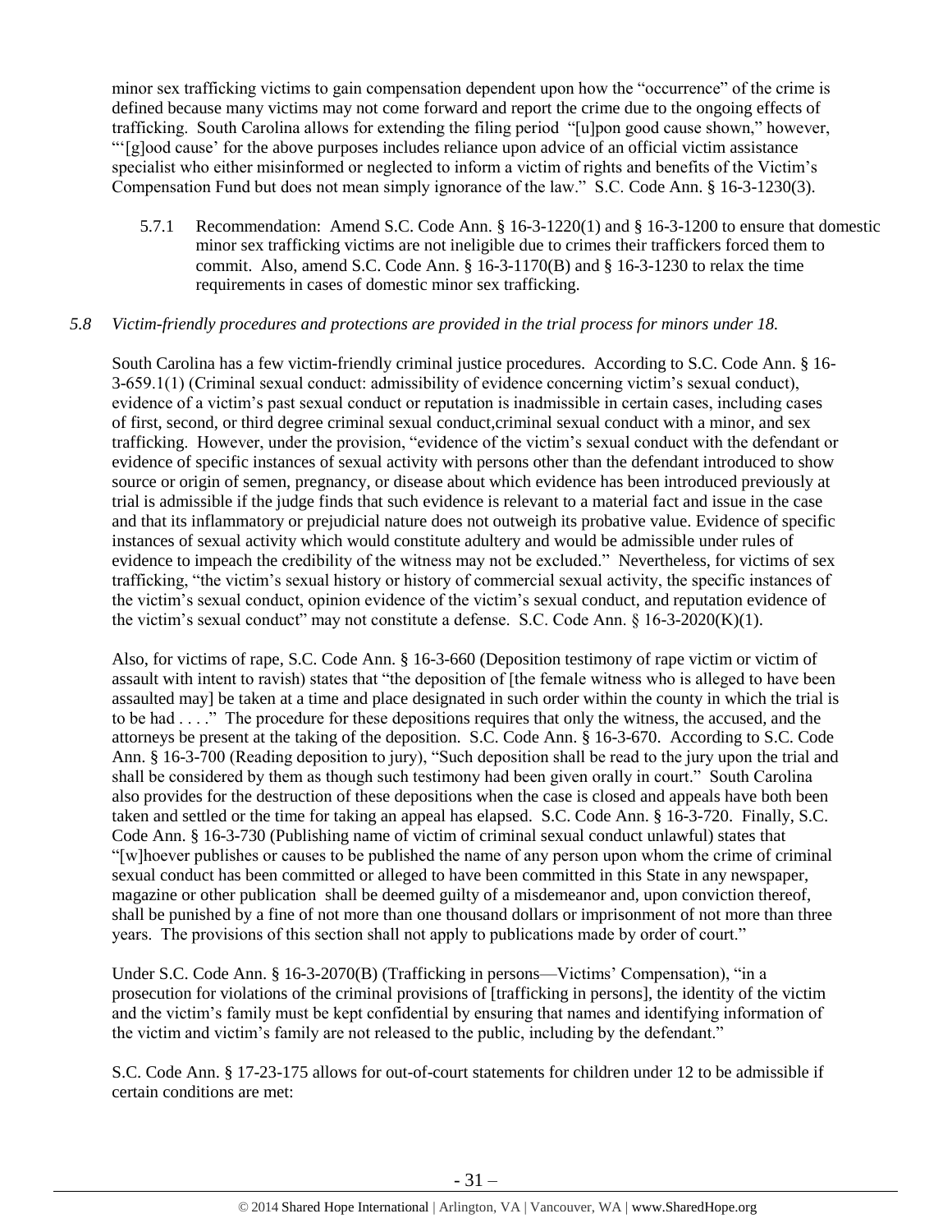minor sex trafficking victims to gain compensation dependent upon how the "occurrence" of the crime is defined because many victims may not come forward and report the crime due to the ongoing effects of trafficking. South Carolina allows for extending the filing period "[u]pon good cause shown," however, "'[g]ood cause' for the above purposes includes reliance upon advice of an official victim assistance specialist who either misinformed or neglected to inform a victim of rights and benefits of the Victim's Compensation Fund but does not mean simply ignorance of the law." S.C. Code Ann. § 16-3-1230(3).

5.7.1 Recommendation: Amend S.C. Code Ann. § 16-3-1220(1) and § 16-3-1200 to ensure that domestic minor sex trafficking victims are not ineligible due to crimes their traffickers forced them to commit. Also, amend S.C. Code Ann. § 16-3-1170(B) and § 16-3-1230 to relax the time requirements in cases of domestic minor sex trafficking.

*5.8 Victim-friendly procedures and protections are provided in the trial process for minors under 18.*

South Carolina has a few victim-friendly criminal justice procedures. According to S.C. Code Ann. § 16-3-659.1(1) (Criminal sexual conduct: admissibility of evidence concerning victim's sexual conduct), evidence of a victim's past sexual conduct or reputation is inadmissible in certain cases, including cases of first, second, or third degree criminal sexual conduct,criminal sexual conduct with a minor, and sex trafficking. However, under the provision, "evidence of the victim's sexual conduct with the defendant or evidence of specific instances of sexual activity with persons other than the defendant introduced to show source or origin of semen, pregnancy, or disease about which evidence has been introduced previously at trial is admissible if the judge finds that such evidence is relevant to a material fact and issue in the case and that its inflammatory or prejudicial nature does not outweigh its probative value. Evidence of specific instances of sexual activity which would constitute adultery and would be admissible under rules of evidence to impeach the credibility of the witness may not be excluded." Nevertheless, for victims of sex trafficking, "the victim's sexual history or history of commercial sexual activity, the specific instances of the victim's sexual conduct, opinion evidence of the victim's sexual conduct, and reputation evidence of the victim's sexual conduct" may not constitute a defense. S.C. Code Ann. § 16-3-2020(K)(1).

Also, for victims of rape, S.C. Code Ann. § 16-3-660 (Deposition testimony of rape victim or victim of assault with intent to ravish) states that "the deposition of [the female witness who is alleged to have been assaulted may] be taken at a time and place designated in such order within the county in which the trial is to be had . . . ." The procedure for these depositions requires that only the witness, the accused, and the attorneys be present at the taking of the deposition. S.C. Code Ann. § 16-3-670. According to S.C. Code Ann. § 16-3-700 (Reading deposition to jury), "Such deposition shall be read to the jury upon the trial and shall be considered by them as though such testimony had been given orally in court." South Carolina also provides for the destruction of these depositions when the case is closed and appeals have both been taken and settled or the time for taking an appeal has elapsed. S.C. Code Ann. § 16-3-720. Finally, S.C. Code Ann. § 16-3-730 (Publishing name of victim of criminal sexual conduct unlawful) states that "[w]hoever publishes or causes to be published the name of any person upon whom the crime of criminal sexual conduct has been committed or alleged to have been committed in this State in any newspaper, magazine or other publication shall be deemed guilty of a misdemeanor and, upon conviction thereof, shall be punished by a fine of not more than one thousand dollars or imprisonment of not more than three years. The provisions of this section shall not apply to publications made by order of court."

Under S.C. Code Ann. § 16-3-2070(B) (Trafficking in persons—Victims' Compensation), "in a prosecution for violations of the criminal provisions of [trafficking in persons], the identity of the victim and the victim's family must be kept confidential by ensuring that names and identifying information of the victim and victim's family are not released to the public, including by the defendant."

S.C. Code Ann. § 17-23-175 allows for out-of-court statements for children under 12 to be admissible if certain conditions are met: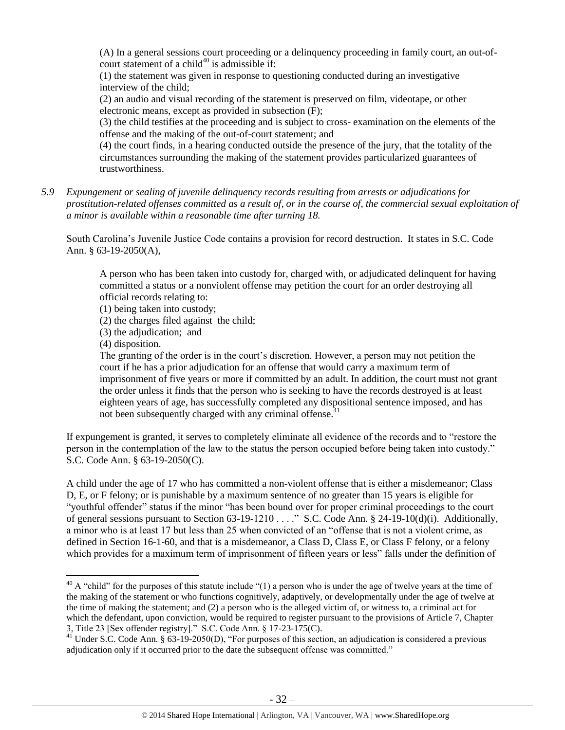> (A) In a general sessions court proceeding or a delinquency proceeding in family court, an out-of-court statement of a child[40] is admissible if:
>
> (1) the statement was given in response to questioning conducted during an investigative interview of the child;
>
> (2) an audio and visual recording of the statement is preserved on film, videotape, or other electronic means, except as provided in subsection (F);
>
> (3) the child testifies at the proceeding and is subject to cross- examination on the elements of the offense and the making of the out-of-court statement; and
>
> (4) the court finds, in a hearing conducted outside the presence of the jury, that the totality of the circumstances surrounding the making of the statement provides particularized guarantees of trustworthiness.

*5.9 Expungement or sealing of juvenile delinquency records resulting from arrests or adjudications for prostitution-related offenses committed as a result of, or in the course of, the commercial sexual exploitation of a minor is available within a reasonable time after turning 18.*

South Carolina's Juvenile Justice Code contains a provision for record destruction. It states in S.C. Code Ann. § 63-19-2050(A),

> A person who has been taken into custody for, charged with, or adjudicated delinquent for having committed a status or a nonviolent offense may petition the court for an order destroying all official records relating to:
>
> (1) being taken into custody;
>
> (2) the charges filed against the child;
>
> (3) the adjudication; and
>
> (4) disposition.
>
> The granting of the order is in the court's discretion. However, a person may not petition the court if he has a prior adjudication for an offense that would carry a maximum term of imprisonment of five years or more if committed by an adult. In addition, the court must not grant the order unless it finds that the person who is seeking to have the records destroyed is at least eighteen years of age, has successfully completed any dispositional sentence imposed, and has not been subsequently charged with any criminal offense.[41]

If expungement is granted, it serves to completely eliminate all evidence of the records and to "restore the person in the contemplation of the law to the status the person occupied before being taken into custody." S.C. Code Ann. § 63-19-2050(C).

A child under the age of 17 who has committed a non-violent offense that is either a misdemeanor; Class D, E, or F felony; or is punishable by a maximum sentence of no greater than 15 years is eligible for "youthful offender" status if the minor "has been bound over for proper criminal proceedings to the court of general sessions pursuant to Section 63-19-1210 . . . ." S.C. Code Ann. § 24-19-10(d)(i). Additionally, a minor who is at least 17 but less than 25 when convicted of an "offense that is not a violent crime, as defined in Section 16-1-60, and that is a misdemeanor, a Class D, Class E, or Class F felony, or a felony which provides for a maximum term of imprisonment of fifteen years or less" falls under the definition of

---

[40] A "child" for the purposes of this statute include "(1) a person who is under the age of twelve years at the time of the making of the statement or who functions cognitively, adaptively, or developmentally under the age of twelve at the time of making the statement; and (2) a person who is the alleged victim of, or witness to, a criminal act for which the defendant, upon conviction, would be required to register pursuant to the provisions of Article 7, Chapter 3, Title 23 [Sex offender registry]." S.C. Code Ann. § 17-23-175(C).

[41] Under S.C. Code Ann. § 63-19-2050(D), "For purposes of this section, an adjudication is considered a previous adjudication only if it occurred prior to the date the subsequent offense was committed."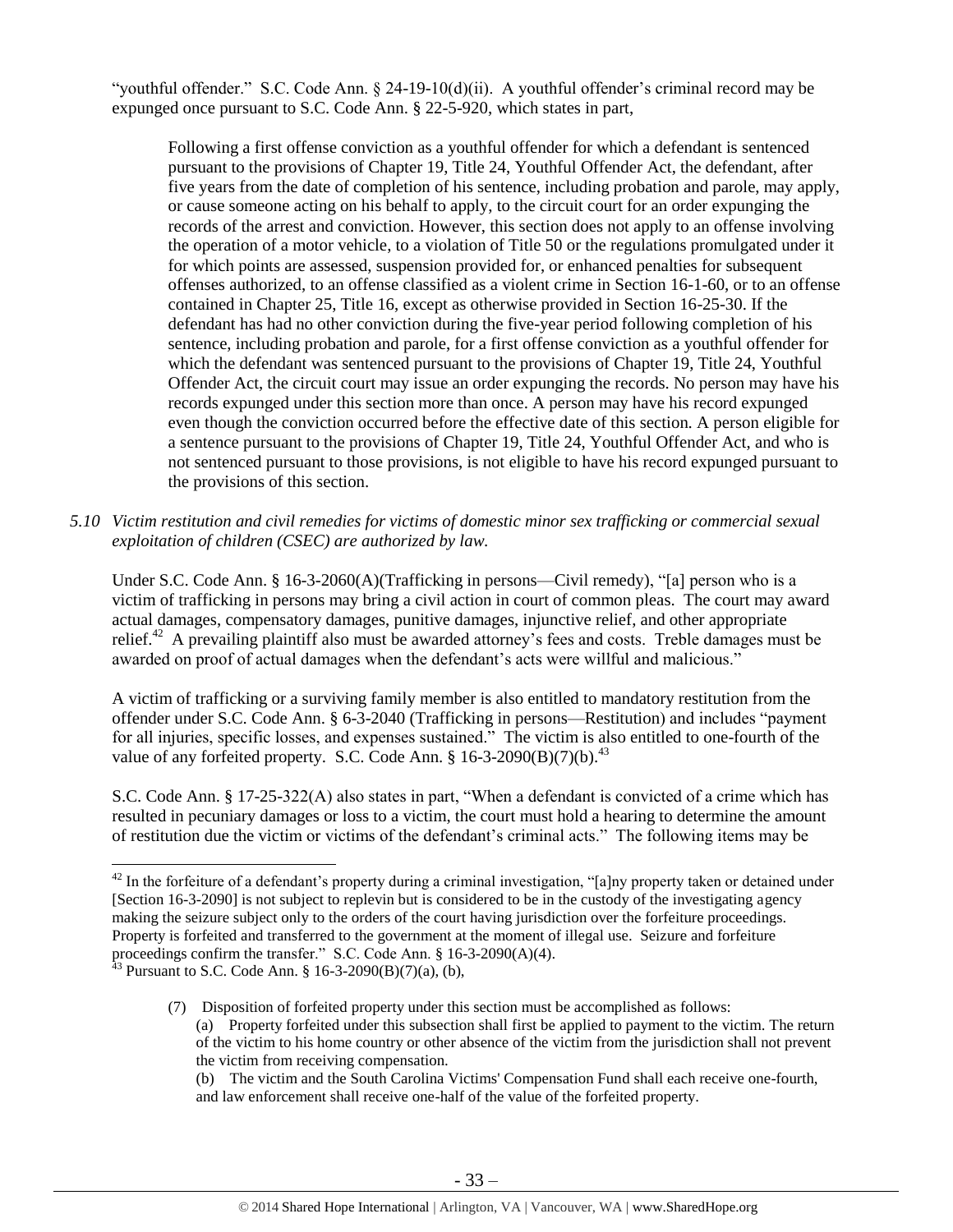"youthful offender." S.C. Code Ann. § 24-19-10(d)(ii). A youthful offender's criminal record may be expunged once pursuant to S.C. Code Ann. § 22-5-920, which states in part,

> Following a first offense conviction as a youthful offender for which a defendant is sentenced pursuant to the provisions of Chapter 19, Title 24, Youthful Offender Act, the defendant, after five years from the date of completion of his sentence, including probation and parole, may apply, or cause someone acting on his behalf to apply, to the circuit court for an order expunging the records of the arrest and conviction. However, this section does not apply to an offense involving the operation of a motor vehicle, to a violation of Title 50 or the regulations promulgated under it for which points are assessed, suspension provided for, or enhanced penalties for subsequent offenses authorized, to an offense classified as a violent crime in Section 16-1-60, or to an offense contained in Chapter 25, Title 16, except as otherwise provided in Section 16-25-30. If the defendant has had no other conviction during the five-year period following completion of his sentence, including probation and parole, for a first offense conviction as a youthful offender for which the defendant was sentenced pursuant to the provisions of Chapter 19, Title 24, Youthful Offender Act, the circuit court may issue an order expunging the records. No person may have his records expunged under this section more than once. A person may have his record expunged even though the conviction occurred before the effective date of this section. A person eligible for a sentence pursuant to the provisions of Chapter 19, Title 24, Youthful Offender Act, and who is not sentenced pursuant to those provisions, is not eligible to have his record expunged pursuant to the provisions of this section.

*5.10 Victim restitution and civil remedies for victims of domestic minor sex trafficking or commercial sexual exploitation of children (CSEC) are authorized by law.*

Under S.C. Code Ann. § 16-3-2060(A)(Trafficking in persons—Civil remedy), "[a] person who is a victim of trafficking in persons may bring a civil action in court of common pleas. The court may award actual damages, compensatory damages, punitive damages, injunctive relief, and other appropriate relief.[42] A prevailing plaintiff also must be awarded attorney's fees and costs. Treble damages must be awarded on proof of actual damages when the defendant's acts were willful and malicious."

A victim of trafficking or a surviving family member is also entitled to mandatory restitution from the offender under S.C. Code Ann. § 6-3-2040 (Trafficking in persons—Restitution) and includes "payment for all injuries, specific losses, and expenses sustained." The victim is also entitled to one-fourth of the value of any forfeited property. S.C. Code Ann. § 16-3-2090(B)(7)(b).[43]

S.C. Code Ann. § 17-25-322(A) also states in part, "When a defendant is convicted of a crime which has resulted in pecuniary damages or loss to a victim, the court must hold a hearing to determine the amount of restitution due the victim or victims of the defendant's criminal acts." The following items may be

---

[42] In the forfeiture of a defendant's property during a criminal investigation, "[a]ny property taken or detained under [Section 16-3-2090] is not subject to replevin but is considered to be in the custody of the investigating agency making the seizure subject only to the orders of the court having jurisdiction over the forfeiture proceedings. Property is forfeited and transferred to the government at the moment of illegal use. Seizure and forfeiture proceedings confirm the transfer." S.C. Code Ann. § 16-3-2090(A)(4).

[43] Pursuant to S.C. Code Ann. § 16-3-2090(B)(7)(a), (b),

> (7) Disposition of forfeited property under this section must be accomplished as follows:
>
> (a) Property forfeited under this subsection shall first be applied to payment to the victim. The return of the victim to his home country or other absence of the victim from the jurisdiction shall not prevent the victim from receiving compensation.
>
> (b) The victim and the South Carolina Victims' Compensation Fund shall each receive one-fourth, and law enforcement shall receive one-half of the value of the forfeited property.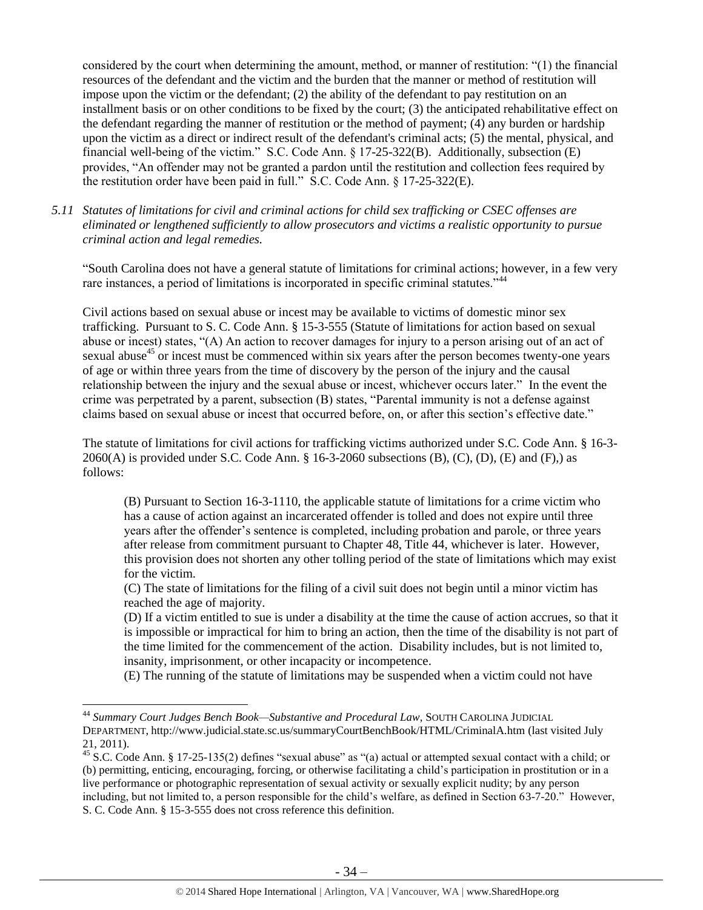considered by the court when determining the amount, method, or manner of restitution: "(1) the financial resources of the defendant and the victim and the burden that the manner or method of restitution will impose upon the victim or the defendant; (2) the ability of the defendant to pay restitution on an installment basis or on other conditions to be fixed by the court; (3) the anticipated rehabilitative effect on the defendant regarding the manner of restitution or the method of payment; (4) any burden or hardship upon the victim as a direct or indirect result of the defendant's criminal acts; (5) the mental, physical, and financial well-being of the victim." S.C. Code Ann. § 17-25-322(B). Additionally, subsection (E) provides, "An offender may not be granted a pardon until the restitution and collection fees required by the restitution order have been paid in full." S.C. Code Ann. § 17-25-322(E).

*5.11 Statutes of limitations for civil and criminal actions for child sex trafficking or CSEC offenses are eliminated or lengthened sufficiently to allow prosecutors and victims a realistic opportunity to pursue criminal action and legal remedies.*

"South Carolina does not have a general statute of limitations for criminal actions; however, in a few very rare instances, a period of limitations is incorporated in specific criminal statutes."[44]

Civil actions based on sexual abuse or incest may be available to victims of domestic minor sex trafficking. Pursuant to S. C. Code Ann. § 15-3-555 (Statute of limitations for action based on sexual abuse or incest) states, "(A) An action to recover damages for injury to a person arising out of an act of sexual abuse[45] or incest must be commenced within six years after the person becomes twenty-one years of age or within three years from the time of discovery by the person of the injury and the causal relationship between the injury and the sexual abuse or incest, whichever occurs later." In the event the crime was perpetrated by a parent, subsection (B) states, "Parental immunity is not a defense against claims based on sexual abuse or incest that occurred before, on, or after this section's effective date."

The statute of limitations for civil actions for trafficking victims authorized under S.C. Code Ann. § 16-3-2060(A) is provided under S.C. Code Ann. § 16-3-2060 subsections (B), (C), (D), (E) and (F),) as follows:

> (B) Pursuant to Section 16-3-1110, the applicable statute of limitations for a crime victim who has a cause of action against an incarcerated offender is tolled and does not expire until three years after the offender's sentence is completed, including probation and parole, or three years after release from commitment pursuant to Chapter 48, Title 44, whichever is later. However, this provision does not shorten any other tolling period of the state of limitations which may exist for the victim.
>
> (C) The state of limitations for the filing of a civil suit does not begin until a minor victim has reached the age of majority.
>
> (D) If a victim entitled to sue is under a disability at the time the cause of action accrues, so that it is impossible or impractical for him to bring an action, then the time of the disability is not part of the time limited for the commencement of the action. Disability includes, but is not limited to, insanity, imprisonment, or other incapacity or incompetence.
>
> (E) The running of the statute of limitations may be suspended when a victim could not have

---

[44] *Summary Court Judges Bench Book—Substantive and Procedural Law*, SOUTH CAROLINA JUDICIAL DEPARTMENT, http://www.judicial.state.sc.us/summaryCourtBenchBook/HTML/CriminalA.htm (last visited July 21, 2011).

[45] S.C. Code Ann. § 17-25-135(2) defines "sexual abuse" as "(a) actual or attempted sexual contact with a child; or (b) permitting, enticing, encouraging, forcing, or otherwise facilitating a child's participation in prostitution or in a live performance or photographic representation of sexual activity or sexually explicit nudity; by any person including, but not limited to, a person responsible for the child's welfare, as defined in Section 63-7-20." However, S. C. Code Ann. § 15-3-555 does not cross reference this definition.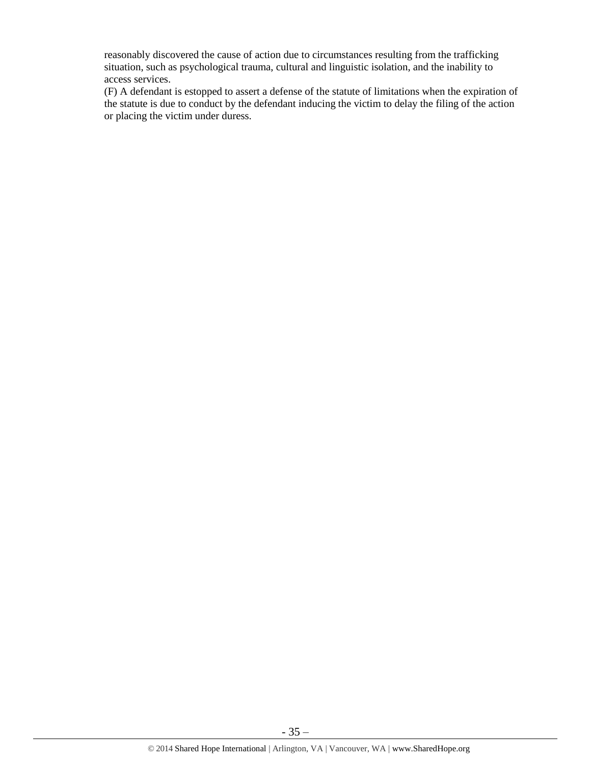reasonably discovered the cause of action due to circumstances resulting from the trafficking situation, such as psychological trauma, cultural and linguistic isolation, and the inability to access services.

(F) A defendant is estopped to assert a defense of the statute of limitations when the expiration of the statute is due to conduct by the defendant inducing the victim to delay the filing of the action or placing the victim under duress.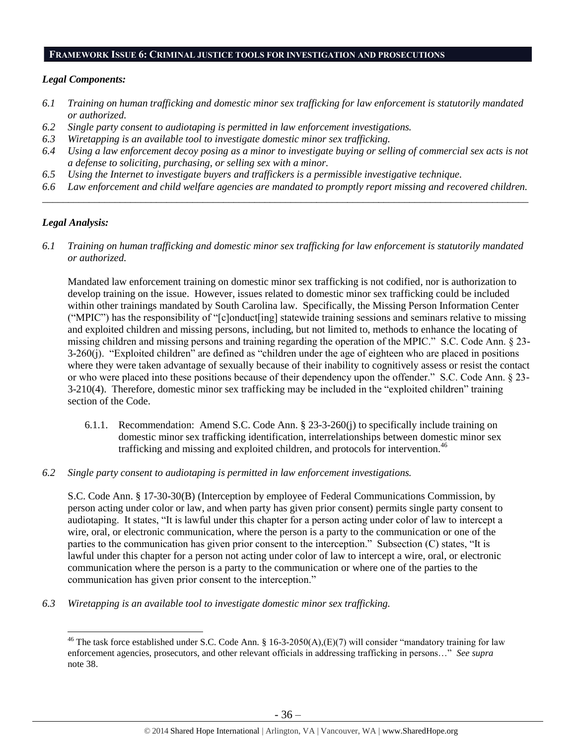## FRAMEWORK ISSUE 6: CRIMINAL JUSTICE TOOLS FOR INVESTIGATION AND PROSECUTIONS

### *Legal Components:*

*6.1 Training on human trafficking and domestic minor sex trafficking for law enforcement is statutorily mandated or authorized.*

*6.2 Single party consent to audiotaping is permitted in law enforcement investigations.*

*6.3 Wiretapping is an available tool to investigate domestic minor sex trafficking.*

*6.4 Using a law enforcement decoy posing as a minor to investigate buying or selling of commercial sex acts is not a defense to soliciting, purchasing, or selling sex with a minor.*

*6.5 Using the Internet to investigate buyers and traffickers is a permissible investigative technique.*

*6.6 Law enforcement and child welfare agencies are mandated to promptly report missing and recovered children.*

---

### *Legal Analysis:*

*6.1 Training on human trafficking and domestic minor sex trafficking for law enforcement is statutorily mandated or authorized.*

Mandated law enforcement training on domestic minor sex trafficking is not codified, nor is authorization to develop training on the issue. However, issues related to domestic minor sex trafficking could be included within other trainings mandated by South Carolina law. Specifically, the Missing Person Information Center ("MPIC") has the responsibility of "[c]onduct[ing] statewide training sessions and seminars relative to missing and exploited children and missing persons, including, but not limited to, methods to enhance the locating of missing children and missing persons and training regarding the operation of the MPIC." S.C. Code Ann. § 23-3-260(j). "Exploited children" are defined as "children under the age of eighteen who are placed in positions where they were taken advantage of sexually because of their inability to cognitively assess or resist the contact or who were placed into these positions because of their dependency upon the offender." S.C. Code Ann. § 23-3-210(4). Therefore, domestic minor sex trafficking may be included in the "exploited children" training section of the Code.

6.1.1. Recommendation: Amend S.C. Code Ann. § 23-3-260(j) to specifically include training on domestic minor sex trafficking identification, interrelationships between domestic minor sex trafficking and missing and exploited children, and protocols for intervention.[46]

*6.2 Single party consent to audiotaping is permitted in law enforcement investigations.*

S.C. Code Ann. § 17-30-30(B) (Interception by employee of Federal Communications Commission, by person acting under color or law, and when party has given prior consent) permits single party consent to audiotaping. It states, "It is lawful under this chapter for a person acting under color of law to intercept a wire, oral, or electronic communication, where the person is a party to the communication or one of the parties to the communication has given prior consent to the interception." Subsection (C) states, "It is lawful under this chapter for a person not acting under color of law to intercept a wire, oral, or electronic communication where the person is a party to the communication or where one of the parties to the communication has given prior consent to the interception."

*6.3 Wiretapping is an available tool to investigate domestic minor sex trafficking.*

---

[46] The task force established under S.C. Code Ann. § 16-3-2050(A),(E)(7) will consider "mandatory training for law enforcement agencies, prosecutors, and other relevant officials in addressing trafficking in persons…" *See supra* note 38.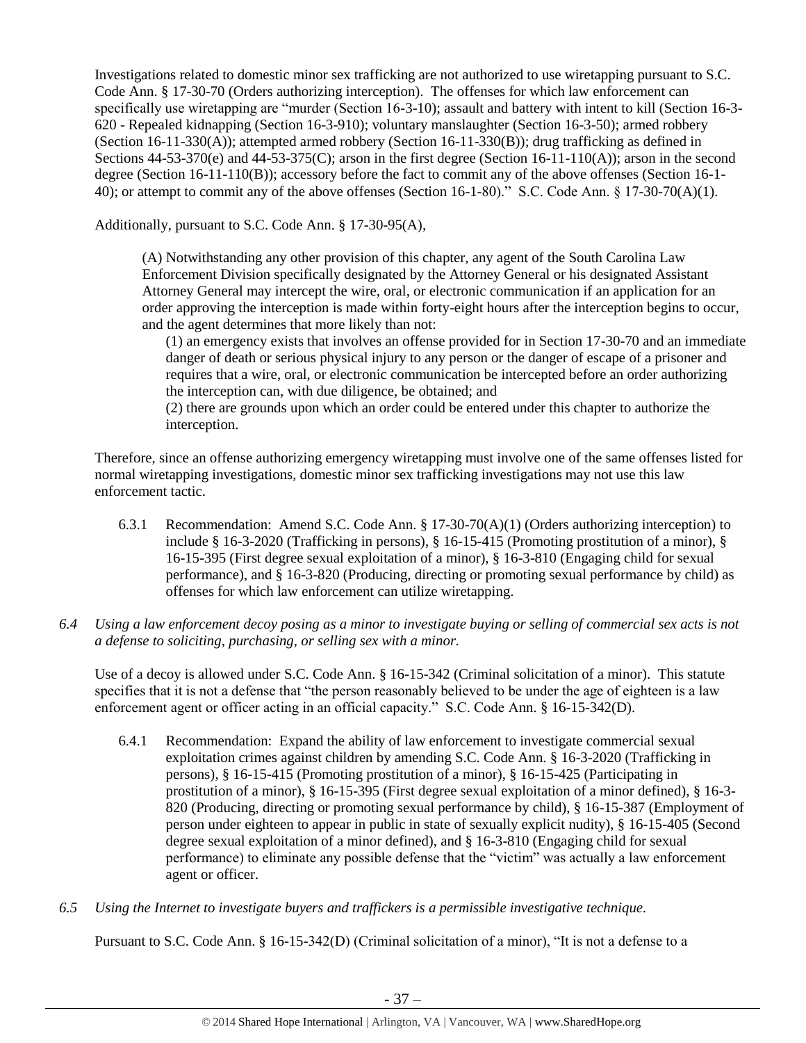Investigations related to domestic minor sex trafficking are not authorized to use wiretapping pursuant to S.C. Code Ann. § 17-30-70 (Orders authorizing interception). The offenses for which law enforcement can specifically use wiretapping are "murder (Section 16-3-10); assault and battery with intent to kill (Section 16-3-620 - Repealed kidnapping (Section 16-3-910); voluntary manslaughter (Section 16-3-50); armed robbery (Section 16-11-330(A)); attempted armed robbery (Section 16-11-330(B)); drug trafficking as defined in Sections 44-53-370(e) and 44-53-375(C); arson in the first degree (Section 16-11-110(A)); arson in the second degree (Section 16-11-110(B)); accessory before the fact to commit any of the above offenses (Section 16-1-40); or attempt to commit any of the above offenses (Section 16-1-80)." S.C. Code Ann. § 17-30-70(A)(1).

Additionally, pursuant to S.C. Code Ann. § 17-30-95(A),

> (A) Notwithstanding any other provision of this chapter, any agent of the South Carolina Law Enforcement Division specifically designated by the Attorney General or his designated Assistant Attorney General may intercept the wire, oral, or electronic communication if an application for an order approving the interception is made within forty-eight hours after the interception begins to occur, and the agent determines that more likely than not:
>
> (1) an emergency exists that involves an offense provided for in Section 17-30-70 and an immediate danger of death or serious physical injury to any person or the danger of escape of a prisoner and requires that a wire, oral, or electronic communication be intercepted before an order authorizing the interception can, with due diligence, be obtained; and
>
> (2) there are grounds upon which an order could be entered under this chapter to authorize the interception.

Therefore, since an offense authorizing emergency wiretapping must involve one of the same offenses listed for normal wiretapping investigations, domestic minor sex trafficking investigations may not use this law enforcement tactic.

6.3.1 Recommendation: Amend S.C. Code Ann. § 17-30-70(A)(1) (Orders authorizing interception) to include § 16-3-2020 (Trafficking in persons), § 16-15-415 (Promoting prostitution of a minor), § 16-15-395 (First degree sexual exploitation of a minor), § 16-3-810 (Engaging child for sexual performance), and § 16-3-820 (Producing, directing or promoting sexual performance by child) as offenses for which law enforcement can utilize wiretapping.

*6.4 Using a law enforcement decoy posing as a minor to investigate buying or selling of commercial sex acts is not a defense to soliciting, purchasing, or selling sex with a minor.*

Use of a decoy is allowed under S.C. Code Ann. § 16-15-342 (Criminal solicitation of a minor). This statute specifies that it is not a defense that "the person reasonably believed to be under the age of eighteen is a law enforcement agent or officer acting in an official capacity." S.C. Code Ann. § 16-15-342(D).

6.4.1 Recommendation: Expand the ability of law enforcement to investigate commercial sexual exploitation crimes against children by amending S.C. Code Ann. § 16-3-2020 (Trafficking in persons), § 16-15-415 (Promoting prostitution of a minor), § 16-15-425 (Participating in prostitution of a minor), § 16-15-395 (First degree sexual exploitation of a minor defined), § 16-3-820 (Producing, directing or promoting sexual performance by child), § 16-15-387 (Employment of person under eighteen to appear in public in state of sexually explicit nudity), § 16-15-405 (Second degree sexual exploitation of a minor defined), and § 16-3-810 (Engaging child for sexual performance) to eliminate any possible defense that the "victim" was actually a law enforcement agent or officer.

*6.5 Using the Internet to investigate buyers and traffickers is a permissible investigative technique.*

Pursuant to S.C. Code Ann. § 16-15-342(D) (Criminal solicitation of a minor), "It is not a defense to a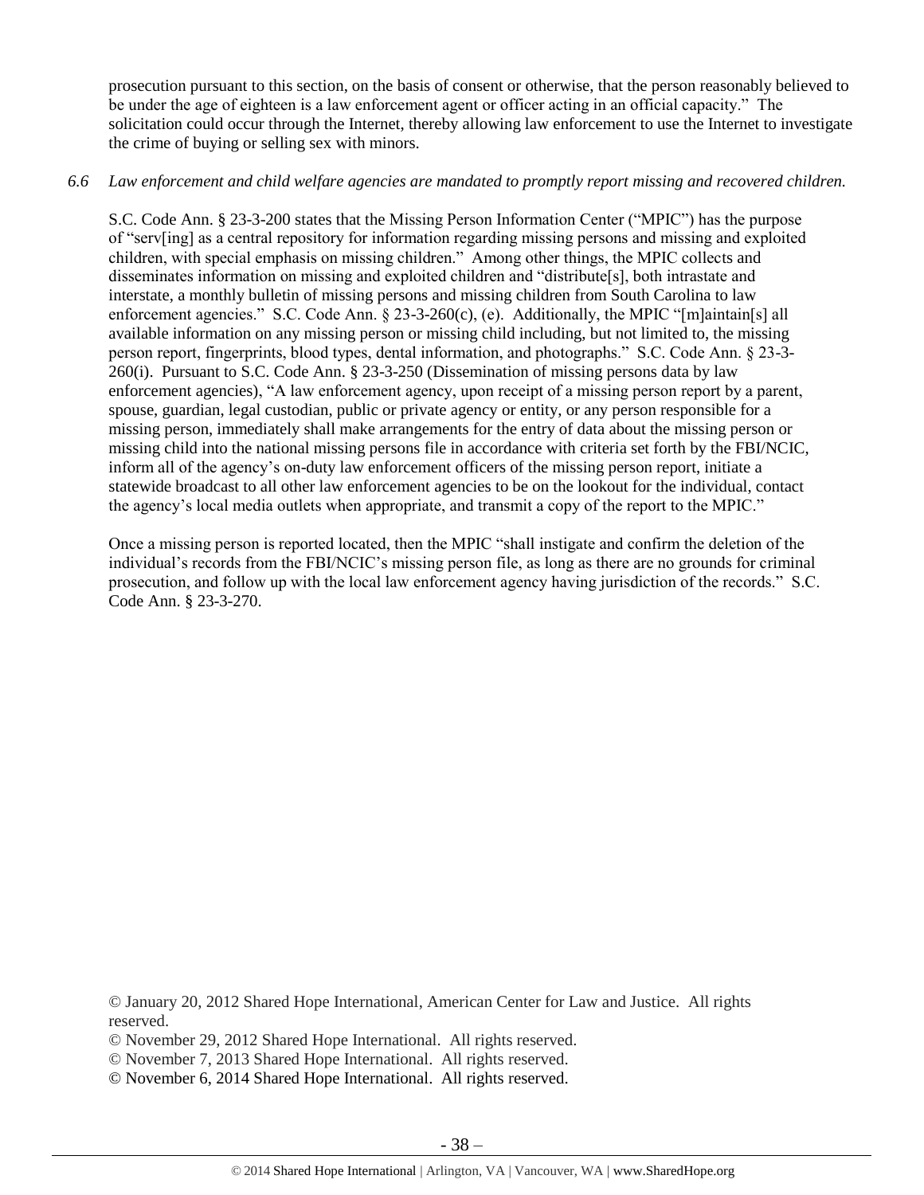prosecution pursuant to this section, on the basis of consent or otherwise, that the person reasonably believed to be under the age of eighteen is a law enforcement agent or officer acting in an official capacity." The solicitation could occur through the Internet, thereby allowing law enforcement to use the Internet to investigate the crime of buying or selling sex with minors.

*6.6 Law enforcement and child welfare agencies are mandated to promptly report missing and recovered children.*

S.C. Code Ann. § 23-3-200 states that the Missing Person Information Center ("MPIC") has the purpose of "serv[ing] as a central repository for information regarding missing persons and missing and exploited children, with special emphasis on missing children." Among other things, the MPIC collects and disseminates information on missing and exploited children and "distribute[s], both intrastate and interstate, a monthly bulletin of missing persons and missing children from South Carolina to law enforcement agencies." S.C. Code Ann. § 23-3-260(c), (e). Additionally, the MPIC "[m]aintain[s] all available information on any missing person or missing child including, but not limited to, the missing person report, fingerprints, blood types, dental information, and photographs." S.C. Code Ann. § 23-3-260(i). Pursuant to S.C. Code Ann. § 23-3-250 (Dissemination of missing persons data by law enforcement agencies), "A law enforcement agency, upon receipt of a missing person report by a parent, spouse, guardian, legal custodian, public or private agency or entity, or any person responsible for a missing person, immediately shall make arrangements for the entry of data about the missing person or missing child into the national missing persons file in accordance with criteria set forth by the FBI/NCIC, inform all of the agency's on-duty law enforcement officers of the missing person report, initiate a statewide broadcast to all other law enforcement agencies to be on the lookout for the individual, contact the agency's local media outlets when appropriate, and transmit a copy of the report to the MPIC."

Once a missing person is reported located, then the MPIC "shall instigate and confirm the deletion of the individual's records from the FBI/NCIC's missing person file, as long as there are no grounds for criminal prosecution, and follow up with the local law enforcement agency having jurisdiction of the records." S.C. Code Ann. § 23-3-270.

© January 20, 2012 Shared Hope International, American Center for Law and Justice. All rights reserved.
© November 29, 2012 Shared Hope International. All rights reserved.
© November 7, 2013 Shared Hope International. All rights reserved.
© November 6, 2014 Shared Hope International. All rights reserved.